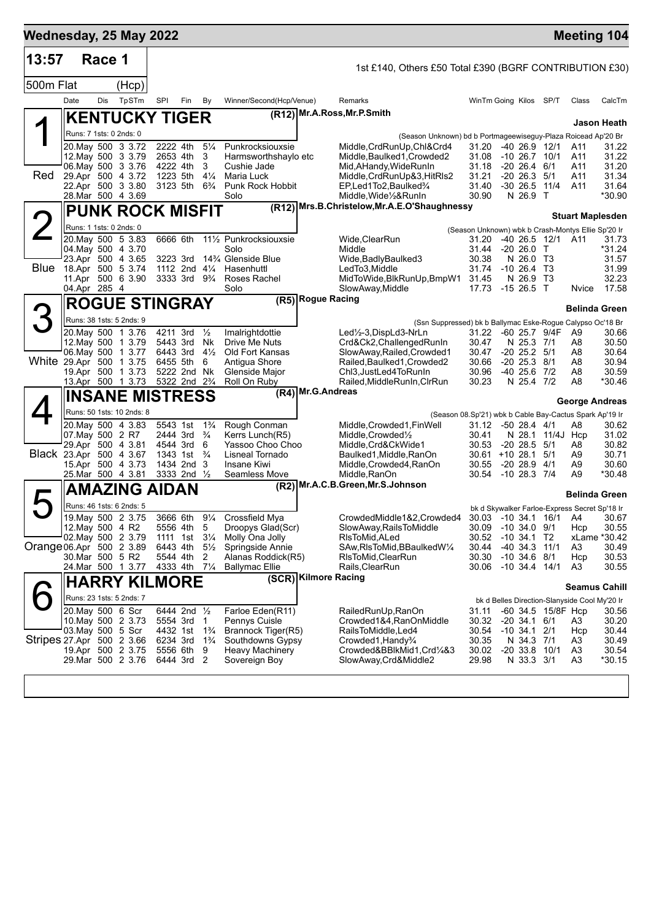# Wednesday, 25 May 2022 — Meeting 104

**13:57 Race 1** — 1st £140, Others £50 Total £390 (BGRF CONTRIBUTION £30)

500m Flat (Hcp)

| Date | Dis | TpSTm | SPI | Fin | By | Winner/Second(Hcp/Venue) | Remarks | WinTm | Going | Kilos | SP/T | Class | CalcTm |
|---|---|---|---|---|---|---|---|---|---|---|---|---|---|

## 1 KENTUCKY TIGER (R12) — Red

Mr.A.Ross,Mr.P.Smith — Trainer: Jason Heath

Runs: 7 1sts: 0 2nds: 0 — (Season Unknown) bd b Portmageewiseguy-Plaza Roicead Ap'20 Br

| Date | Dis | TpSTm | SPI | Fin | By | Winner/Second(Hcp/Venue) | Remarks | WinTm | Going | Kilos | SP/T | Class | CalcTm |
|---|---|---|---|---|---|---|---|---|---|---|---|---|---|
| 20.May | 500 | 3 3.72 | 2222 | 4th | 5¼ | Punkrocksiouxsie | Middle,CrdRunUp,Chl&Crd4 | 31.20 | -40 | 26.9 | 12/1 | A11 | 31.22 |
| 12.May | 500 | 3 3.79 | 2653 | 4th | 3 | Harmsworthshaylo etc | Middle,Baulked1,Crowded2 | 31.08 | -10 | 26.7 | 10/1 | A11 | 31.22 |
| 06.May | 500 | 3 3.76 | 4222 | 4th | 3 | Cushie Jade | Mid,AHandy,WideRunIn | 31.18 | -20 | 26.4 | 6/1 | A11 | 31.20 |
| 29.Apr | 500 | 4 3.72 | 1223 | 5th | 4¼ | Maria Luck | Middle,CrdRunUp&3,HitRls2 | 31.21 | -20 | 26.3 | 5/1 | A11 | 31.34 |
| 22.Apr | 500 | 3 3.80 | 3123 | 5th | 6¾ | Punk Rock Hobbit | EP,Led1To2,Baulked¾ | 31.40 | -30 | 26.5 | 11/4 | A11 | 31.64 |
| 28.Mar | 500 | 4 3.69 | | | | Solo | Middle,Wide½&RunIn | 30.90 | N | 26.9 | T | | *30.90 |

## 2 PUNK ROCK MISFIT (R12) — Blue

Mrs.B.Christelow,Mr.A.E.O'Shaughnessy — Trainer: Stuart Maplesden

Runs: 1 1sts: 0 2nds: 0 — (Season Unknown) wbk b Crash-Montys Ellie Sp'20 Ir

| Date | Dis | TpSTm | SPI | Fin | By | Winner/Second(Hcp/Venue) | Remarks | WinTm | Going | Kilos | SP/T | Class | CalcTm |
|---|---|---|---|---|---|---|---|---|---|---|---|---|---|
| 20.May | 500 | 5 3.83 | 6666 | 6th | 11½ | Punkrocksiouxsie | Wide,ClearRun | 31.20 | -40 | 26.5 | 12/1 | A11 | 31.73 |
| 04.May | 500 | 4 3.70 | | | | Solo | Middle | 31.44 | -20 | 26.0 | T | | *31.24 |
| 23.Apr | 500 | 4 3.65 | 3223 | 3rd | 14¾ | Glenside Blue | Wide,BadlyBaulked3 | 30.38 | N | 26.0 | T3 | | 31.57 |
| 18.Apr | 500 | 5 3.74 | 1112 | 2nd | 4¼ | Hasenhuttl | LedTo3,Middle | 31.74 | -10 | 26.4 | T3 | | 31.99 |
| 11.Apr | 500 | 6 3.90 | 3333 | 3rd | 9¾ | Roses Rachel | MidToWide,BlkRunUp,BmpW1 | 31.45 | N | 26.9 | T3 | | 32.23 |
| 04.Apr | 285 | 4 | | | | Solo | SlowAway,Middle | 17.73 | -15 | 26.5 | T | Nvice | 17.58 |

## 3 ROGUE STINGRAY (R5) — White

Rogue Racing — Trainer: Belinda Green

Runs: 38 1sts: 5 2nds: 9 — (Ssn Suppressed) bk b Ballymac Eske-Rogue Calypso Oc'18 Br

| Date | Dis | TpSTm | SPI | Fin | By | Winner/Second(Hcp/Venue) | Remarks | WinTm | Going | Kilos | SP/T | Class | CalcTm |
|---|---|---|---|---|---|---|---|---|---|---|---|---|---|
| 20.May | 500 | 1 3.76 | 4211 | 3rd | ½ | Imalrightdottie | Led½-3,DispLd3-NrLn | 31.22 | -60 | 25.7 | 9/4F | A9 | 30.66 |
| 12.May | 500 | 1 3.79 | 5443 | 3rd | Nk | Drive Me Nuts | Crd&Ck2,ChallengedRunIn | 30.47 | N | 25.3 | 7/1 | A8 | 30.50 |
| 06.May | 500 | 1 3.77 | 6443 | 3rd | 4½ | Old Fort Kansas | SlowAway,Railed,Crowded1 | 30.47 | -20 | 25.2 | 5/1 | A8 | 30.64 |
| 29.Apr | 500 | 1 3.75 | 6455 | 5th | 6 | Antigua Shore | Railed,Baulked1,Crowded2 | 30.66 | -20 | 25.3 | 8/1 | A8 | 30.94 |
| 19.Apr | 500 | 1 3.73 | 5222 | 2nd | Nk | Glenside Major | Chl3,JustLed4ToRunIn | 30.96 | -40 | 25.6 | 7/2 | A8 | 30.59 |
| 13.Apr | 500 | 1 3.73 | 5322 | 2nd | 2¾ | Roll On Ruby | Railed,MiddleRunIn,ClrRun | 30.23 | N | 25.4 | 7/2 | A8 | *30.46 |

## 4 INSANE MISTRESS (R4) — Black

Mr.G.Andreas — Trainer: George Andreas

Runs: 50 1sts: 10 2nds: 8 — (Season 08.Sp'21) wbk b Cable Bay-Cactus Spark Ap'19 Ir

| Date | Dis | TpSTm | SPI | Fin | By | Winner/Second(Hcp/Venue) | Remarks | WinTm | Going | Kilos | SP/T | Class | CalcTm |
|---|---|---|---|---|---|---|---|---|---|---|---|---|---|
| 20.May | 500 | 4 3.83 | 5543 | 1st | 1¾ | Rough Conman | Middle,Crowded1,FinWell | 31.12 | -50 | 28.4 | 4/1 | A8 | 30.62 |
| 07.May | 500 | 2 R7 | 2444 | 3rd | ¾ | Kerrs Lunch(R5) | Middle,Crowded½ | 30.41 | N | 28.1 | 11/4J | Hcp | 31.02 |
| 29.Apr | 500 | 4 3.81 | 4544 | 3rd | 6 | Yassoo Choo Choo | Middle,Crd&CkWide1 | 30.53 | -20 | 28.5 | 5/1 | A8 | 30.82 |
| 23.Apr | 500 | 4 3.67 | 1343 | 1st | ¾ | Lisneal Tornado | Baulked1,Middle,RanOn | 30.61 | +10 | 28.1 | 5/1 | A9 | 30.71 |
| 15.Apr | 500 | 4 3.73 | 1434 | 2nd | 3 | Insane Kiwi | Middle,Crowded4,RanOn | 30.55 | -20 | 28.9 | 4/1 | A9 | 30.60 |
| 25.Mar | 500 | 4 3.81 | 3333 | 2nd | ½ | Seamless Move | Middle,RanOn | 30.54 | -10 | 28.3 | 7/4 | A9 | *30.48 |

## 5 AMAZING AIDAN (R2) — Orange

Mr.A.C.B.Green,Mr.S.Johnson — Trainer: Belinda Green

Runs: 46 1sts: 6 2nds: 5 — bk d Skywalker Farloe-Express Secret Sp'18 Ir

| Date | Dis | TpSTm | SPI | Fin | By | Winner/Second(Hcp/Venue) | Remarks | WinTm | Going | Kilos | SP/T | Class | CalcTm |
|---|---|---|---|---|---|---|---|---|---|---|---|---|---|
| 19.May | 500 | 2 3.75 | 3666 | 6th | 9¼ | Crossfield Mya | CrowdedMiddle1&2,Crowded4 | 30.03 | -10 | 34.1 | 16/1 | A4 | 30.67 |
| 12.May | 500 | 4 R2 | 5556 | 4th | 5 | Droopys Glad(Scr) | SlowAway,RailsToMiddle | 30.09 | -10 | 34.0 | 9/1 | Hcp | 30.55 |
| 02.May | 500 | 2 3.79 | 1111 | 1st | 3¼ | Molly Ona Jolly | RlsToMid,ALed | 30.52 | -10 | 34.1 | T2 | xLame | *30.42 |
| 06.Apr | 500 | 2 3.89 | 6443 | 4th | 5½ | Springside Annie | SAw,RlsToMid,BBaulkedW¼ | 30.44 | -40 | 34.3 | 11/1 | A3 | 30.49 |
| 30.Mar | 500 | 5 R2 | 5544 | 4th | 2 | Alanas Roddick(R5) | RlsToMid,ClearRun | 30.30 | -10 | 34.6 | 8/1 | Hcp | 30.53 |
| 24.Mar | 500 | 1 3.77 | 4333 | 4th | 7¼ | Ballymac Ellie | Rails,ClearRun | 30.06 | -10 | 34.4 | 14/1 | A3 | 30.55 |

## 6 HARRY KILMORE (SCR) — Stripes

Kilmore Racing — Trainer: Seamus Cahill

Runs: 23 1sts: 5 2nds: 7 — bk d Belles Direction-Slanyside Cool My'20 Ir

| Date | Dis | TpSTm | SPI | Fin | By | Winner/Second(Hcp/Venue) | Remarks | WinTm | Going | Kilos | SP/T | Class | CalcTm |
|---|---|---|---|---|---|---|---|---|---|---|---|---|---|
| 20.May | 500 | 6 Scr | 6444 | 2nd | ½ | Farloe Eden(R11) | RailedRunUp,RanOn | 31.11 | -60 | 34.5 | 15/8F | Hcp | 30.56 |
| 10.May | 500 | 2 3.73 | 5554 | 3rd | 1 | Pennys Cuisle | Crowded1&4,RanOnMiddle | 30.32 | -20 | 34.1 | 6/1 | A3 | 30.20 |
| 03.May | 500 | 5 Scr | 4432 | 1st | 1¾ | Brannock Tiger(R5) | RailsToMiddle,Led4 | 30.54 | -10 | 34.1 | 2/1 | Hcp | 30.44 |
| 27.Apr | 500 | 2 3.66 | 6234 | 3rd | 1¾ | Southdowns Gypsy | Crowded1,Handy¾ | 30.35 | N | 34.3 | 7/1 | A3 | 30.49 |
| 19.Apr | 500 | 2 3.75 | 5556 | 6th | 9 | Heavy Machinery | Crowded&BBlkMid1,Crd¼&3 | 30.02 | -20 | 33.8 | 10/1 | A3 | 30.54 |
| 29.Mar | 500 | 2 3.76 | 6444 | 3rd | 2 | Sovereign Boy | SlowAway,Crd&Middle2 | 29.98 | N | 33.3 | 3/1 | A3 | *30.15 |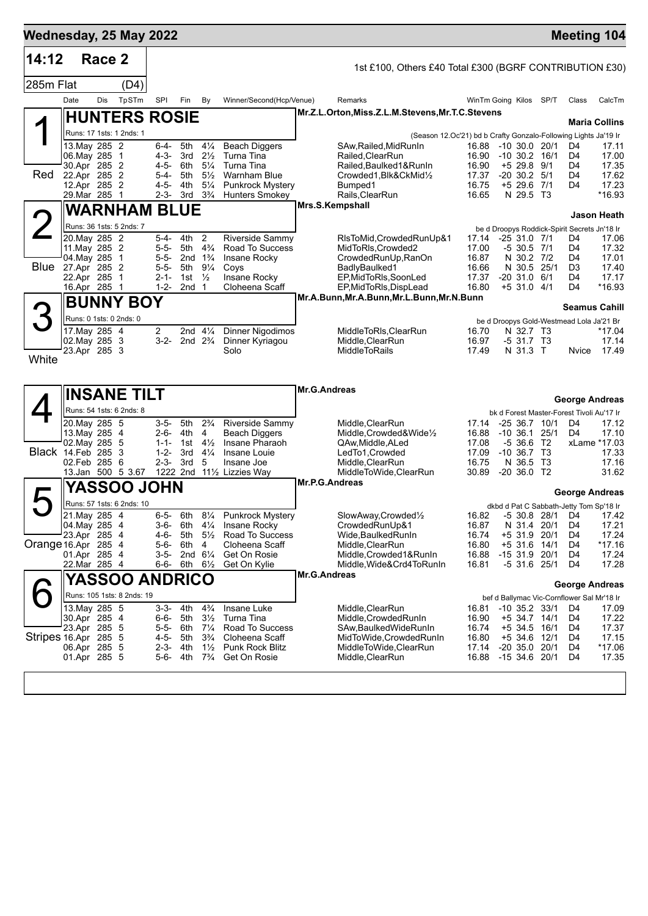## Wednesday, 25 May 2022 — Meeting 104

**14:12 Race 2** — 1st £100, Others £40 Total £300 (BGRF CONTRIBUTION £30)

285m Flat (D4)

### 1 — HUNTERS ROSIE (Red)

Mr.Z.L.Orton,Miss.Z.L.M.Stevens,Mr.T.C.Stevens — **Maria Collins**

Runs: 17 1sts: 1 2nds: 1 — (Season 12.Oc'21) bd b Crafty Gonzalo-Following Lights Ja'19 Ir

| Date | Dis | TpSTm | SPl | Fin | By | Winner/Second(Hcp/Venue) | Remarks | WinTm | Going | Kilos | SP/T | Class | CalcTm |
|---|---|---|---|---|---|---|---|---|---|---|---|---|---|
| 13.May | 285 | 2 | 6-4- | 5th | 4¼ | Beach Diggers | SAw,Railed,MidRunIn | 16.88 | -10 | 30.0 | 20/1 | D4 | 17.11 |
| 06.May | 285 | 1 | 4-3- | 3rd | 2½ | Turna Tina | Railed,ClearRun | 16.90 | -10 | 30.2 | 16/1 | D4 | 17.00 |
| 30.Apr | 285 | 2 | 4-5- | 6th | 5¼ | Turna Tina | Railed,Baulked1&RunIn | 16.90 | +5 | 29.8 | 9/1 | D4 | 17.35 |
| 22.Apr | 285 | 2 | 5-4- | 5th | 5½ | Warnham Blue | Crowded1,Blk&CkMid½ | 17.37 | -20 | 30.2 | 5/1 | D4 | 17.62 |
| 12.Apr | 285 | 2 | 4-5- | 4th | 5¼ | Punkrock Mystery | Bumped1 | 16.75 | +5 | 29.6 | 7/1 | D4 | 17.23 |
| 29.Mar | 285 | 1 | 2-3- | 3rd | 3¾ | Hunters Smokey | Rails,ClearRun | 16.65 | N | 29.5 | T3 | | *16.93 |

### 2 — WARNHAM BLUE (Blue)

Mrs.S.Kempshall — **Jason Heath**

Runs: 36 1sts: 5 2nds: 7 — be d Droopys Roddick-Spirit Secrets Jn'18 Ir

| Date | Dis | TpSTm | SPl | Fin | By | Winner/Second(Hcp/Venue) | Remarks | WinTm | Going | Kilos | SP/T | Class | CalcTm |
|---|---|---|---|---|---|---|---|---|---|---|---|---|---|
| 20.May | 285 | 2 | 5-4- | 4th | 2 | Riverside Sammy | RlsToMid,CrowdedRunUp&1 | 17.14 | -25 | 31.0 | 7/1 | D4 | 17.06 |
| 11.May | 285 | 2 | 5-5- | 5th | 4¾ | Road To Success | MidToRls,Crowded2 | 17.00 | -5 | 30.5 | 7/1 | D4 | 17.32 |
| 04.May | 285 | 1 | 5-5- | 2nd | 1¾ | Insane Rocky | CrowdedRunUp,RanOn | 16.87 | N | 30.2 | 7/2 | D4 | 17.01 |
| 27.Apr | 285 | 2 | 5-5- | 5th | 9¼ | Coys | BadlyBaulked1 | 16.66 | N | 30.5 | 25/1 | D3 | 17.40 |
| 22.Apr | 285 | 1 | 2-1- | 1st | ½ | Insane Rocky | EP,MidToRls,SoonLed | 17.37 | -20 | 31.0 | 6/1 | D4 | 17.17 |
| 16.Apr | 285 | 1 | 1-2- | 2nd | 1 | Cloheena Scaff | EP,MidToRls,DispLead | 16.80 | +5 | 31.0 | 4/1 | D4 | *16.93 |

### 3 — BUNNY BOY (White)

Mr.A.Bunn,Mr.A.Bunn,Mr.L.Bunn,Mr.N.Bunn — **Seamus Cahill**

Runs: 0 1sts: 0 2nds: 0 — be d Droopys Gold-Westmead Lola Ja'21 Br

| Date | Dis | TpSTm | SPl | Fin | By | Winner/Second(Hcp/Venue) | Remarks | WinTm | Going | Kilos | SP/T | Class | CalcTm |
|---|---|---|---|---|---|---|---|---|---|---|---|---|---|
| 17.May | 285 | 4 | 2 | 2nd | 4¼ | Dinner Nigodimos | MiddleToRls,ClearRun | 16.70 | N | 32.7 | T3 | | *17.04 |
| 02.May | 285 | 3 | 3-2- | 2nd | 2¾ | Dinner Kyriagou | Middle,ClearRun | 16.97 | -5 | 31.7 | T3 | | 17.14 |
| 23.Apr | 285 | 3 | | | | Solo | MiddleToRails | 17.49 | N | 31.3 | T | Nvice | 17.49 |

### 4 — INSANE TILT (Black)

Mr.G.Andreas — **George Andreas**

Runs: 54 1sts: 6 2nds: 8 — bk d Forest Master-Forest Tivoli Au'17 Ir

| Date | Dis | TpSTm | SPl | Fin | By | Winner/Second(Hcp/Venue) | Remarks | WinTm | Going | Kilos | SP/T | Class | CalcTm |
|---|---|---|---|---|---|---|---|---|---|---|---|---|---|
| 20.May | 285 | 5 | 3-5- | 5th | 2¾ | Riverside Sammy | Middle,ClearRun | 17.14 | -25 | 36.7 | 10/1 | D4 | 17.12 |
| 13.May | 285 | 4 | 2-6- | 4th | 4 | Beach Diggers | Middle,Crowded&Wide½ | 16.88 | -10 | 36.1 | 25/1 | D4 | 17.10 |
| 02.May | 285 | 5 | 1-1- | 1st | 4½ | Insane Pharaoh | QAw,Middle,ALed | 17.08 | -5 | 36.6 | T2 | xLame | *17.03 |
| 14.Feb | 285 | 3 | 1-2- | 3rd | 4¼ | Insane Louie | LedTo1,Crowded | 17.09 | -10 | 36.7 | T3 | | 17.33 |
| 02.Feb | 285 | 6 | 2-3- | 3rd | 5 | Insane Joe | Middle,ClearRun | 16.75 | N | 36.5 | T3 | | 17.16 |
| 13.Jan | 500 | 5 3.67 | 1222 | 2nd | 11½ | Lizzies Way | MiddleToWide,ClearRun | 30.89 | -20 | 36.0 | T2 | | 31.62 |

### 5 — YASSOO JOHN (Orange)

Mr.P.G.Andreas — **George Andreas**

Runs: 57 1sts: 6 2nds: 10 — dkbd d Pat C Sabbath-Jetty Tom Sp'18 Ir

| Date | Dis | TpSTm | SPl | Fin | By | Winner/Second(Hcp/Venue) | Remarks | WinTm | Going | Kilos | SP/T | Class | CalcTm |
|---|---|---|---|---|---|---|---|---|---|---|---|---|---|
| 21.May | 285 | 4 | 6-5- | 6th | 8¼ | Punkrock Mystery | SlowAway,Crowded½ | 16.82 | -5 | 30.8 | 28/1 | D4 | 17.42 |
| 04.May | 285 | 4 | 3-6- | 6th | 4¼ | Insane Rocky | CrowdedRunUp&1 | 16.87 | N | 31.4 | 20/1 | D4 | 17.21 |
| 23.Apr | 285 | 4 | 4-6- | 5th | 5½ | Road To Success | Wide,BaulkedRunIn | 16.74 | +5 | 31.9 | 20/1 | D4 | 17.24 |
| 16.Apr | 285 | 4 | 5-6- | 6th | 4 | Cloheena Scaff | Middle,ClearRun | 16.80 | +5 | 31.6 | 14/1 | D4 | *17.16 |
| 01.Apr | 285 | 4 | 3-5- | 2nd | 6¼ | Get On Rosie | Middle,Crowded1&RunIn | 16.88 | -15 | 31.9 | 20/1 | D4 | 17.24 |
| 22.Mar | 285 | 4 | 6-6- | 6th | 6½ | Get On Kylie | Middle,Wide&Crd4ToRunIn | 16.81 | -5 | 31.6 | 25/1 | D4 | 17.28 |

### 6 — YASSOO ANDRICO (Stripes)

Mr.G.Andreas — **George Andreas**

Runs: 105 1sts: 8 2nds: 19 — bef d Ballymac Vic-Cornflower Sal Mr'18 Ir

| Date | Dis | TpSTm | SPl | Fin | By | Winner/Second(Hcp/Venue) | Remarks | WinTm | Going | Kilos | SP/T | Class | CalcTm |
|---|---|---|---|---|---|---|---|---|---|---|---|---|---|
| 13.May | 285 | 5 | 3-3- | 4th | 4¾ | Insane Luke | Middle,ClearRun | 16.81 | -10 | 35.2 | 33/1 | D4 | 17.09 |
| 30.Apr | 285 | 4 | 6-6- | 5th | 3½ | Turna Tina | Middle,CrowdedRunIn | 16.90 | +5 | 34.7 | 14/1 | D4 | 17.22 |
| 23.Apr | 285 | 5 | 5-5- | 6th | 7¼ | Road To Success | SAw,BaulkedWideRunIn | 16.74 | +5 | 34.5 | 16/1 | D4 | 17.37 |
| 16.Apr | 285 | 5 | 4-5- | 5th | 3¾ | Cloheena Scaff | MidToWide,CrowdedRunIn | 16.80 | +5 | 34.6 | 12/1 | D4 | 17.15 |
| 06.Apr | 285 | 5 | 2-3- | 4th | 1½ | Punk Rock Blitz | MiddleToWide,ClearRun | 17.14 | -20 | 35.0 | 20/1 | D4 | *17.06 |
| 01.Apr | 285 | 5 | 5-6- | 4th | 7¾ | Get On Rosie | Middle,ClearRun | 16.88 | -15 | 34.6 | 20/1 | D4 | 17.35 |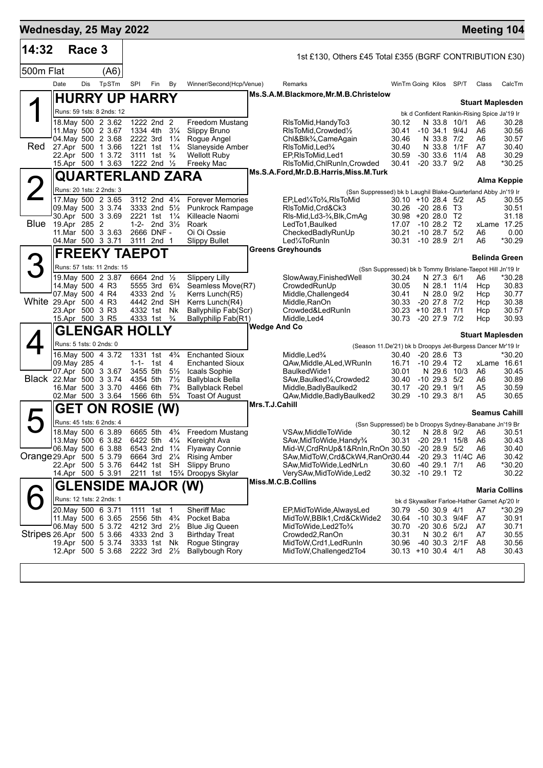## Wednesday, 25 May 2022 — Meeting 104

**14:32 Race 3** — 1st £130, Others £45 Total £355 (BGRF CONTRIBUTION £30)

**500m Flat (A6)**

| Date | Dis | TpSTm | SPI | Fin | By | Winner/Second(Hcp/Venue) | Remarks | WinTm | Going | Kilos | SP/T | Class | CalcTm |
|---|---|---|---|---|---|---|---|---|---|---|---|---|---|

### 1 Red — HURRY UP HARRY
Ms.S.A.M.Blackmore,Mr.M.B.Christelow — Stuart Maplesden
Runs: 59 1sts: 8 2nds: 12 — bk d Confident Rankin-Rising Spice Ja'19 Ir

| Date | Dis | TpSTm | SPI | Fin | By | Winner/Second(Hcp/Venue) | Remarks | WinTm | Going | Kilos | SP/T | Class | CalcTm |
|---|---|---|---|---|---|---|---|---|---|---|---|---|---|
| 18.May | 500 | 2 3.62 | 1222 | 2nd | 2 | Freedom Mustang | RlsToMid,HandyTo3 | 30.12 | N | 33.8 | 10/1 | A6 | 30.28 |
| 11.May | 500 | 2 3.67 | 1334 | 4th | 3¼ | Slippy Bruno | RlsToMid,Crowded½ | 30.41 | -10 | 34.1 | 9/4J | A6 | 30.56 |
| 04.May | 500 | 2 3.68 | 2222 | 3rd | 1¼ | Rogue Angel | Chl&Blk¾,CameAgain | 30.46 | N | 33.8 | 7/2 | A6 | 30.57 |
| 27.Apr | 500 | 1 3.66 | 1221 | 1st | 1¼ | Slaneyside Amber | RlsToMid,Led¾ | 30.40 | N | 33.8 | 1/1F | A7 | 30.40 |
| 22.Apr | 500 | 1 3.72 | 3111 | 1st | ¾ | Wellott Ruby | EP,RlsToMid,Led1 | 30.59 | -30 | 33.6 | 11/4 | A8 | 30.29 |
| 15.Apr | 500 | 1 3.63 | 1222 | 2nd | ½ | Freeky Mac | RlsToMid,ChlRunIn,Crowded | 30.41 | -20 | 33.7 | 9/2 | A8 | *30.25 |

### 2 Blue — QUARTERLAND ZARA
Ms.S.A.Ford,Mr.D.B.Harris,Miss.M.Turk — Alma Keppie
Runs: 20 1sts: 2 2nds: 3 — (Ssn Suppressed) bk b Laughil Blake-Quarterland Abby Jn'19 Ir

| Date | Dis | TpSTm | SPI | Fin | By | Winner/Second(Hcp/Venue) | Remarks | WinTm | Going | Kilos | SP/T | Class | CalcTm |
|---|---|---|---|---|---|---|---|---|---|---|---|---|---|
| 17.May | 500 | 2 3.65 | 3112 | 2nd | 4¼ | Forever Memories | EP,Led¼To¾,RlsToMid | 30.10 | +10 | 28.4 | 5/2 | A5 | 30.55 |
| 09.May | 500 | 3 3.74 | 3333 | 2nd | 5½ | Punkrock Rampage | RlsToMid,Crd&Ck3 | 30.26 | -20 | 28.6 | T3 | | 30.51 |
| 30.Apr | 500 | 3 3.69 | 2221 | 1st | 1¼ | Killeacle Naomi | Rls-Mid,Ld3-¾,Blk,CmAg | 30.98 | +20 | 28.0 | T2 | | 31.18 |
| 19.Apr | 285 | 2 | 1-2- | 2nd | 3½ | Roark | LedTo1,Baulked | 17.07 | -10 | 28.2 | T2 | xLame | 17.25 |
| 11.Mar | 500 | 3 3.63 | 2666 | DNF | - | Oi Oi Ossie | CheckedBadlyRunUp | 30.21 | -10 | 28.7 | 5/2 | A6 | 0.00 |
| 04.Mar | 500 | 3 3.71 | 3111 | 2nd | 1 | Slippy Bullet | Led¼ToRunIn | 30.31 | -10 | 28.9 | 2/1 | A6 | *30.29 |

### 3 White — FREEKY TAEPOT
Greens Greyhounds — Belinda Green
Runs: 57 1sts: 11 2nds: 15 — (Ssn Suppressed) bk b Tommy Brislane-Taepot Hill Jn'19 Ir

| Date | Dis | TpSTm | SPI | Fin | By | Winner/Second(Hcp/Venue) | Remarks | WinTm | Going | Kilos | SP/T | Class | CalcTm |
|---|---|---|---|---|---|---|---|---|---|---|---|---|---|
| 19.May | 500 | 2 3.87 | 6664 | 2nd | ½ | Slippery Lilly | SlowAway,FinishedWell | 30.24 | N | 27.3 | 6/1 | A6 | *30.28 |
| 14.May | 500 | 4 R3 | 5555 | 3rd | 6¾ | Seamless Move(R7) | CrowdedRunUp | 30.05 | N | 28.1 | 11/4 | Hcp | 30.83 |
| 07.May | 500 | 4 R4 | 4333 | 2nd | ½ | Kerrs Lunch(R5) | Middle,Challenged4 | 30.41 | N | 28.0 | 9/2 | Hcp | 30.77 |
| 29.Apr | 500 | 4 R3 | 4442 | 2nd | SH | Kerrs Lunch(R4) | Middle,RanOn | 30.33 | -20 | 27.8 | 7/2 | Hcp | 30.38 |
| 23.Apr | 500 | 3 R3 | 4332 | 1st | Nk | Ballyphilip Fab(Scr) | Crowded&LedRunIn | 30.23 | +10 | 28.1 | 7/1 | Hcp | 30.57 |
| 15.Apr | 500 | 3 R5 | 4333 | 1st | ¾ | Ballyphilip Fab(R1) | Middle,Led4 | 30.73 | -20 | 27.9 | 7/2 | Hcp | 30.93 |

### 4 Black — GLENGAR HOLLY
Wedge And Co — Stuart Maplesden
Runs: 5 1sts: 0 2nds: 0 — (Season 11.De'21) bk b Droopys Jet-Burgess Dancer Mr'19 Ir

| Date | Dis | TpSTm | SPI | Fin | By | Winner/Second(Hcp/Venue) | Remarks | WinTm | Going | Kilos | SP/T | Class | CalcTm |
|---|---|---|---|---|---|---|---|---|---|---|---|---|---|
| 16.May | 500 | 4 3.72 | 1331 | 1st | 4¾ | Enchanted Sioux | Middle,Led¾ | 30.40 | -20 | 28.6 | T3 | | *30.20 |
| 09.May | 285 | 4 | 1-1- | 1st | 4 | Enchanted Sioux | QAw,Middle,ALed,WRunIn | 16.71 | -10 | 29.4 | T2 | xLame | 16.61 |
| 07.Apr | 500 | 3 3.67 | 3455 | 5th | 5½ | Icaals Sophie | BaulkedWide1 | 30.01 | N | 29.6 | 10/3 | A6 | 30.45 |
| 22.Mar | 500 | 3 3.74 | 4354 | 5th | 7½ | Ballyblack Bella | SAw,Baulked¼,Crowded2 | 30.40 | -10 | 29.3 | 5/2 | A6 | 30.89 |
| 16.Mar | 500 | 3 3.70 | 4466 | 6th | 7¾ | Ballyblack Rebel | Middle,BadlyBaulked2 | 30.17 | -20 | 29.1 | 9/1 | A5 | 30.59 |
| 02.Mar | 500 | 3 3.64 | 1566 | 6th | 5¾ | Toast Of August | QAw,Middle,BadlyBaulked2 | 30.29 | -10 | 29.3 | 8/1 | A5 | 30.65 |

### 5 Orange — GET ON ROSIE (W)
Mrs.T.J.Cahill — Seamus Cahill
Runs: 45 1sts: 6 2nds: 4 — (Ssn Suppressed) be b Droopys Sydney-Banabane Jn'19 Br

| Date | Dis | TpSTm | SPI | Fin | By | Winner/Second(Hcp/Venue) | Remarks | WinTm | Going | Kilos | SP/T | Class | CalcTm |
|---|---|---|---|---|---|---|---|---|---|---|---|---|---|
| 18.May | 500 | 6 3.89 | 6665 | 5th | 4¾ | Freedom Mustang | VSAw,MiddleToWide | 30.12 | N | 28.8 | 9/2 | A6 | 30.51 |
| 13.May | 500 | 6 3.82 | 6422 | 5th | 4¼ | Kereight Ava | SAw,MidToWide,Handy¾ | 30.31 | -20 | 29.1 | 15/8 | A6 | 30.43 |
| 06.May | 500 | 6 3.88 | 6543 | 2nd | 1¼ | Flyaway Connie | Mid-W,CrdRnUp&1&RnIn,RnOn | 30.50 | -20 | 28.9 | 5/2 | A6 | 30.40 |
| 29.Apr | 500 | 5 3.79 | 6664 | 3rd | 2¼ | Rising Amber | SAw,MidToW,Crd&CkW4,RanOn | 30.44 | -20 | 29.3 | 11/4C | A6 | 30.42 |
| 22.Apr | 500 | 5 3.76 | 6442 | 1st | SH | Slippy Bruno | SAw,MidToWide,LedNrLn | 30.60 | -40 | 29.1 | 7/1 | A6 | *30.20 |
| 14.Apr | 500 | 5 3.91 | 2211 | 1st | 15¾ | Droopys Skylar | VerySAw,MidToWide,Led2 | 30.32 | -10 | 29.1 | T2 | | 30.22 |

### 6 Stripes — GLENSIDE MAJOR (W)
Miss.M.C.B.Collins — Maria Collins
Runs: 12 1sts: 2 2nds: 1 — bk d Skywalker Farloe-Hather Garnet Ap'20 Ir

| Date | Dis | TpSTm | SPI | Fin | By | Winner/Second(Hcp/Venue) | Remarks | WinTm | Going | Kilos | SP/T | Class | CalcTm |
|---|---|---|---|---|---|---|---|---|---|---|---|---|---|
| 20.May | 500 | 6 3.71 | 1111 | 1st | 1 | Sheriff Mac | EP,MidToWide,AlwaysLed | 30.79 | -50 | 30.9 | 4/1 | A7 | *30.29 |
| 11.May | 500 | 6 3.65 | 2556 | 5th | 4¾ | Pocket Baba | MidToW,BBlk1,Crd&CkWide2 | 30.64 | -10 | 30.3 | 9/4F | A7 | 30.91 |
| 06.May | 500 | 5 3.72 | 4212 | 3rd | 2½ | Blue Jig Queen | MidToWide,Led2To¾ | 30.70 | -20 | 30.6 | 5/2J | A7 | 30.71 |
| 26.Apr | 500 | 5 3.66 | 4333 | 2nd | 3 | Birthday Treat | Crowded2,RanOn | 30.31 | N | 30.2 | 6/1 | A7 | 30.55 |
| 19.Apr | 500 | 5 3.74 | 3333 | 1st | Nk | Rogue Stingray | MidToW,Crd1,LedRunIn | 30.96 | -40 | 30.3 | 2/1F | A8 | 30.56 |
| 12.Apr | 500 | 5 3.68 | 2222 | 3rd | 2½ | Ballybough Rory | MidToW,Challenged2To4 | 30.13 | +10 | 30.4 | 4/1 | A8 | 30.43 |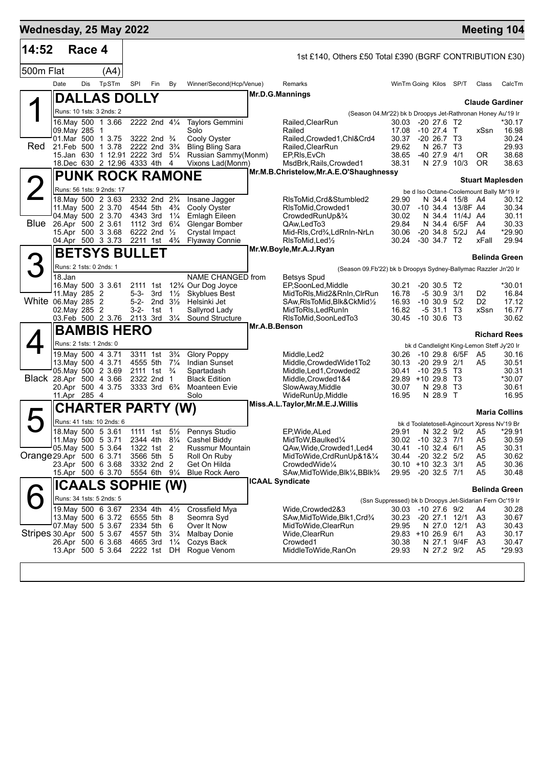## Wednesday, 25 May 2022 — Meeting 104

**14:52 Race 4** — 1st £140, Others £50 Total £390 (BGRF CONTRIBUTION £30)

**500m Flat (A4)**

| Date | Dis | TpSTm | SPI | Fin | By | Winner/Second(Hcp/Venue) | Remarks | WinTm | Going | Kilos | SP/T | Class | CalcTm |
|---|---|---|---|---|---|---|---|---|---|---|---|---|---|

### 1 (Red) DALLAS DOLLY — Mr.D.G.Mannings — Claude Gardiner

Runs: 10 1sts: 3 2nds: 2 — (Season 04.Mr'22) bk b Droopys Jet-Rathronan Honey Au'19 Ir

| Date | Dis | TpSTm | SPI | Fin | By | Winner/Second(Hcp/Venue) | Remarks | WinTm | Going | Kilos | SP/T | Class | CalcTm |
|---|---|---|---|---|---|---|---|---|---|---|---|---|---|
| 16.May | 500 | 1 3.66 | 2222 | 2nd | 4¼ | Taylors Gemmini | Railed,ClearRun | 30.03 | -20 | 27.6 | T2 | | *30.17 |
| 09.May | 285 | 1 | | | | Solo | Railed | 17.08 | -10 | 27.4 | T | xSsn | 16.98 |
| 01.Mar | 500 | 1 3.75 | 3222 | 2nd | ¾ | Cooly Oyster | Railed,Crowded1,Chl&Crd4 | 30.37 | -20 | 26.7 | T3 | | 30.24 |
| 21.Feb | 500 | 1 3.78 | 2222 | 2nd | 3¾ | Bling Bling Sara | Railed,ClearRun | 29.62 | N | 26.7 | T3 | | 29.93 |
| 15.Jan | 630 | 1 12.91 | 2222 | 3rd | 5¼ | Russian Sammy(Monm) | EP,Rls,EvCh | 38.65 | -40 | 27.9 | 4/1 | OR | 38.68 |
| 18.Dec | 630 | 2 12.96 | 4333 | 4th | 4 | Vixons Lad(Monm) | MsdBrk,Rails,Crowded1 | 38.31 | N | 27.9 | 10/3 | OR | 38.63 |

### 2 (Blue) PUNK ROCK RAMONE — Mr.M.B.Christelow,Mr.A.E.O'Shaughnessy — Stuart Maplesden

Runs: 56 1sts: 9 2nds: 17 — be d Iso Octane-Coolemount Bally Mr'19 Ir

| Date | Dis | TpSTm | SPI | Fin | By | Winner/Second(Hcp/Venue) | Remarks | WinTm | Going | Kilos | SP/T | Class | CalcTm |
|---|---|---|---|---|---|---|---|---|---|---|---|---|---|
| 18.May | 500 | 2 3.63 | 2332 | 2nd | 2¾ | Insane Jagger | RlsToMid,Crd&Stumbled2 | 29.90 | N | 34.4 | 15/8 | A4 | 30.12 |
| 11.May | 500 | 2 3.70 | 4544 | 5th | 4¾ | Cooly Oyster | RlsToMid,Crowded1 | 30.07 | -10 | 34.4 | 13/8F | A4 | 30.34 |
| 04.May | 500 | 2 3.70 | 4343 | 3rd | 1¼ | Emlagh Eileen | CrowdedRunUp&¾ | 30.02 | N | 34.4 | 11/4J | A4 | 30.11 |
| 26.Apr | 500 | 2 3.61 | 1112 | 3rd | 6¼ | Glengar Bomber | QAw,LedTo3 | 29.84 | N | 34.4 | 6/5F | A4 | 30.33 |
| 15.Apr | 500 | 3 3.68 | 6222 | 2nd | ½ | Crystal Impact | Mid-Rls,Crd¾,LdRnIn-NrLn | 30.06 | -20 | 34.8 | 5/2J | A4 | *29.90 |
| 04.Apr | 500 | 3 3.73 | 2211 | 1st | 4¾ | Flyaway Connie | RlsToMid,Led½ | 30.24 | -30 | 34.7 | T2 | xFall | 29.94 |

### 3 (White) BETSYS BULLET — Mr.W.Boyle,Mr.A.J.Ryan — Belinda Green

Runs: 2 1sts: 0 2nds: 1 — (Season 09.Fb'22) bk b Droopys Sydney-Ballymac Razzler Jn'20 Ir

| Date | Dis | TpSTm | SPI | Fin | By | Winner/Second(Hcp/Venue) | Remarks | WinTm | Going | Kilos | SP/T | Class | CalcTm |
|---|---|---|---|---|---|---|---|---|---|---|---|---|---|
| 18.Jan | | | | | | NAME CHANGED from | Betsys Spud | | | | | | |
| 16.May | 500 | 3 3.61 | 2111 | 1st | 12¾ | Our Dog Joyce | EP,SoonLed,Middle | 30.21 | -20 | 30.5 | T2 | | *30.01 |
| 11.May | 285 | 2 | 5-3- | 3rd | 1½ | Skyblues Best | MidToRls,Mid2&RnIn,ClrRun | 16.78 | -5 | 30.9 | 3/1 | D2 | 16.84 |
| 06.May | 285 | 2 | 5-2- | 2nd | 3½ | Helsinki Jet | SAw,RlsToMid,Blk&CkMid½ | 16.93 | -10 | 30.9 | 5/2 | D2 | 17.12 |
| 02.May | 285 | 2 | 3-2- | 1st | 1 | Sallyrod Lady | MidToRls,LedRunIn | 16.82 | -5 | 31.1 | T3 | xSsn | 16.77 |
| 03.Feb | 500 | 2 3.76 | 2113 | 3rd | 3¼ | Sound Structure | RlsToMid,SoonLedTo3 | 30.45 | -10 | 30.6 | T3 | | 30.62 |

### 4 (Black) BAMBIS HERO — Mr.A.B.Benson — Richard Rees

Runs: 2 1sts: 1 2nds: 0 — bk d Candlelight King-Lemon Steff Jy'20 Ir

| Date | Dis | TpSTm | SPI | Fin | By | Winner/Second(Hcp/Venue) | Remarks | WinTm | Going | Kilos | SP/T | Class | CalcTm |
|---|---|---|---|---|---|---|---|---|---|---|---|---|---|
| 19.May | 500 | 4 3.71 | 3311 | 1st | 3¾ | Glory Poppy | Middle,Led2 | 30.26 | -10 | 29.8 | 6/5F | A5 | 30.16 |
| 13.May | 500 | 4 3.71 | 4555 | 5th | 7¼ | Indian Sunset | Middle,CrowdedWide1To2 | 30.13 | -20 | 29.9 | 2/1 | A5 | 30.51 |
| 05.May | 500 | 2 3.69 | 2111 | 1st | ¾ | Spartadash | Middle,Led1,Crowded2 | 30.41 | -10 | 29.5 | T3 | | 30.31 |
| 28.Apr | 500 | 4 3.66 | 2322 | 2nd | 1 | Black Edition | Middle,Crowded1&4 | 29.89 | +10 | 29.8 | T3 | | *30.07 |
| 20.Apr | 500 | 4 3.75 | 3333 | 3rd | 6¾ | Moanteen Evie | SlowAway,Middle | 30.07 | N | 29.8 | T3 | | 30.61 |
| 11.Apr | 285 | 4 | | | | Solo | WideRunUp,Middle | 16.95 | N | 28.9 | T | | 16.95 |

### 5 (Orange) CHARTER PARTY (W) — Miss.A.L.Taylor,Mr.M.E.J.Willis — Maria Collins

Runs: 41 1sts: 10 2nds: 6 — bk d Toolatetosell-Agincourt Xpress Nv'19 Br

| Date | Dis | TpSTm | SPI | Fin | By | Winner/Second(Hcp/Venue) | Remarks | WinTm | Going | Kilos | SP/T | Class | CalcTm |
|---|---|---|---|---|---|---|---|---|---|---|---|---|---|
| 18.May | 500 | 5 3.61 | 1111 | 1st | 5½ | Pennys Studio | EP,Wide,ALed | 29.91 | N | 32.2 | 9/2 | A5 | *29.91 |
| 11.May | 500 | 5 3.71 | 2344 | 4th | 8¼ | Cashel Biddy | MidToW,Baulked¼ | 30.02 | -10 | 32.3 | 7/1 | A5 | 30.59 |
| 05.May | 500 | 5 3.64 | 1322 | 1st | 2 | Russmur Mountain | QAw,Wide,Crowded1,Led4 | 30.41 | -10 | 32.4 | 6/1 | A5 | 30.31 |
| 29.Apr | 500 | 6 3.71 | 3566 | 5th | 5 | Roll On Ruby | MidToWide,CrdRunUp&1&¼ | 30.44 | -20 | 32.2 | 5/2 | A5 | 30.62 |
| 23.Apr | 500 | 6 3.68 | 3332 | 2nd | 2 | Get On Hilda | CrowdedWide¼ | 30.10 | +10 | 32.3 | 3/1 | A5 | 30.36 |
| 15.Apr | 500 | 6 3.70 | 5554 | 6th | 9¼ | Blue Rock Aero | SAw,MidToWide,Blk¼,BBlk¾ | 29.95 | -20 | 32.5 | 7/1 | A5 | 30.48 |

### 6 (Stripes) ICAALS SOPHIE (W) — ICAAL Syndicate — Belinda Green

Runs: 34 1sts: 5 2nds: 5 — (Ssn Suppressed) bk b Droopys Jet-Sidarian Fern Oc'19 Ir

| Date | Dis | TpSTm | SPI | Fin | By | Winner/Second(Hcp/Venue) | Remarks | WinTm | Going | Kilos | SP/T | Class | CalcTm |
|---|---|---|---|---|---|---|---|---|---|---|---|---|---|
| 19.May | 500 | 6 3.67 | 2334 | 4th | 4½ | Crossfield Mya | Wide,Crowded2&3 | 30.03 | -10 | 27.6 | 9/2 | A4 | 30.28 |
| 13.May | 500 | 6 3.72 | 6555 | 5th | 8 | Seomra Syd | SAw,MidToWide,Blk1,Crd¾ | 30.23 | -20 | 27.1 | 12/1 | A3 | 30.67 |
| 07.May | 500 | 5 3.67 | 2334 | 5th | 6 | Over It Now | MidToWide,ClearRun | 29.95 | N | 27.0 | 12/1 | A3 | 30.43 |
| 30.Apr | 500 | 5 3.67 | 4557 | 5th | 3¼ | Malbay Donie | Wide,ClearRun | 29.83 | +10 | 26.9 | 6/1 | A3 | 30.17 |
| 26.Apr | 500 | 6 3.68 | 4665 | 3rd | 1¼ | Cozys Back | Crowded1 | 30.38 | N | 27.1 | 9/4F | A3 | 30.47 |
| 13.Apr | 500 | 5 3.64 | 2222 | 1st | DH | Rogue Venom | MiddleToWide,RanOn | 29.93 | N | 27.2 | 9/2 | A5 | *29.93 |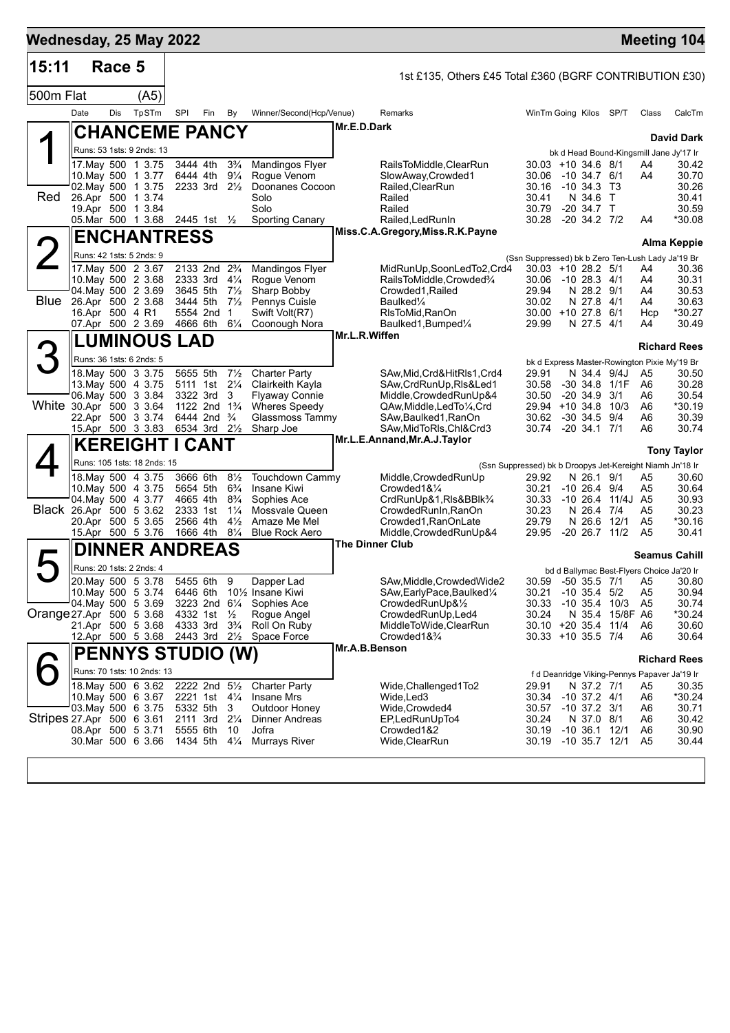**Wednesday, 25 May 2022** — **Meeting 104**

## 15:11 Race 5

1st £135, Others £45 Total £360 (BGRF CONTRIBUTION £30)

500m Flat (A5)

| Date | Dis | TpSTm | SPI | Fin | By | Winner/Second(Hcp/Venue) | Remarks | WinTm | Going | Kilos | SP/T | Class | CalcTm |
|---|---|---|---|---|---|---|---|---|---|---|---|---|---|

### 1 — CHANCEME PANCY (Red)
Mr.E.D.Dark — **David Dark**

Runs: 53 1sts: 9 2nds: 13 — bk d Head Bound-Kingsmill Jane Jy'17 Ir

| Date | Dis | TpSTm | SPI | Fin | By | Winner/Second(Hcp/Venue) | Remarks | WinTm | Going | Kilos | SP/T | Class | CalcTm |
|---|---|---|---|---|---|---|---|---|---|---|---|---|---|
| 17.May | 500 | 1 3.75 | 3444 | 4th | 3¾ | Mandingos Flyer | RailsToMiddle,ClearRun | 30.03 | +10 | 34.6 | 8/1 | A4 | 30.42 |
| 10.May | 500 | 1 3.77 | 6444 | 4th | 9¼ | Rogue Venom | SlowAway,Crowded1 | 30.06 | -10 | 34.7 | 6/1 | A4 | 30.70 |
| 02.May | 500 | 1 3.75 | 2233 | 3rd | 2½ | Doonanes Cocoon | Railed,ClearRun | 30.16 | -10 | 34.3 | T3 | | 30.26 |
| 26.Apr | 500 | 1 3.74 | | | | Solo | Railed | 30.41 | N | 34.6 | T | | 30.41 |
| 19.Apr | 500 | 1 3.84 | | | | Solo | Railed | 30.79 | -20 | 34.7 | T | | 30.59 |
| 05.Mar | 500 | 1 3.68 | 2445 | 1st | ½ | Sporting Canary | Railed,LedRunIn | 30.28 | -20 | 34.2 | 7/2 | A4 | *30.08 |

### 2 — ENCHANTRESS (Blue)
Miss.C.A.Gregory,Miss.R.K.Payne — **Alma Keppie**

Runs: 42 1sts: 5 2nds: 9 — (Ssn Suppressed) bk b Zero Ten-Lush Lady Ja'19 Br

| Date | Dis | TpSTm | SPI | Fin | By | Winner/Second(Hcp/Venue) | Remarks | WinTm | Going | Kilos | SP/T | Class | CalcTm |
|---|---|---|---|---|---|---|---|---|---|---|---|---|---|
| 17.May | 500 | 2 3.67 | 2133 | 2nd | 2¾ | Mandingos Flyer | MidRunUp,SoonLedTo2,Crd4 | 30.03 | +10 | 28.2 | 5/1 | A4 | 30.36 |
| 10.May | 500 | 2 3.68 | 2333 | 3rd | 4¼ | Rogue Venom | RailsToMiddle,Crowded¾ | 30.06 | -10 | 28.3 | 4/1 | A4 | 30.31 |
| 04.May | 500 | 2 3.69 | 3645 | 5th | 7½ | Sharp Bobby | Crowded1,Railed | 29.94 | N | 28.2 | 9/1 | A4 | 30.53 |
| 26.Apr | 500 | 2 3.68 | 3444 | 5th | 7½ | Pennys Cuisle | Baulked¼ | 30.02 | N | 27.8 | 4/1 | A4 | 30.63 |
| 16.Apr | 500 | 4 R1 | 5554 | 2nd | 1 | Swift Volt(R7) | RlsToMid,RanOn | 30.00 | +10 | 27.8 | 6/1 | Hcp | *30.27 |
| 07.Apr | 500 | 2 3.69 | 4666 | 6th | 6¼ | Coonough Nora | Baulked1,Bumped¼ | 29.99 | N | 27.5 | 4/1 | A4 | 30.49 |

### 3 — LUMINOUS LAD (White)
Mr.L.R.Wiffen — **Richard Rees**

Runs: 36 1sts: 6 2nds: 5 — bk d Express Master-Rowington Pixie My'19 Br

| Date | Dis | TpSTm | SPI | Fin | By | Winner/Second(Hcp/Venue) | Remarks | WinTm | Going | Kilos | SP/T | Class | CalcTm |
|---|---|---|---|---|---|---|---|---|---|---|---|---|---|
| 18.May | 500 | 3 3.75 | 5655 | 5th | 7½ | Charter Party | SAw,Mid,Crd&HitRls1,Crd4 | 29.91 | N | 34.4 | 9/4J | A5 | 30.50 |
| 13.May | 500 | 4 3.75 | 5111 | 1st | 2¼ | Clairkeith Kayla | SAw,CrdRunUp,Rls&Led1 | 30.58 | -30 | 34.8 | 1/1F | A6 | 30.28 |
| 06.May | 500 | 3 3.84 | 3322 | 3rd | 3 | Flyaway Connie | Middle,CrowdedRunUp&4 | 30.50 | -20 | 34.9 | 3/1 | A6 | 30.54 |
| 30.Apr | 500 | 3 3.64 | 1122 | 2nd | 1¾ | Wheres Speedy | QAw,Middle,LedTo¼,Crd | 29.94 | +10 | 34.8 | 10/3 | A6 | *30.19 |
| 22.Apr | 500 | 3 3.74 | 6444 | 2nd | ¾ | Glassmoss Tammy | SAw,Baulked1,RanOn | 30.62 | -30 | 34.5 | 9/4 | A6 | 30.39 |
| 15.Apr | 500 | 3 3.83 | 6534 | 3rd | 2½ | Sharp Joe | SAw,MidToRls,Chl&Crd3 | 30.74 | -20 | 34.1 | 7/1 | A6 | 30.74 |

### 4 — KEREIGHT I CANT (Black)
Mr.L.E.Annand,Mr.A.J.Taylor — **Tony Taylor**

Runs: 105 1sts: 18 2nds: 15 — (Ssn Suppressed) bk b Droopys Jet-Kereight Niamh Jn'18 Ir

| Date | Dis | TpSTm | SPI | Fin | By | Winner/Second(Hcp/Venue) | Remarks | WinTm | Going | Kilos | SP/T | Class | CalcTm |
|---|---|---|---|---|---|---|---|---|---|---|---|---|---|
| 18.May | 500 | 4 3.75 | 3666 | 6th | 8½ | Touchdown Cammy | Middle,CrowdedRunUp | 29.92 | N | 26.1 | 9/1 | A5 | 30.60 |
| 10.May | 500 | 4 3.75 | 5654 | 5th | 6¾ | Insane Kiwi | Crowded1&¼ | 30.21 | -10 | 26.4 | 9/4 | A5 | 30.64 |
| 04.May | 500 | 4 3.77 | 4665 | 4th | 8¾ | Sophies Ace | CrdRunUp&1,Rls&BBlk¾ | 30.33 | -10 | 26.4 | 11/4J | A5 | 30.93 |
| 26.Apr | 500 | 5 3.62 | 2333 | 1st | 1¼ | Mossvale Queen | CrowdedRunIn,RanOn | 30.23 | N | 26.4 | 7/4 | A5 | 30.23 |
| 20.Apr | 500 | 5 3.65 | 2566 | 4th | 4½ | Amaze Me Mel | Crowded1,RanOnLate | 29.79 | N | 26.6 | 12/1 | A5 | *30.16 |
| 15.Apr | 500 | 5 3.76 | 1666 | 4th | 8¼ | Blue Rock Aero | Middle,CrowdedRunUp&4 | 29.95 | -20 | 26.7 | 11/2 | A5 | 30.41 |

### 5 — DINNER ANDREAS (Orange)
The Dinner Club — **Seamus Cahill**

Runs: 20 1sts: 2 2nds: 4 — bd d Ballymac Best-Flyers Choice Ja'20 Ir

| Date | Dis | TpSTm | SPI | Fin | By | Winner/Second(Hcp/Venue) | Remarks | WinTm | Going | Kilos | SP/T | Class | CalcTm |
|---|---|---|---|---|---|---|---|---|---|---|---|---|---|
| 20.May | 500 | 5 3.78 | 5455 | 6th | 9 | Dapper Lad | SAw,Middle,CrowdedWide2 | 30.59 | -50 | 35.5 | 7/1 | A5 | 30.80 |
| 10.May | 500 | 5 3.74 | 6446 | 6th | 10½ | Insane Kiwi | SAw,EarlyPace,Baulked¼ | 30.21 | -10 | 35.4 | 5/2 | A5 | 30.94 |
| 04.May | 500 | 5 3.69 | 3223 | 2nd | 6¼ | Sophies Ace | CrowdedRunUp&½ | 30.33 | -10 | 35.4 | 10/3 | A5 | 30.74 |
| 27.Apr | 500 | 5 3.68 | 4332 | 1st | ½ | Rogue Angel | CrowdedRunUp,Led4 | 30.24 | N | 35.4 | 15/8F | A6 | *30.24 |
| 21.Apr | 500 | 5 3.68 | 4333 | 3rd | 3¾ | Roll On Ruby | MiddleToWide,ClearRun | 30.10 | +20 | 35.4 | 11/4 | A6 | 30.60 |
| 12.Apr | 500 | 5 3.68 | 2443 | 3rd | 2½ | Space Force | Crowded1&¾ | 30.33 | +10 | 35.5 | 7/4 | A6 | 30.64 |

### 6 — PENNYS STUDIO (W) (Stripes)
Mr.A.B.Benson — **Richard Rees**

Runs: 70 1sts: 10 2nds: 13 — f d Deanridge Viking-Pennys Papaver Ja'19 Ir

| Date | Dis | TpSTm | SPI | Fin | By | Winner/Second(Hcp/Venue) | Remarks | WinTm | Going | Kilos | SP/T | Class | CalcTm |
|---|---|---|---|---|---|---|---|---|---|---|---|---|---|
| 18.May | 500 | 6 3.62 | 2222 | 2nd | 5½ | Charter Party | Wide,Challenged1To2 | 29.91 | N | 37.2 | 7/1 | A5 | 30.35 |
| 10.May | 500 | 6 3.67 | 2221 | 1st | 4¼ | Insane Mrs | Wide,Led3 | 30.34 | -10 | 37.2 | 4/1 | A6 | *30.24 |
| 03.May | 500 | 6 3.75 | 5332 | 5th | 3 | Outdoor Honey | Wide,Crowded4 | 30.57 | -10 | 37.2 | 3/1 | A6 | 30.71 |
| 27.Apr | 500 | 6 3.61 | 2111 | 3rd | 2¼ | Dinner Andreas | EP,LedRunUpTo4 | 30.24 | N | 37.0 | 8/1 | A6 | 30.42 |
| 08.Apr | 500 | 5 3.71 | 5555 | 6th | 10 | Jofra | Crowded1&2 | 30.19 | -10 | 36.1 | 12/1 | A6 | 30.90 |
| 30.Mar | 500 | 6 3.66 | 1434 | 5th | 4¼ | Murrays River | Wide,ClearRun | 30.19 | -10 | 35.7 | 12/1 | A5 | 30.44 |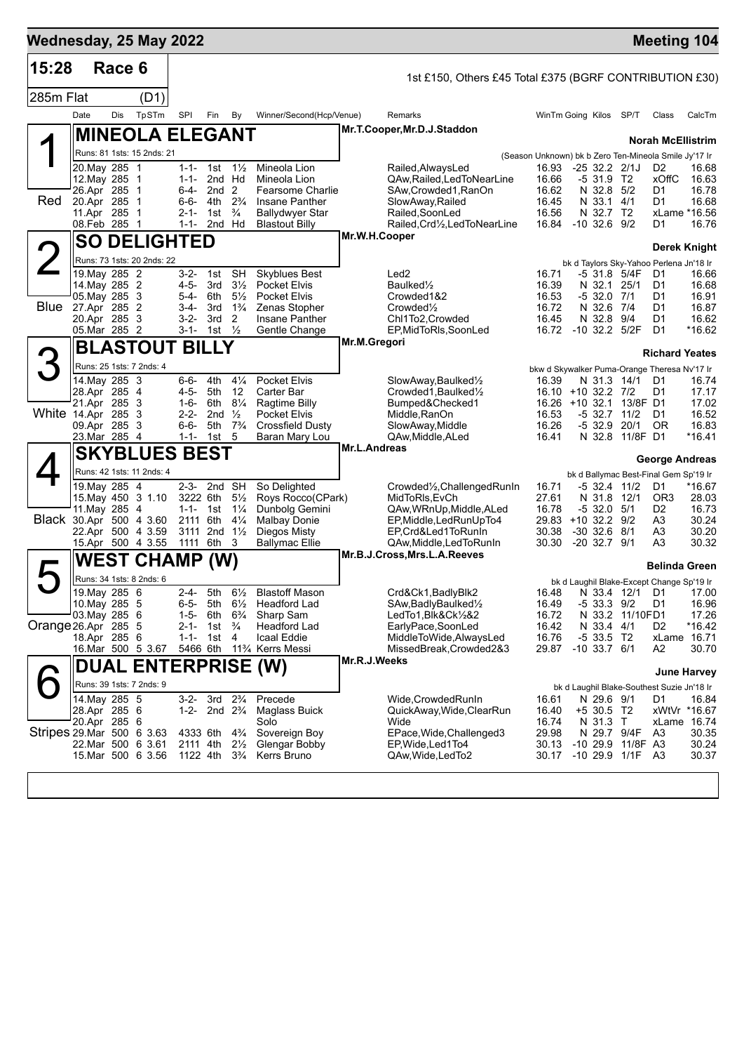# Wednesday, 25 May 2022 — Meeting 104

**15:28 Race 6** — 1st £150, Others £45 Total £375 (BGRF CONTRIBUTION £30)

**285m Flat (D1)**

| Date | Dis | TpSTm | SPl | Fin | By | Winner/Second(Hcp/Venue) | Remarks | WinTm | Going | Kilos | SP/T | Class | CalcTm |
|---|---|---|---|---|---|---|---|---|---|---|---|---|---|

## 1 Red — MINEOLA ELEGANT

Mr.T.Cooper,Mr.D.J.Staddon — **Norah McEllistrim**

Runs: 81 1sts: 15 2nds: 21 — (Season Unknown) bk b Zero Ten-Mineola Smile Jy'17 Ir

| Date | Dis | TpSTm | SPl | Fin | By | Winner/Second(Hcp/Venue) | Remarks | WinTm | Going | Kilos | SP/T | Class | CalcTm |
|---|---|---|---|---|---|---|---|---|---|---|---|---|---|
| 20.May | 285 | 1 | 1-1- | 1st | 1½ | Mineola Lion | Railed,AlwaysLed | 16.93 | -25 | 32.2 | 2/1J | D2 | 16.68 |
| 12.May | 285 | 1 | 1-1- | 2nd | Hd | Mineola Lion | QAw,Railed,LedToNearLine | 16.66 | -5 | 31.9 | T2 | xOffC | 16.63 |
| 26.Apr | 285 | 1 | 6-4- | 2nd | 2 | Fearsome Charlie | SAw,Crowded1,RanOn | 16.62 | N | 32.8 | 5/2 | D1 | 16.78 |
| 20.Apr | 285 | 1 | 6-6- | 4th | 2¾ | Insane Panther | SlowAway,Railed | 16.45 | N | 33.1 | 4/1 | D1 | 16.68 |
| 11.Apr | 285 | 1 | 2-1- | 1st | ¾ | Ballydwyer Star | Railed,SoonLed | 16.56 | N | 32.7 | T2 | xLame | *16.56 |
| 08.Feb | 285 | 1 | 1-1- | 2nd | Hd | Blastout Billy | Railed,Crd½,LedToNearLine | 16.84 | -10 | 32.6 | 9/2 | D1 | 16.76 |

## 2 Blue — SO DELIGHTED

Mr.W.H.Cooper — **Derek Knight**

Runs: 73 1sts: 20 2nds: 22 — bk d Taylors Sky-Yahoo Perlena Jn'18 Ir

| Date | Dis | TpSTm | SPl | Fin | By | Winner/Second(Hcp/Venue) | Remarks | WinTm | Going | Kilos | SP/T | Class | CalcTm |
|---|---|---|---|---|---|---|---|---|---|---|---|---|---|
| 19.May | 285 | 2 | 3-2- | 1st | SH | Skyblues Best | Led2 | 16.71 | -5 | 31.8 | 5/4F | D1 | 16.66 |
| 14.May | 285 | 2 | 4-5- | 3rd | 3½ | Pocket Elvis | Baulked½ | 16.39 | N | 32.1 | 25/1 | D1 | 16.68 |
| 05.May | 285 | 3 | 5-4- | 6th | 5½ | Pocket Elvis | Crowded1&2 | 16.53 | -5 | 32.0 | 7/1 | D1 | 16.91 |
| 27.Apr | 285 | 2 | 3-4- | 3rd | 1¾ | Zenas Stopher | Crowded½ | 16.72 | N | 32.6 | 7/4 | D1 | 16.87 |
| 20.Apr | 285 | 3 | 3-2- | 3rd | 2 | Insane Panther | Chl1To2,Crowded | 16.45 | N | 32.8 | 9/4 | D1 | 16.62 |
| 05.Mar | 285 | 2 | 3-1- | 1st | ½ | Gentle Change | EP,MidToRls,SoonLed | 16.72 | -10 | 32.2 | 5/2F | D1 | *16.62 |

## 3 White — BLASTOUT BILLY

Mr.M.Gregori — **Richard Yeates**

Runs: 25 1sts: 7 2nds: 4 — bkw d Skywalker Puma-Orange Theresa Nv'17 Ir

| Date | Dis | TpSTm | SPl | Fin | By | Winner/Second(Hcp/Venue) | Remarks | WinTm | Going | Kilos | SP/T | Class | CalcTm |
|---|---|---|---|---|---|---|---|---|---|---|---|---|---|
| 14.May | 285 | 3 | 6-6- | 4th | 4¼ | Pocket Elvis | SlowAway,Baulked½ | 16.39 | N | 31.3 | 14/1 | D1 | 16.74 |
| 28.Apr | 285 | 4 | 4-5- | 5th | 12 | Carter Bar | Crowded1,Baulked½ | 16.10 | +10 | 32.2 | 7/2 | D1 | 17.17 |
| 21.Apr | 285 | 3 | 1-6- | 6th | 8¼ | Ragtime Billy | Bumped&Checked1 | 16.26 | +10 | 32.1 | 13/8F | D1 | 17.02 |
| 14.Apr | 285 | 3 | 2-2- | 2nd | ½ | Pocket Elvis | Middle,RanOn | 16.53 | -5 | 32.7 | 11/2 | D1 | 16.52 |
| 09.Apr | 285 | 3 | 6-6- | 5th | 7¾ | Crossfield Dusty | SlowAway,Middle | 16.26 | -5 | 32.9 | 20/1 | OR | 16.83 |
| 23.Mar | 285 | 4 | 1-1- | 1st | 5 | Baran Mary Lou | QAw,Middle,ALed | 16.41 | N | 32.8 | 11/8F | D1 | *16.41 |

## 4 Black — SKYBLUES BEST

Mr.L.Andreas — **George Andreas**

Runs: 42 1sts: 11 2nds: 4 — bk d Ballymac Best-Final Gem Sp'19 Ir

| Date | Dis | TpSTm | SPl | Fin | By | Winner/Second(Hcp/Venue) | Remarks | WinTm | Going | Kilos | SP/T | Class | CalcTm |
|---|---|---|---|---|---|---|---|---|---|---|---|---|---|
| 19.May | 285 | 4 | 2-3- | 2nd | SH | So Delighted | Crowded½,ChallengedRunIn | 16.71 | -5 | 32.4 | 11/2 | D1 | *16.67 |
| 15.May | 450 | 3 1.10 | 3222 | 6th | 5½ | Roys Rocco(CPark) | MidToRls,EvCh | 27.61 | N | 31.8 | 12/1 | OR3 | 28.03 |
| 11.May | 285 | 4 | 1-1- | 1st | 1¼ | Dunbolg Gemini | QAw,WRnUp,Middle,ALed | 16.78 | -5 | 32.0 | 5/1 | D2 | 16.73 |
| 30.Apr | 500 | 4 3.60 | 2111 | 6th | 4¼ | Malbay Donie | EP,Middle,LedRunUpTo4 | 29.83 | +10 | 32.2 | 9/2 | A3 | 30.24 |
| 22.Apr | 500 | 4 3.59 | 3111 | 2nd | 1½ | Diegos Misty | EP,Crd&Led1ToRunIn | 30.38 | -30 | 32.6 | 8/1 | A3 | 30.20 |
| 15.Apr | 500 | 4 3.55 | 1111 | 6th | 3 | Ballymac Ellie | QAw,Middle,LedToRunIn | 30.30 | -20 | 32.7 | 9/1 | A3 | 30.32 |

## 5 Orange — WEST CHAMP (W)

Mr.B.J.Cross,Mrs.L.A.Reeves — **Belinda Green**

Runs: 34 1sts: 8 2nds: 6 — bk d Laughil Blake-Except Change Sp'19 Ir

| Date | Dis | TpSTm | SPl | Fin | By | Winner/Second(Hcp/Venue) | Remarks | WinTm | Going | Kilos | SP/T | Class | CalcTm |
|---|---|---|---|---|---|---|---|---|---|---|---|---|---|
| 19.May | 285 | 6 | 2-4- | 5th | 6½ | Blastoff Mason | Crd&Ck1,BadlyBlk2 | 16.48 | N | 33.4 | 12/1 | D1 | 17.00 |
| 10.May | 285 | 5 | 6-5- | 5th | 6½ | Headford Lad | SAw,BadlyBaulked½ | 16.49 | -5 | 33.3 | 9/2 | D1 | 16.96 |
| 03.May | 285 | 6 | 1-5- | 6th | 6¾ | Sharp Sam | LedTo1,Blk&Ck½&2 | 16.72 | N | 33.2 | 11/10F | D1 | 17.26 |
| 26.Apr | 285 | 5 | 2-1- | 1st | ¾ | Headford Lad | EarlyPace,SoonLed | 16.42 | N | 33.4 | 4/1 | D2 | *16.42 |
| 18.Apr | 285 | 6 | 1-1- | 1st | 4 | Icaal Eddie | MiddleToWide,AlwaysLed | 16.76 | -5 | 33.5 | T2 | xLame | 16.71 |
| 16.Mar | 500 | 5 3.67 | 5466 | 6th | 11¾ | Kerrs Messi | MissedBreak,Crowded2&3 | 29.87 | -10 | 33.7 | 6/1 | A2 | 30.70 |

## 6 Stripes — DUAL ENTERPRISE (W)

Mr.R.J.Weeks — **June Harvey**

Runs: 39 1sts: 7 2nds: 9 — bk d Laughil Blake-Southest Suzie Jn'18 Ir

| Date | Dis | TpSTm | SPl | Fin | By | Winner/Second(Hcp/Venue) | Remarks | WinTm | Going | Kilos | SP/T | Class | CalcTm |
|---|---|---|---|---|---|---|---|---|---|---|---|---|---|
| 14.May | 285 | 5 | 3-2- | 3rd | 2¾ | Precede | Wide,CrowdedRunIn | 16.61 | N | 29.6 | 9/1 | D1 | 16.84 |
| 28.Apr | 285 | 6 | 1-2- | 2nd | 2¾ | Maglass Buick | QuickAway,Wide,ClearRun | 16.40 | +5 | 30.5 | T2 | xWtVr | *16.67 |
| 20.Apr | 285 | 6 | | | | Solo | Wide | 16.74 | N | 31.3 | T | xLame | 16.74 |
| 29.Mar | 500 | 6 3.63 | 4333 | 6th | 4¾ | Sovereign Boy | EPace,Wide,Challenged3 | 29.98 | N | 29.7 | 9/4F | A3 | 30.35 |
| 22.Mar | 500 | 6 3.61 | 2111 | 4th | 2½ | Glengar Bobby | EP,Wide,Led1To4 | 30.13 | -10 | 29.9 | 11/8F | A3 | 30.24 |
| 15.Mar | 500 | 6 3.56 | 1122 | 4th | 3¾ | Kerrs Bruno | QAw,Wide,LedTo2 | 30.17 | -10 | 29.9 | 1/1F | A3 | 30.37 |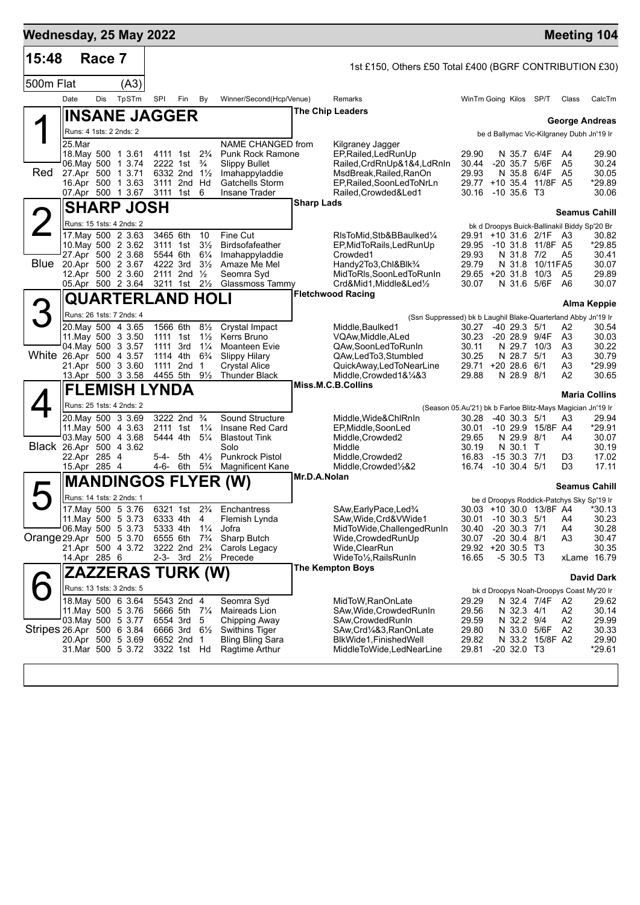## Wednesday, 25 May 2022 — Meeting 104

**15:48 Race 7** — 1st £150, Others £50 Total £400 (BGRF CONTRIBUTION £30)

**500m Flat (A3)**

| Date | Dis | TpSTm | SPl | Fin | By | Winner/Second(Hcp/Venue) | Remarks | WinTm | Going | Kilos | SP/T | Class | CalcTm |
|---|---|---|---|---|---|---|---|---|---|---|---|---|---|

### 1 (Red) INSANE JAGGER — The Chip Leaders — George Andreas

Runs: 4 1sts: 2 2nds: 2 — be d Ballymac Vic-Kilgraney Dubh Jn'19 Ir

| Date | Dis | TpSTm | SPl | Fin | By | Winner/Second(Hcp/Venue) | Remarks | WinTm | Going | Kilos | SP/T | Class | CalcTm |
|---|---|---|---|---|---|---|---|---|---|---|---|---|---|
| 25.Mar | | | | | | NAME CHANGED from | Kilgraney Jagger | | | | | | |
| 18.May | 500 | 1 3.61 | 4111 | 1st | 2¾ | Punk Rock Ramone | EP,Railed,LedRunUp | 29.90 | N | 35.7 | 6/4F | A4 | 29.90 |
| 06.May | 500 | 1 3.74 | 2222 | 1st | ¾ | Slippy Bullet | Railed,CrdRnUp&1&4,LdRnIn | 30.44 | -20 | 35.7 | 5/6F | A5 | 30.24 |
| 27.Apr | 500 | 1 3.71 | 6332 | 2nd | 1½ | Imahappyladdie | MsdBreak,Railed,RanOn | 29.93 | N | 35.8 | 6/4F | A5 | 30.05 |
| 16.Apr | 500 | 1 3.63 | 3111 | 2nd | Hd | Gatchells Storm | EP,Railed,SoonLedToNrLn | 29.77 | +10 | 35.4 | 11/8F | A5 | *29.89 |
| 07.Apr | 500 | 1 3.67 | 3111 | 1st | 6 | Insane Trader | Railed,Crowded&Led1 | 30.16 | -10 | 35.6 | T3 | | 30.06 |

### 2 (Blue) SHARP JOSH — Sharp Lads — Seamus Cahill

Runs: 15 1sts: 4 2nds: 2 — bk d Droopys Buick-Ballinakil Biddy Sp'20 Br

| Date | Dis | TpSTm | SPl | Fin | By | Winner/Second(Hcp/Venue) | Remarks | WinTm | Going | Kilos | SP/T | Class | CalcTm |
|---|---|---|---|---|---|---|---|---|---|---|---|---|---|
| 17.May | 500 | 2 3.63 | 3465 | 6th | 10 | Fine Cut | RlsToMid,Stb&BBaulked¼ | 29.91 | +10 | 31.6 | 2/1F | A3 | 30.82 |
| 10.May | 500 | 2 3.62 | 3111 | 1st | 3½ | Birdsofafeather | EP,MidToRails,LedRunUp | 29.95 | -10 | 31.8 | 11/8F | A5 | *29.85 |
| 27.Apr | 500 | 2 3.68 | 5544 | 6th | 6¼ | Imahappyladdie | Crowded1 | 29.93 | N | 31.8 | 7/2 | A5 | 30.41 |
| 20.Apr | 500 | 2 3.67 | 4222 | 3rd | 3½ | Amaze Me Mel | Handy2To3,Chl&Blk¾ | 29.79 | N | 31.8 | 10/11F | A5 | 30.07 |
| 12.Apr | 500 | 2 3.60 | 2111 | 2nd | ½ | Seomra Syd | MidToRls,SoonLedToRunIn | 29.65 | +20 | 31.8 | 10/3 | A5 | 29.89 |
| 05.Apr | 500 | 2 3.64 | 3211 | 1st | 2½ | Glassmoss Tammy | Crd&Mid1,Middle&Led½ | 30.07 | N | 31.6 | 5/6F | A6 | 30.07 |

### 3 (White) QUARTERLAND HOLI — Fletchwood Racing — Alma Keppie

Runs: 26 1sts: 7 2nds: 4 — (Ssn Suppressed) bk b Laughil Blake-Quarterland Abby Jn'19 Ir

| Date | Dis | TpSTm | SPl | Fin | By | Winner/Second(Hcp/Venue) | Remarks | WinTm | Going | Kilos | SP/T | Class | CalcTm |
|---|---|---|---|---|---|---|---|---|---|---|---|---|---|
| 20.May | 500 | 4 3.65 | 1566 | 6th | 8½ | Crystal Impact | Middle,Baulked1 | 30.27 | -40 | 29.3 | 5/1 | A2 | 30.54 |
| 11.May | 500 | 3 3.50 | 1111 | 1st | 1½ | Kerrs Bruno | VQAw,Middle,ALed | 30.23 | -20 | 28.9 | 9/4F | A3 | 30.03 |
| 04.May | 500 | 3 3.57 | 1111 | 3rd | 1¼ | Moanteen Evie | QAw,SoonLedToRunIn | 30.11 | N | 29.7 | 10/3 | A3 | 30.22 |
| 26.Apr | 500 | 4 3.57 | 1114 | 4th | 6¾ | Slippy Hilary | QAw,LedTo3,Stumbled | 30.25 | N | 28.7 | 5/1 | A3 | 30.79 |
| 21.Apr | 500 | 3 3.60 | 1111 | 2nd | 1 | Crystal Alice | QuickAway,LedToNearLine | 29.71 | +20 | 28.6 | 6/1 | A3 | *29.99 |
| 13.Apr | 500 | 3 3.58 | 4455 | 5th | 9½ | Thunder Black | Middle,Crowded1&¼&3 | 29.88 | N | 28.9 | 8/1 | A2 | 30.65 |

### 4 (Black) FLEMISH LYNDA — Miss.M.C.B.Collins — Maria Collins

Runs: 25 1sts: 4 2nds: 2 — (Season 05.Au'21) bk b Farloe Blitz-Mays Magician Jn'19 Ir

| Date | Dis | TpSTm | SPl | Fin | By | Winner/Second(Hcp/Venue) | Remarks | WinTm | Going | Kilos | SP/T | Class | CalcTm |
|---|---|---|---|---|---|---|---|---|---|---|---|---|---|
| 20.May | 500 | 3 3.69 | 3222 | 2nd | ¾ | Sound Structure | Middle,Wide&ChlRnIn | 30.28 | -40 | 30.3 | 5/1 | A3 | 29.94 |
| 11.May | 500 | 4 3.63 | 2111 | 1st | 1¼ | Insane Red Card | EP,Middle,SoonLed | 30.01 | -10 | 29.9 | 15/8F | A4 | *29.91 |
| 03.May | 500 | 4 3.68 | 5444 | 4th | 5¼ | Blastout Tink | Middle,Crowded2 | 29.65 | N | 29.9 | 8/1 | A4 | 30.07 |
| 26.Apr | 500 | 4 3.62 | | | | Solo | Middle | 30.19 | N | 30.1 | T | | 30.19 |
| 22.Apr | 285 | 4 | 5-4- | 5th | 4½ | Punkrock Pistol | Middle,Crowded2 | 16.83 | -15 | 30.3 | 7/1 | D3 | 17.02 |
| 15.Apr | 285 | 4 | 4-6- | 6th | 5¾ | Magnificent Kane | Middle,Crowded½&2 | 16.74 | -10 | 30.4 | 5/1 | D3 | 17.11 |

### 5 (Orange) MANDINGOS FLYER (W) — Mr.D.A.Nolan — Seamus Cahill

Runs: 14 1sts: 2 2nds: 1 — be d Droopys Roddick-Patchys Sky Sp'19 Ir

| Date | Dis | TpSTm | SPl | Fin | By | Winner/Second(Hcp/Venue) | Remarks | WinTm | Going | Kilos | SP/T | Class | CalcTm |
|---|---|---|---|---|---|---|---|---|---|---|---|---|---|
| 17.May | 500 | 5 3.76 | 6321 | 1st | 2¾ | Enchantress | SAw,EarlyPace,Led¾ | 30.03 | +10 | 30.0 | 13/8F | A4 | *30.13 |
| 11.May | 500 | 5 3.73 | 6333 | 4th | 4 | Flemish Lynda | SAw,Wide,Crd&VWide1 | 30.01 | -10 | 30.3 | 5/1 | A4 | 30.23 |
| 06.May | 500 | 5 3.73 | 5333 | 4th | 1¼ | Jofra | MidToWide,ChallengedRunIn | 30.40 | -20 | 30.3 | 7/1 | A4 | 30.28 |
| 29.Apr | 500 | 5 3.70 | 6555 | 6th | 7¾ | Sharp Butch | Wide,CrowdedRunUp | 30.07 | -20 | 30.4 | 8/1 | A3 | 30.47 |
| 21.Apr | 500 | 4 3.72 | 3222 | 2nd | 2¾ | Carols Legacy | Wide,ClearRun | 29.92 | +20 | 30.5 | T3 | | 30.35 |
| 14.Apr | 285 | 6 | 2-3- | 3rd | 2½ | Precede | WideTo½,RailsRunIn | 16.65 | -5 | 30.5 | T3 | xLame | 16.79 |

### 6 (Stripes) ZAZZERAS TURK (W) — The Kempton Boys — David Dark

Runs: 13 1sts: 3 2nds: 5 — bk d Droopys Noah-Droopys Coast My'20 Ir

| Date | Dis | TpSTm | SPl | Fin | By | Winner/Second(Hcp/Venue) | Remarks | WinTm | Going | Kilos | SP/T | Class | CalcTm |
|---|---|---|---|---|---|---|---|---|---|---|---|---|---|
| 18.May | 500 | 6 3.64 | 5543 | 2nd | 4 | Seomra Syd | MidToW,RanOnLate | 29.29 | N | 32.4 | 7/4F | A2 | 29.62 |
| 11.May | 500 | 5 3.76 | 5666 | 5th | 7¼ | Maireads Lion | SAw,Wide,CrowdedRunIn | 29.56 | N | 32.3 | 4/1 | A2 | 30.14 |
| 03.May | 500 | 5 3.77 | 6554 | 3rd | 5 | Chipping Away | SAw,CrowdedRunIn | 29.59 | N | 32.2 | 9/4 | A2 | 29.99 |
| 26.Apr | 500 | 6 3.84 | 6666 | 3rd | 6½ | Swithins Tiger | SAw,Crd¼&3,RanOnLate | 29.80 | N | 33.0 | 5/6F | A2 | 30.33 |
| 20.Apr | 500 | 5 3.69 | 6652 | 2nd | 1 | Bling Bling Sara | BlkWide1,FinishedWell | 29.82 | N | 33.2 | 15/8F | A2 | 29.90 |
| 31.Mar | 500 | 5 3.72 | 3322 | 1st | Hd | Ragtime Arthur | MiddleToWide,LedNearLine | 29.81 | -20 | 32.0 | T3 | | *29.61 |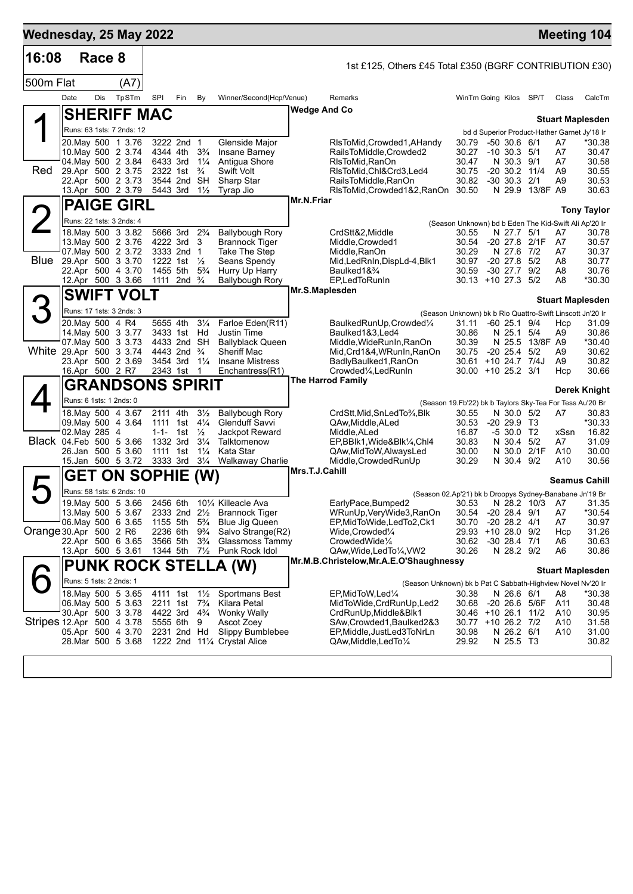# Wednesday, 25 May 2022 — Meeting 104

**16:08 Race 8** — 500m Flat (A7)

1st £125, Others £45 Total £350 (BGRF CONTRIBUTION £30)

| Date | Dis | TpSTm | SPI | Fin | By | Winner/Second(Hcp/Venue) | Remarks | WinTm | Going | Kilos | SP/T | Class | CalcTm |
|---|---|---|---|---|---|---|---|---|---|---|---|---|---|

## 1 — SHERIFF MAC (Red)

Wedge And Co — **Stuart Maplesden**

Runs: 63 1sts: 7 2nds: 12 — bd d Superior Product-Hather Garnet Jy'18 Ir

| Date | Dis | TpSTm | SPI | Fin | By | Winner/Second(Hcp/Venue) | Remarks | WinTm | Going | Kilos | SP/T | Class | CalcTm |
|---|---|---|---|---|---|---|---|---|---|---|---|---|---|
| 20.May | 500 | 1 3.76 | 3222 | 2nd | 1 | Glenside Major | RlsToMid,Crowded1,AHandy | 30.79 | -50 | 30.6 | 6/1 | A7 | *30.38 |
| 10.May | 500 | 2 3.74 | 4344 | 4th | 3¾ | Insane Barney | RailsToMiddle,Crowded2 | 30.27 | -10 | 30.3 | 5/1 | A7 | 30.47 |
| 04.May | 500 | 2 3.84 | 6433 | 3rd | 1¼ | Antigua Shore | RlsToMid,RanOn | 30.47 | N | 30.3 | 9/1 | A7 | 30.58 |
| 29.Apr | 500 | 2 3.75 | 2322 | 1st | ¾ | Swift Volt | RlsToMid,Chl&Crd3,Led4 | 30.75 | -20 | 30.2 | 11/4 | A9 | 30.55 |
| 22.Apr | 500 | 2 3.73 | 3544 | 2nd | SH | Sharp Star | RailsToMiddle,RanOn | 30.82 | -30 | 30.3 | 2/1 | A9 | 30.53 |
| 13.Apr | 500 | 2 3.79 | 5443 | 3rd | 1½ | Tyrap Jio | RlsToMid,Crowded1&2,RanOn | 30.50 | N | 29.9 | 13/8F | A9 | 30.63 |

## 2 — PAIGE GIRL (Blue)

Mr.N.Friar — **Tony Taylor**

Runs: 22 1sts: 3 2nds: 4 — (Season Unknown) bd b Eden The Kid-Swift Ali Ap'20 Ir

| Date | Dis | TpSTm | SPI | Fin | By | Winner/Second(Hcp/Venue) | Remarks | WinTm | Going | Kilos | SP/T | Class | CalcTm |
|---|---|---|---|---|---|---|---|---|---|---|---|---|---|
| 18.May | 500 | 3 3.82 | 5666 | 3rd | 2¾ | Ballybough Rory | CrdStt&2,Middle | 30.55 | N | 27.7 | 5/1 | A7 | 30.78 |
| 13.May | 500 | 2 3.76 | 4222 | 3rd | 3 | Brannock Tiger | Middle,Crowded1 | 30.54 | -20 | 27.8 | 2/1F | A7 | 30.57 |
| 07.May | 500 | 2 3.72 | 3333 | 2nd | 1 | Take The Step | Middle,RanOn | 30.29 | N | 27.6 | 7/2 | A7 | 30.37 |
| 29.Apr | 500 | 3 3.70 | 1222 | 1st | ½ | Seans Spendy | Mid,LedRnIn,DispLd-4,Blk1 | 30.97 | -20 | 27.8 | 5/2 | A8 | 30.77 |
| 22.Apr | 500 | 4 3.70 | 1455 | 5th | 5¾ | Hurry Up Harry | Baulked1&¾ | 30.59 | -30 | 27.7 | 9/2 | A8 | 30.76 |
| 12.Apr | 500 | 3 3.66 | 1111 | 2nd | ¾ | Ballybough Rory | EP,LedToRunIn | 30.13 | +10 | 27.3 | 5/2 | A8 | *30.30 |

## 3 — SWIFT VOLT (White)

Mr.S.Maplesden — **Stuart Maplesden**

Runs: 17 1sts: 3 2nds: 3 — (Season Unknown) bk b Rio Quattro-Swift Linscott Jn'20 Ir

| Date | Dis | TpSTm | SPI | Fin | By | Winner/Second(Hcp/Venue) | Remarks | WinTm | Going | Kilos | SP/T | Class | CalcTm |
|---|---|---|---|---|---|---|---|---|---|---|---|---|---|
| 20.May | 500 | 4 R4 | 5655 | 4th | 3¼ | Farloe Eden(R11) | BaulkedRunUp,Crowded¼ | 31.11 | -60 | 25.1 | 9/4 | Hcp | 31.09 |
| 14.May | 500 | 3 3.77 | 3433 | 1st | Hd | Justin Time | Baulked1&3,Led4 | 30.86 | N | 25.1 | 5/4 | A9 | 30.86 |
| 07.May | 500 | 3 3.73 | 4433 | 2nd | SH | Ballyblack Queen | Middle,WideRunIn,RanOn | 30.39 | N | 25.5 | 13/8F | A9 | *30.40 |
| 29.Apr | 500 | 3 3.74 | 4443 | 2nd | ¾ | Sheriff Mac | Mid,Crd1&4,WRunIn,RanOn | 30.75 | -20 | 25.4 | 5/2 | A9 | 30.62 |
| 23.Apr | 500 | 2 3.69 | 3454 | 3rd | 1¼ | Insane Mistress | BadlyBaulked1,RanOn | 30.61 | +10 | 24.7 | 7/4J | A9 | 30.82 |
| 16.Apr | 500 | 2 R7 | 2343 | 1st | 1 | Enchantress(R1) | Crowded¼,LedRunIn | 30.00 | +10 | 25.2 | 3/1 | Hcp | 30.66 |

## 4 — GRANDSONS SPIRIT (Black)

The Harrod Family — **Derek Knight**

Runs: 6 1sts: 1 2nds: 0 — (Season 19.Fb'22) bk b Taylors Sky-Tea For Tess Au'20 Br

| Date | Dis | TpSTm | SPI | Fin | By | Winner/Second(Hcp/Venue) | Remarks | WinTm | Going | Kilos | SP/T | Class | CalcTm |
|---|---|---|---|---|---|---|---|---|---|---|---|---|---|
| 18.May | 500 | 4 3.67 | 2111 | 4th | 3½ | Ballybough Rory | CrdStt,Mid,SnLedTo¾,Blk | 30.55 | N | 30.0 | 5/2 | A7 | 30.83 |
| 09.May | 500 | 4 3.64 | 1111 | 1st | 4¼ | Glenduff Savvi | QAw,Middle,ALed | 30.53 | -20 | 29.9 | T3 | | *30.33 |
| 02.May | 285 | 4 | 1-1- | 1st | ½ | Jackpot Reward | Middle,ALed | 16.87 | -5 | 30.0 | T2 | xSsn | 16.82 |
| 04.Feb | 500 | 5 3.66 | 1332 | 3rd | 3¼ | Talktomenow | EP,BBlk1,Wide&Blk¼,Chl4 | 30.83 | N | 30.4 | 5/2 | A7 | 31.09 |
| 26.Jan | 500 | 5 3.60 | 1111 | 1st | 1¼ | Kata Star | QAw,MidToW,AlwaysLed | 30.00 | N | 30.0 | 2/1F | A10 | 30.00 |
| 15.Jan | 500 | 5 3.72 | 3333 | 3rd | 3¼ | Walkaway Charlie | Middle,CrowdedRunUp | 30.29 | N | 30.4 | 9/2 | A10 | 30.56 |

## 5 — GET ON SOPHIE (W) (Orange)

Mrs.T.J.Cahill — **Seamus Cahill**

Runs: 58 1sts: 6 2nds: 10 — (Season 02.Ap'21) bk b Droopys Sydney-Banabane Jn'19 Br

| Date | Dis | TpSTm | SPI | Fin | By | Winner/Second(Hcp/Venue) | Remarks | WinTm | Going | Kilos | SP/T | Class | CalcTm |
|---|---|---|---|---|---|---|---|---|---|---|---|---|---|
| 19.May | 500 | 5 3.66 | 2456 | 6th | 10¼ | Killeacle Ava | EarlyPace,Bumped2 | 30.53 | N | 28.2 | 10/3 | A7 | 31.35 |
| 13.May | 500 | 5 3.67 | 2333 | 2nd | 2½ | Brannock Tiger | WRunUp,VeryWide3,RanOn | 30.54 | -20 | 28.4 | 9/1 | A7 | *30.54 |
| 06.May | 500 | 6 3.65 | 1155 | 5th | 5¾ | Blue Jig Queen | EP,MidToWide,LedTo2,Ck1 | 30.70 | -20 | 28.2 | 4/1 | A7 | 30.97 |
| 30.Apr | 500 | 2 R6 | 2236 | 6th | 9¾ | Salvo Strange(R2) | Wide,Crowded¼ | 29.93 | +10 | 28.0 | 9/2 | Hcp | 31.26 |
| 22.Apr | 500 | 6 3.65 | 3566 | 5th | 3¾ | Glassmoss Tammy | CrowdedWide¼ | 30.62 | -30 | 28.4 | 7/1 | A6 | 30.63 |
| 13.Apr | 500 | 5 3.61 | 1344 | 5th | 7½ | Punk Rock Idol | QAw,Wide,LedTo¼,VW2 | 30.26 | N | 28.2 | 9/2 | A6 | 30.86 |

## 6 — PUNK ROCK STELLA (W) (Stripes)

Mr.M.B.Christelow,Mr.A.E.O'Shaughnessy — **Stuart Maplesden**

Runs: 5 1sts: 2 2nds: 1 — (Season Unknown) bk b Pat C Sabbath-Highview Novel Nv'20 Ir

| Date | Dis | TpSTm | SPI | Fin | By | Winner/Second(Hcp/Venue) | Remarks | WinTm | Going | Kilos | SP/T | Class | CalcTm |
|---|---|---|---|---|---|---|---|---|---|---|---|---|---|
| 18.May | 500 | 5 3.65 | 4111 | 1st | 1½ | Sportmans Best | EP,MidToW,Led¼ | 30.38 | N | 26.6 | 6/1 | A8 | *30.38 |
| 06.May | 500 | 5 3.63 | 2211 | 1st | 7¾ | Kilara Petal | MidToWide,CrdRunUp,Led2 | 30.68 | -20 | 26.6 | 5/6F | A11 | 30.48 |
| 30.Apr | 500 | 3 3.78 | 4422 | 3rd | 4¾ | Wonky Wally | CrdRunUp,Middle&Blk1 | 30.46 | +10 | 26.1 | 11/2 | A10 | 30.95 |
| 12.Apr | 500 | 4 3.78 | 5555 | 6th | 9 | Ascot Zoey | SAw,Crowded1,Baulked2&3 | 30.77 | +10 | 26.2 | 7/2 | A10 | 31.58 |
| 05.Apr | 500 | 4 3.70 | 2231 | 2nd | Hd | Slippy Bumblebee | EP,Middle,JustLed3ToNrLn | 30.98 | N | 26.2 | 6/1 | A10 | 31.00 |
| 28.Mar | 500 | 5 3.68 | 1222 | 2nd | 11¼ | Crystal Alice | QAw,Middle,LedTo¼ | 29.92 | N | 25.5 | T3 | | 30.82 |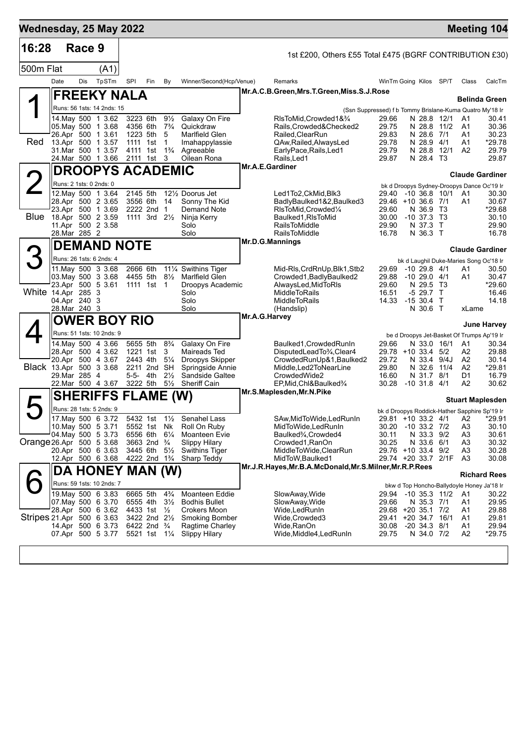# Wednesday, 25 May 2022

**Meeting 104**

## 16:28 Race 9

1st £200, Others £55 Total £475 (BGRF CONTRIBUTION £30)

500m Flat (A1)

| Date | Dis | TpSTm | SPI | Fin | By | Winner/Second(Hcp/Venue) | Remarks | WinTm | Going | Kilos | SP/T | Class | CalcTm |
|---|---|---|---|---|---|---|---|---|---|---|---|---|---|

### 1 FREEKY NALA (Red)

Mr.A.C.B.Green,Mrs.T.Green,Miss.S.J.Rose — **Belinda Green**

Runs: 56 1sts: 14 2nds: 15 — (Ssn Suppressed) f b Tommy Brislane-Kuma Quatro My'18 Ir

| Date | Dis | TpSTm | SPI | Fin | By | Winner/Second(Hcp/Venue) | Remarks | WinTm | Going | Kilos | SP/T | Class | CalcTm |
|---|---|---|---|---|---|---|---|---|---|---|---|---|---|
| 14.May | 500 | 1 3.62 | 3223 | 6th | 9½ | Galaxy On Fire | RlsToMid,Crowded1&¾ | 29.66 | N | 28.8 | 12/1 | A1 | 30.41 |
| 05.May | 500 | 1 3.68 | 4356 | 6th | 7¾ | Quickdraw | Rails,Crowded&Checked2 | 29.75 | N | 28.8 | 11/2 | A1 | 30.36 |
| 26.Apr | 500 | 1 3.61 | 1223 | 5th | 5 | Marlfield Glen | Railed,ClearRun | 29.83 | N | 28.6 | 7/1 | A1 | 30.23 |
| 13.Apr | 500 | 1 3.57 | 1111 | 1st | 1 | Imahappylassie | QAw,Railed,AlwaysLed | 29.78 | N | 28.9 | 4/1 | A1 | *29.78 |
| 31.Mar | 500 | 1 3.57 | 4111 | 1st | 1¾ | Agreeable | EarlyPace,Rails,Led1 | 29.79 | N | 28.8 | 12/1 | A2 | 29.79 |
| 24.Mar | 500 | 1 3.66 | 2111 | 1st | 3 | Oilean Rona | Rails,Led1 | 29.87 | N | 28.4 | T3 | | 29.87 |

### 2 DROOPYS ACADEMIC (Blue)

Mr.A.E.Gardiner — **Claude Gardiner**

Runs: 2 1sts: 0 2nds: 0 — bk d Droopys Sydney-Droopys Dance Oc'19 Ir

| Date | Dis | TpSTm | SPI | Fin | By | Winner/Second(Hcp/Venue) | Remarks | WinTm | Going | Kilos | SP/T | Class | CalcTm |
|---|---|---|---|---|---|---|---|---|---|---|---|---|---|
| 12.May | 500 | 1 3.64 | 2145 | 5th | 12½ | Doorus Jet | Led1To2,CkMid,Blk3 | 29.40 | -10 | 36.8 | 10/1 | A1 | 30.30 |
| 28.Apr | 500 | 2 3.65 | 3556 | 6th | 14 | Sonny The Kid | BadlyBaulked1&2,Baulked3 | 29.46 | +10 | 36.6 | 7/1 | A1 | 30.67 |
| 23.Apr | 500 | 1 3.69 | 2222 | 2nd | 1 | Demand Note | RlsToMid,Crowded¼ | 29.60 | N | 36.9 | T3 | | *29.68 |
| 18.Apr | 500 | 2 3.59 | 1111 | 3rd | 2½ | Ninja Kerry | Baulked1,RlsToMid | 30.00 | -10 | 37.3 | T3 | | 30.10 |
| 11.Apr | 500 | 2 3.58 | | | | Solo | RailsToMiddle | 29.90 | N | 37.3 | T | | 29.90 |
| 28.Mar | 285 | 2 | | | | Solo | RailsToMiddle | 16.78 | N | 36.3 | T | | 16.78 |

### 3 DEMAND NOTE (White)

Mr.D.G.Mannings — **Claude Gardiner**

Runs: 26 1sts: 6 2nds: 4 — bk d Laughil Duke-Maries Song Oc'18 Ir

| Date | Dis | TpSTm | SPI | Fin | By | Winner/Second(Hcp/Venue) | Remarks | WinTm | Going | Kilos | SP/T | Class | CalcTm |
|---|---|---|---|---|---|---|---|---|---|---|---|---|---|
| 11.May | 500 | 3 3.68 | 2666 | 6th | 11¼ | Swithins Tiger | Mid-Rls,CrdRnUp,Blk1,Stb2 | 29.69 | -10 | 29.8 | 4/1 | A1 | 30.50 |
| 03.May | 500 | 3 3.68 | 4455 | 5th | 8½ | Marlfield Glen | Crowded1,BadlyBaulked2 | 29.88 | -10 | 29.0 | 4/1 | A1 | 30.47 |
| 23.Apr | 500 | 5 3.61 | 1111 | 1st | 1 | Droopys Academic | AlwaysLed,MidToRls | 29.60 | N | 29.5 | T3 | | *29.60 |
| 14.Apr | 285 | 3 | | | | Solo | MiddleToRails | 16.51 | -5 | 29.7 | T | | 16.46 |
| 04.Apr | 240 | 3 | | | | Solo | MiddleToRails | 14.33 | -15 | 30.4 | T | | 14.18 |
| 28.Mar | 240 | 3 | | | | Solo | (Handslip) | | N | 30.6 | T | xLame | |

### 4 OWER BOY RIO (Black)

Mr.A.G.Harvey — **June Harvey**

Runs: 51 1sts: 10 2nds: 9 — be d Droopys Jet-Basket Of Trumps Ap'19 Ir

| Date | Dis | TpSTm | SPI | Fin | By | Winner/Second(Hcp/Venue) | Remarks | WinTm | Going | Kilos | SP/T | Class | CalcTm |
|---|---|---|---|---|---|---|---|---|---|---|---|---|---|
| 14.May | 500 | 4 3.66 | 5655 | 5th | 8¾ | Galaxy On Fire | Baulked1,CrowdedRunIn | 29.66 | N | 33.0 | 16/1 | A1 | 30.34 |
| 28.Apr | 500 | 4 3.62 | 1221 | 1st | 3 | Maireads Ted | DisputedLeadTo¾,Clear4 | 29.78 | +10 | 33.4 | 5/2 | A2 | 29.88 |
| 20.Apr | 500 | 4 3.67 | 2443 | 4th | 5¼ | Droopys Skipper | CrowdedRunUp&1,Baulked2 | 29.72 | N | 33.4 | 9/4J | A2 | 30.14 |
| 13.Apr | 500 | 3 3.68 | 2211 | 2nd | SH | Springside Annie | Middle,Led2ToNearLine | 29.80 | N | 32.6 | 11/4 | A2 | *29.81 |
| 29.Mar | 285 | 4 | 5-5- | 4th | 2½ | Sandside Galtee | CrowdedWide2 | 16.60 | N | 31.7 | 8/1 | D1 | 16.79 |
| 22.Mar | 500 | 4 3.67 | 3222 | 5th | 5½ | Sheriff Cain | EP,Mid,Chl&Baulked¾ | 30.28 | -10 | 31.8 | 4/1 | A2 | 30.62 |

### 5 SHERIFFS FLAME (W) (Orange)

Mr.S.Maplesden,Mr.N.Pike — **Stuart Maplesden**

Runs: 28 1sts: 5 2nds: 9 — bk d Droopys Roddick-Hather Sapphire Sp'19 Ir

| Date | Dis | TpSTm | SPI | Fin | By | Winner/Second(Hcp/Venue) | Remarks | WinTm | Going | Kilos | SP/T | Class | CalcTm |
|---|---|---|---|---|---|---|---|---|---|---|---|---|---|
| 17.May | 500 | 6 3.72 | 5432 | 1st | 1½ | Senahel Lass | SAw,MidToWide,LedRunIn | 29.81 | +10 | 33.2 | 4/1 | A2 | *29.91 |
| 10.May | 500 | 5 3.71 | 5552 | 1st | Nk | Roll On Ruby | MidToWide,LedRunIn | 30.20 | -10 | 33.2 | 7/2 | A3 | 30.10 |
| 04.May | 500 | 5 3.73 | 6556 | 6th | 6¼ | Moanteen Evie | Baulked¾,Crowded4 | 30.11 | N | 33.3 | 9/2 | A3 | 30.61 |
| 26.Apr | 500 | 5 3.68 | 3663 | 2nd | ¾ | Slippy Hilary | Crowded1,RanOn | 30.25 | N | 33.6 | 6/1 | A3 | 30.32 |
| 20.Apr | 500 | 6 3.63 | 3445 | 6th | 5½ | Swithins Tiger | MiddleToWide,ClearRun | 29.76 | +10 | 33.4 | 9/2 | A3 | 30.28 |
| 12.Apr | 500 | 6 3.68 | 4222 | 2nd | 1¾ | Sharp Teddy | MidToW,Baulked1 | 29.74 | +20 | 33.7 | 2/1F | A3 | 30.08 |

### 6 DA HONEY MAN (W) (Stripes)

Mr.J.R.Hayes,Mr.B.A.McDonald,Mr.S.Milner,Mr.R.P.Rees — **Richard Rees**

Runs: 59 1sts: 10 2nds: 7 — bkw d Top Honcho-Ballydoyle Honey Ja'18 Ir

| Date | Dis | TpSTm | SPI | Fin | By | Winner/Second(Hcp/Venue) | Remarks | WinTm | Going | Kilos | SP/T | Class | CalcTm |
|---|---|---|---|---|---|---|---|---|---|---|---|---|---|
| 19.May | 500 | 6 3.83 | 6665 | 5th | 4¾ | Moanteen Eddie | SlowAway,Wide | 29.94 | -10 | 35.3 | 11/2 | A1 | 30.22 |
| 07.May | 500 | 6 3.70 | 6555 | 4th | 3½ | Bodhis Bullet | SlowAway,Wide | 29.66 | N | 35.3 | 7/1 | A1 | 29.95 |
| 28.Apr | 500 | 6 3.62 | 4433 | 1st | ½ | Crokers Moon | Wide,LedRunIn | 29.68 | +20 | 35.1 | 7/2 | A1 | 29.88 |
| 21.Apr | 500 | 6 3.63 | 3422 | 2nd | 2½ | Smoking Bomber | Wide,Crowded3 | 29.41 | +20 | 34.7 | 16/1 | A1 | 29.81 |
| 14.Apr | 500 | 6 3.73 | 6422 | 2nd | ¾ | Ragtime Charley | Wide,RanOn | 30.08 | -20 | 34.3 | 8/1 | A1 | 29.94 |
| 07.Apr | 500 | 5 3.77 | 5521 | 1st | 1¼ | Slippy Hilary | Wide,Middle4,LedRunIn | 29.75 | N | 34.0 | 7/2 | A2 | *29.75 |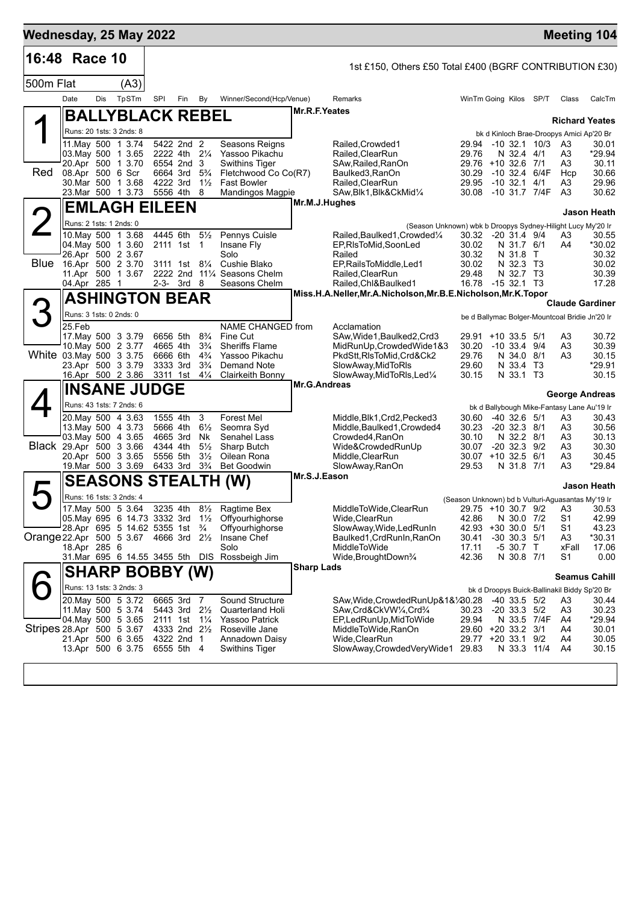# Wednesday, 25 May 2022 — Meeting 104

## 16:48 Race 10

1st £150, Others £50 Total £400 (BGRF CONTRIBUTION £30)

500m Flat (A3)

| Date | Dis | TpSTm | SPI | Fin | By | Winner/Second(Hcp/Venue) | Remarks | WinTm | Going | Kilos | SP/T | Class | CalcTm |
|---|---|---|---|---|---|---|---|---|---|---|---|---|---|

### 1 Red — BALLYBLACK REBEL

Mr.R.F.Yeates — Richard Yeates

Runs: 20 1sts: 3 2nds: 8 — bk d Kinloch Brae-Droopys Amici Ap'20 Br

| Date | Dis | TpSTm | SPI | Fin | By | Winner/Second(Hcp/Venue) | Remarks | WinTm | Going | Kilos | SP/T | Class | CalcTm |
|---|---|---|---|---|---|---|---|---|---|---|---|---|---|
| 11.May | 500 | 1 3.74 | 5422 | 2nd | 2 | Seasons Reigns | Railed,Crowded1 | 29.94 | -10 | 32.1 | 10/3 | A3 | 30.01 |
| 03.May | 500 | 1 3.65 | 2222 | 4th | 2¼ | Yassoo Pikachu | Railed,ClearRun | 29.76 | N | 32.4 | 4/1 | A3 | *29.94 |
| 20.Apr | 500 | 1 3.70 | 6554 | 2nd | 3 | Swithins Tiger | SAw,Railed,RanOn | 29.76 | +10 | 32.6 | 7/1 | A3 | 30.11 |
| 08.Apr | 500 | 6 Scr | 6664 | 3rd | 5¾ | Fletchwood Co Co(R7) | Baulked3,RanOn | 30.29 | -10 | 32.4 | 6/4F | Hcp | 30.66 |
| 30.Mar | 500 | 1 3.68 | 4222 | 3rd | 1½ | Fast Bowler | Railed,ClearRun | 29.95 | -10 | 32.1 | 4/1 | A3 | 29.96 |
| 23.Mar | 500 | 1 3.73 | 5556 | 4th | 8 | Mandingos Magpie | SAw,Blk1,Blk&CkMid¼ | 30.08 | -10 | 31.7 | 7/4F | A3 | 30.62 |

### 2 Blue — EMLAGH EILEEN

Mr.M.J.Hughes — Jason Heath

Runs: 2 1sts: 1 2nds: 0 — (Season Unknown) wbk b Droopys Sydney-Hilight Lucy My'20 Ir

| Date | Dis | TpSTm | SPI | Fin | By | Winner/Second(Hcp/Venue) | Remarks | WinTm | Going | Kilos | SP/T | Class | CalcTm |
|---|---|---|---|---|---|---|---|---|---|---|---|---|---|
| 10.May | 500 | 1 3.68 | 4445 | 6th | 5½ | Pennys Cuisle | Railed,Baulked1,Crowded¼ | 30.32 | -20 | 31.4 | 9/4 | A3 | 30.55 |
| 04.May | 500 | 1 3.60 | 2111 | 1st | 1 | Insane Fly | EP,RlsToMid,SoonLed | 30.02 | N | 31.7 | 6/1 | A4 | *30.02 |
| 26.Apr | 500 | 2 3.67 | | | | Solo | Railed | 30.32 | N | 31.8 | T | | 30.32 |
| 16.Apr | 500 | 2 3.70 | 3111 | 1st | 8¼ | Cushie Blako | EP,RailsToMiddle,Led1 | 30.02 | N | 32.3 | T3 | | 30.02 |
| 11.Apr | 500 | 1 3.67 | 2222 | 2nd | 11¼ | Seasons Chelm | Railed,ClearRun | 29.48 | N | 32.7 | T3 | | 30.39 |
| 04.Apr | 285 | 1 | 2-3- | 3rd | 8 | Seasons Chelm | Railed,Chl&Baulked1 | 16.78 | -15 | 32.1 | T3 | | 17.28 |

### 3 White — ASHINGTON BEAR

Miss.H.A.Neller,Mr.A.Nicholson,Mr.B.E.Nicholson,Mr.K.Topor — Claude Gardiner

Runs: 3 1sts: 0 2nds: 0 — be d Ballymac Bolger-Mountcoal Bridie Jn'20 Ir

| Date | Dis | TpSTm | SPI | Fin | By | Winner/Second(Hcp/Venue) | Remarks | WinTm | Going | Kilos | SP/T | Class | CalcTm |
|---|---|---|---|---|---|---|---|---|---|---|---|---|---|
| 25.Feb | | | | | | NAME CHANGED from | Acclamation | | | | | | |
| 17.May | 500 | 3 3.79 | 6656 | 5th | 8¾ | Fine Cut | SAw,Wide1,Baulked2,Crd3 | 29.91 | +10 | 33.5 | 5/1 | A3 | 30.72 |
| 10.May | 500 | 2 3.77 | 4665 | 4th | 3¾ | Sheriffs Flame | MidRunUp,CrowdedWide1&3 | 30.20 | -10 | 33.4 | 9/4 | A3 | 30.39 |
| 03.May | 500 | 3 3.75 | 6666 | 6th | 4¾ | Yassoo Pikachu | PkdStt,RlsToMid,Crd&Ck2 | 29.76 | N | 34.0 | 8/1 | A3 | 30.15 |
| 23.Apr | 500 | 3 3.79 | 3333 | 3rd | 3¾ | Demand Note | SlowAway,MidToRls | 29.60 | N | 33.4 | T3 | | *29.91 |
| 16.Apr | 500 | 2 3.86 | 3311 | 1st | 4¼ | Clairkeith Bonny | SlowAway,MidToRls,Led¼ | 30.15 | N | 33.1 | T3 | | 30.15 |

### 4 Black — INSANE JUDGE

Mr.G.Andreas — George Andreas

Runs: 43 1sts: 7 2nds: 6 — bk d Ballybough Mike-Fantasy Lane Au'19 Ir

| Date | Dis | TpSTm | SPI | Fin | By | Winner/Second(Hcp/Venue) | Remarks | WinTm | Going | Kilos | SP/T | Class | CalcTm |
|---|---|---|---|---|---|---|---|---|---|---|---|---|---|
| 20.May | 500 | 4 3.63 | 1555 | 4th | 3 | Forest Mel | Middle,Blk1,Crd2,Pecked3 | 30.60 | -40 | 32.6 | 5/1 | A3 | 30.43 |
| 13.May | 500 | 4 3.73 | 5666 | 4th | 6½ | Seomra Syd | Middle,Baulked1,Crowded4 | 30.23 | -20 | 32.3 | 8/1 | A3 | 30.56 |
| 03.May | 500 | 4 3.65 | 4665 | 3rd | Nk | Senahel Lass | Crowded4,RanOn | 30.10 | N | 32.2 | 8/1 | A3 | 30.13 |
| 29.Apr | 500 | 3 3.66 | 4344 | 4th | 5½ | Sharp Butch | Wide&CrowdedRunUp | 30.07 | -20 | 32.3 | 9/2 | A3 | 30.30 |
| 20.Apr | 500 | 3 3.65 | 5556 | 5th | 3½ | Oilean Rona | Middle,ClearRun | 30.07 | +10 | 32.5 | 6/1 | A3 | 30.45 |
| 19.Mar | 500 | 3 3.69 | 6433 | 3rd | 3¾ | Bet Goodwin | SlowAway,RanOn | 29.53 | N | 31.8 | 7/1 | A3 | *29.84 |

### 5 Orange — SEASONS STEALTH (W)

Mr.S.J.Eason — Jason Heath

Runs: 16 1sts: 3 2nds: 4 — (Season Unknown) bd b Vulturi-Aguasantas My'19 Ir

| Date | Dis | TpSTm | SPI | Fin | By | Winner/Second(Hcp/Venue) | Remarks | WinTm | Going | Kilos | SP/T | Class | CalcTm |
|---|---|---|---|---|---|---|---|---|---|---|---|---|---|
| 17.May | 500 | 5 3.64 | 3235 | 4th | 8½ | Ragtime Bex | MiddleToWide,ClearRun | 29.75 | +10 | 30.7 | 9/2 | A3 | 30.53 |
| 05.May | 695 | 6 14.73 | 3332 | 3rd | 1½ | Offyourhighorse | Wide,ClearRun | 42.86 | N | 30.0 | 7/2 | S1 | 42.99 |
| 28.Apr | 695 | 5 14.62 | 5355 | 1st | ¾ | Offyourhighorse | SlowAway,Wide,LedRunIn | 42.93 | +30 | 30.0 | 5/1 | S1 | 43.23 |
| 22.Apr | 500 | 5 3.67 | 4666 | 3rd | 2½ | Insane Chef | Baulked1,CrdRunIn,RanOn | 30.41 | -30 | 30.3 | 5/1 | A3 | *30.31 |
| 18.Apr | 285 | 6 | | | | Solo | MiddleToWide | 17.11 | -5 | 30.7 | T | xFall | 17.06 |
| 31.Mar | 695 | 6 14.55 | 3455 | 5th | DIS | Rossbeigh Jim | Wide,BroughtDown¾ | 42.36 | N | 30.8 | 7/1 | S1 | 0.00 |

### 6 Stripes — SHARP BOBBY (W)

Sharp Lads — Seamus Cahill

Runs: 13 1sts: 3 2nds: 3 — bk d Droopys Buick-Ballinakil Biddy Sp'20 Br

| Date | Dis | TpSTm | SPI | Fin | By | Winner/Second(Hcp/Venue) | Remarks | WinTm | Going | Kilos | SP/T | Class | CalcTm |
|---|---|---|---|---|---|---|---|---|---|---|---|---|---|
| 20.May | 500 | 5 3.72 | 6665 | 3rd | 7 | Sound Structure | SAw,Wide,CrowdedRunUp&1&½ | 30.28 | -40 | 33.5 | 5/2 | A3 | 30.44 |
| 11.May | 500 | 5 3.74 | 5443 | 3rd | 2½ | Quarterland Holi | SAw,Crd&CkVW¼,Crd¾ | 30.23 | -20 | 33.3 | 5/2 | A3 | 30.23 |
| 04.May | 500 | 5 3.65 | 2111 | 1st | 1¼ | Yassoo Patrick | EP,LedRunUp,MidToWide | 29.94 | N | 33.5 | 7/4F | A4 | *29.94 |
| 28.Apr | 500 | 5 3.67 | 4333 | 2nd | 2½ | Roseville Jane | MiddleToWide,RanOn | 29.60 | +20 | 33.2 | 3/1 | A4 | 30.01 |
| 21.Apr | 500 | 6 3.65 | 4322 | 2nd | 1 | Annadown Daisy | Wide,ClearRun | 29.77 | +20 | 33.1 | 9/2 | A4 | 30.05 |
| 13.Apr | 500 | 6 3.75 | 6555 | 5th | 4 | Swithins Tiger | SlowAway,CrowdedVeryWide1 | 29.83 | N | 33.3 | 11/4 | A4 | 30.15 |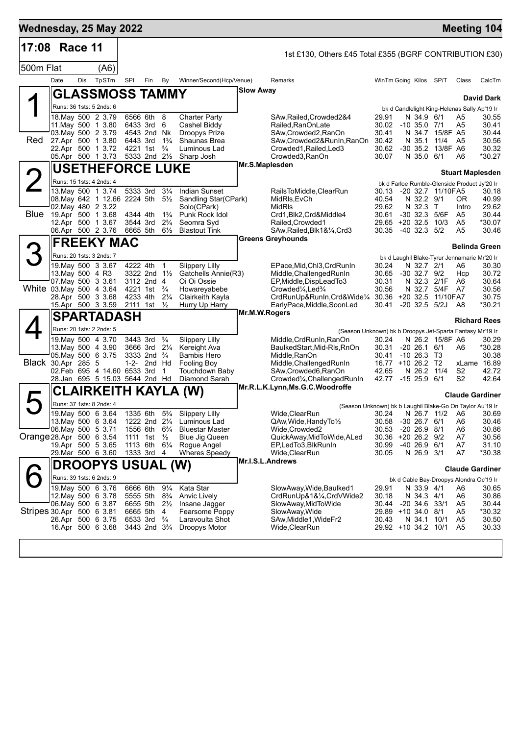## Wednesday, 25 May 2022 — Meeting 104

**17:08 Race 11** — 1st £130, Others £45 Total £355 (BGRF CONTRIBUTION £30)

500m Flat (A6)

### 1 — GLASSMOSS TAMMY (Red)
Slow Away — Trainer: David Dark
Runs: 36 1sts: 5 2nds: 6 — bk d Candlelight King-Helenas Sally Ap'19 Ir

| Date | Dis | TpSTm | SPI | Fin | By | Winner/Second(Hcp/Venue) | Remarks | WinTm | Going | Kilos | SP/T | Class | CalcTm |
|---|---|---|---|---|---|---|---|---|---|---|---|---|---|
| 18.May | 500 | 2 3.79 | 6566 | 6th | 8 | Charter Party | SAw,Railed,Crowded2&4 | 29.91 | N | 34.9 | 6/1 | A5 | 30.55 |
| 11.May | 500 | 1 3.80 | 6433 | 3rd | 6 | Cashel Biddy | Railed,RanOnLate | 30.02 | -10 | 35.0 | 7/1 | A5 | 30.41 |
| 03.May | 500 | 2 3.79 | 4543 | 2nd | Nk | Droopys Prize | SAw,Crowded2,RanOn | 30.41 | N | 34.7 | 15/8F | A5 | 30.44 |
| 27.Apr | 500 | 1 3.80 | 6443 | 3rd | 1¾ | Shaunas Brea | SAw,Crowded2&RunIn,RanOn | 30.42 | N | 35.1 | 11/4 | A5 | 30.56 |
| 22.Apr | 500 | 1 3.72 | 4221 | 1st | ¾ | Luminous Lad | Crowded1,Railed,Led3 | 30.62 | -30 | 35.2 | 13/8F | A6 | 30.32 |
| 05.Apr | 500 | 1 3.73 | 5333 | 2nd | 2½ | Sharp Josh | Crowded3,RanOn | 30.07 | N | 35.0 | 6/1 | A6 | *30.27 |

### 2 — USETHEFORCE LUKE (Blue)
Mr.S.Maplesden — Trainer: Stuart Maplesden
Runs: 15 1sts: 4 2nds: 4 — bk d Farloe Rumble-Glenside Product Jy'20 Ir

| Date | Dis | TpSTm | SPI | Fin | By | Winner/Second(Hcp/Venue) | Remarks | WinTm | Going | Kilos | SP/T | Class | CalcTm |
|---|---|---|---|---|---|---|---|---|---|---|---|---|---|
| 13.May | 500 | 1 3.74 | 5333 | 3rd | 3¼ | Indian Sunset | RailsToMiddle,ClearRun | 30.13 | -20 | 32.7 | 11/10F | A5 | 30.18 |
| 08.May | 642 | 1 12.66 | 2224 | 5th | 5½ | Sandling Star(CPark) | MidRls,EvCh | 40.54 | N | 32.2 | 9/1 | OR | 40.99 |
| 02.May | 480 | 2 3.22 | | | | Solo(CPark) | MidRls | 29.62 | N | 32.3 | T | Intro | 29.62 |
| 19.Apr | 500 | 1 3.68 | 4344 | 4th | 1¾ | Punk Rock Idol | Crd1,Blk2,Crd&Middle4 | 30.61 | -30 | 32.3 | 5/6F | A5 | 30.44 |
| 12.Apr | 500 | 1 3.67 | 3544 | 3rd | 2¾ | Seomra Syd | Railed,Crowded1 | 29.65 | +20 | 32.5 | 10/3 | A5 | *30.07 |
| 06.Apr | 500 | 2 3.76 | 6665 | 5th | 6½ | Blastout Tink | SAw,Railed,Blk1&¼,Crd3 | 30.35 | -40 | 32.3 | 5/2 | A5 | 30.46 |

### 3 — FREEKY MAC (White)
Greens Greyhounds — Trainer: Belinda Green
Runs: 20 1sts: 3 2nds: 7 — bk d Laughil Blake-Tyrur Jennamarie Mr'20 Ir

| Date | Dis | TpSTm | SPI | Fin | By | Winner/Second(Hcp/Venue) | Remarks | WinTm | Going | Kilos | SP/T | Class | CalcTm |
|---|---|---|---|---|---|---|---|---|---|---|---|---|---|
| 19.May | 500 | 3 3.67 | 4222 | 4th | 1 | Slippery Lilly | EPace,Mid,Chl3,CrdRunIn | 30.24 | N | 32.7 | 2/1 | A6 | 30.30 |
| 13.May | 500 | 4 R3 | 3322 | 2nd | 1½ | Gatchells Annie(R3) | Middle,ChallengedRunIn | 30.65 | -30 | 32.7 | 9/2 | Hcp | 30.72 |
| 07.May | 500 | 3 3.61 | 3112 | 2nd | 4 | Oi Oi Ossie | EP,Middle,DispLeadTo3 | 30.31 | N | 32.3 | 2/1F | A6 | 30.64 |
| 03.May | 500 | 4 3.64 | 4221 | 1st | ¾ | Howareyabebe | Crowded¼,Led¾ | 30.56 | N | 32.7 | 5/4F | A7 | 30.56 |
| 28.Apr | 500 | 3 3.68 | 4233 | 4th | 2¼ | Clairkeith Kayla | CrdRunUp&RunIn,Crd&Wide¼ | 30.36 | +20 | 32.5 | 11/10F | A7 | 30.75 |
| 15.Apr | 500 | 3 3.59 | 2111 | 1st | ½ | Hurry Up Harry | EarlyPace,Middle,SoonLed | 30.41 | -20 | 32.5 | 5/2J | A8 | *30.21 |

### 4 — SPARTADASH (Black)
Mr.M.W.Rogers — Trainer: Richard Rees
Runs: 20 1sts: 2 2nds: 5 — (Season Unknown) bk b Droopys Jet-Sparta Fantasy Mr'19 Ir

| Date | Dis | TpSTm | SPI | Fin | By | Winner/Second(Hcp/Venue) | Remarks | WinTm | Going | Kilos | SP/T | Class | CalcTm |
|---|---|---|---|---|---|---|---|---|---|---|---|---|---|
| 19.May | 500 | 4 3.70 | 3443 | 3rd | ¾ | Slippery Lilly | Middle,CrdRunIn,RanOn | 30.24 | N | 26.2 | 15/8F | A6 | 30.29 |
| 13.May | 500 | 4 3.90 | 3666 | 3rd | 2¼ | Kereight Ava | BaulkedStart,Mid-Rls,RnOn | 30.31 | -20 | 26.1 | 6/1 | A6 | *30.28 |
| 05.May | 500 | 6 3.75 | 3333 | 2nd | ¾ | Bambis Hero | Middle,RanOn | 30.41 | -10 | 26.3 | T3 | | 30.38 |
| 30.Apr | 285 | 5 | 1-2- | 2nd | Hd | Fooling Boy | Middle,ChallengedRunIn | 16.77 | +10 | 26.2 | T2 | xLame | 16.89 |
| 02.Feb | 695 | 4 14.60 | 6533 | 3rd | 1 | Touchdown Baby | SAw,Crowded6,RanOn | 42.65 | N | 26.2 | 11/4 | S2 | 42.72 |
| 28.Jan | 695 | 5 15.03 | 5644 | 2nd | Hd | Diamond Sarah | Crowded¼,ChallengedRunIn | 42.77 | -15 | 25.9 | 6/1 | S2 | 42.64 |

### 5 — CLAIRKEITH KAYLA (W) (Orange)
Mr.R.L.K.Lynn,Ms.G.C.Woodroffe — Trainer: Claude Gardiner
Runs: 37 1sts: 8 2nds: 4 — (Season Unknown) bk b Laughil Blake-Go On Taylor Au'19 Ir

| Date | Dis | TpSTm | SPI | Fin | By | Winner/Second(Hcp/Venue) | Remarks | WinTm | Going | Kilos | SP/T | Class | CalcTm |
|---|---|---|---|---|---|---|---|---|---|---|---|---|---|
| 19.May | 500 | 6 3.64 | 1335 | 6th | 5¾ | Slippery Lilly | Wide,ClearRun | 30.24 | N | 26.7 | 11/2 | A6 | 30.69 |
| 13.May | 500 | 6 3.64 | 1222 | 2nd | 2¼ | Luminous Lad | QAw,Wide,HandyTo½ | 30.58 | -30 | 26.7 | 6/1 | A6 | 30.46 |
| 06.May | 500 | 5 3.71 | 1556 | 6th | 6¾ | Bluestar Master | Wide,Crowded2 | 30.53 | -20 | 26.9 | 8/1 | A6 | 30.86 |
| 28.Apr | 500 | 6 3.54 | 1111 | 1st | ½ | Blue Jig Queen | QuickAway,MidToWide,ALed | 30.36 | +20 | 26.2 | 9/2 | A7 | 30.56 |
| 19.Apr | 500 | 5 3.65 | 1113 | 6th | 6¼ | Rogue Angel | EP,LedTo3,BlkRunIn | 30.99 | -40 | 26.9 | 6/1 | A7 | 31.10 |
| 29.Mar | 500 | 6 3.60 | 1333 | 3rd | 4 | Wheres Speedy | Wide,ClearRun | 30.05 | N | 26.9 | 3/1 | A7 | *30.38 |

### 6 — DROOPYS USUAL (W) (Stripes)
Mr.I.S.L.Andrews — Trainer: Claude Gardiner
Runs: 39 1sts: 6 2nds: 9 — bk d Cable Bay-Droopys Alondra Oc'19 Ir

| Date | Dis | TpSTm | SPI | Fin | By | Winner/Second(Hcp/Venue) | Remarks | WinTm | Going | Kilos | SP/T | Class | CalcTm |
|---|---|---|---|---|---|---|---|---|---|---|---|---|---|
| 19.May | 500 | 6 3.76 | 6666 | 6th | 9¼ | Kata Star | SlowAway,Wide,Baulked1 | 29.91 | N | 33.9 | 4/1 | A6 | 30.65 |
| 12.May | 500 | 6 3.78 | 5555 | 5th | 8¾ | Anvic Lively | CrdRunUp&1&¼,CrdVWide2 | 30.18 | N | 34.3 | 4/1 | A6 | 30.86 |
| 06.May | 500 | 6 3.87 | 6655 | 5th | 2½ | Insane Jagger | SlowAway,MidToWide | 30.44 | -20 | 34.6 | 33/1 | A5 | 30.44 |
| 30.Apr | 500 | 6 3.81 | 6665 | 5th | 4 | Fearsome Poppy | SlowAway,Wide | 29.89 | +10 | 34.0 | 8/1 | A5 | *30.32 |
| 26.Apr | 500 | 6 3.75 | 6533 | 3rd | ¾ | Laravoulta Shot | SAw,Middle1,WideFr2 | 30.43 | N | 34.1 | 10/1 | A5 | 30.50 |
| 16.Apr | 500 | 6 3.68 | 3443 | 2nd | 3¾ | Droopys Motor | Wide,ClearRun | 29.92 | +10 | 34.2 | 10/1 | A5 | 30.33 |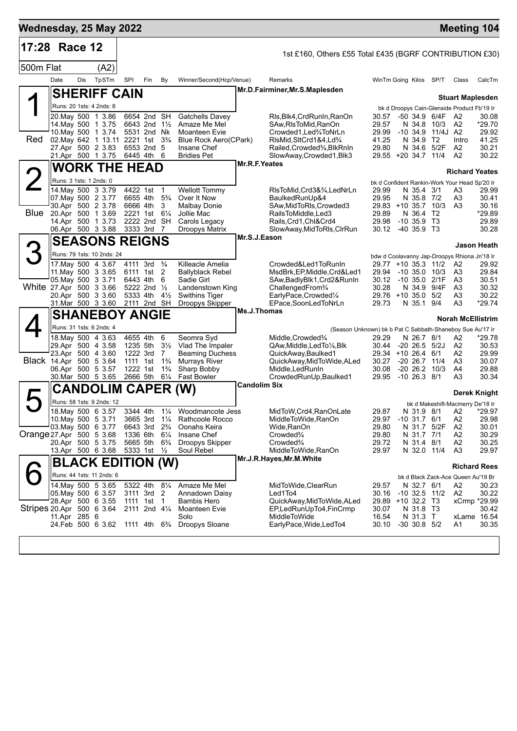# Wednesday, 25 May 2022 — Meeting 104

## 17:28 Race 12

1st £160, Others £55 Total £435 (BGRF CONTRIBUTION £30)

500m Flat (A2)

| Date | Dis | TpSTm | SPI | Fin | By | Winner/Second(Hcp/Venue) | Remarks | WinTm | Going | Kilos | SP/T | Class | CalcTm |
|---|---|---|---|---|---|---|---|---|---|---|---|---|---|

### 1 (Red) SHERIFF CAIN

Mr.D.Fairminer,Mr.S.Maplesden — **Stuart Maplesden**

Runs: 20 1sts: 4 2nds: 8 — bk d Droopys Cain-Glenside Product Fb'19 Ir

| Date | Dis | TpSTm | SPI | Fin | By | Winner/Second(Hcp/Venue) | Remarks | WinTm | Going | Kilos | SP/T | Class | CalcTm |
|---|---|---|---|---|---|---|---|---|---|---|---|---|---|
| 20.May | 500 | 1 3.86 | 6654 | 2nd | SH | Gatchells Davey | Rls,Blk4,CrdRunIn,RanOn | 30.57 | -50 | 34.9 | 6/4F | A2 | 30.08 |
| 14.May | 500 | 1 3.75 | 6643 | 2nd | 1½ | Amaze Me Mel | SAw,RlsToMid,RanOn | 29.57 | N | 34.8 | 10/3 | A2 | *29.70 |
| 10.May | 500 | 1 3.74 | 5531 | 2nd | Nk | Moanteen Evie | Crowded1,Led¾ToNrLn | 29.99 | -10 | 34.9 | 11/4J | A2 | 29.92 |
| 02.May | 642 | 1 13.11 | 2221 | 1st | 3¾ | Blue Rock Aero(CPark) | RlsMid,SltCrd1&4,Ld¾ | 41.25 | N | 34.9 | T2 | Intro | 41.25 |
| 27.Apr | 500 | 2 3.83 | 6553 | 2nd | 5 | Insane Chef | Railed,Crowded¾,BlkRnIn | 29.80 | N | 34.6 | 5/2F | A2 | 30.21 |
| 21.Apr | 500 | 1 3.75 | 6445 | 4th | 6 | Bridies Pet | SlowAway,Crowded1,Blk3 | 29.55 | +20 | 34.7 | 11/4 | A2 | 30.22 |

### 2 (Blue) WORK THE HEAD

Mr.R.F.Yeates — **Richard Yeates**

Runs: 3 1sts: 1 2nds: 0 — bk d Confident Rankin-Work Your Head Sp'20 Ir

| Date | Dis | TpSTm | SPI | Fin | By | Winner/Second(Hcp/Venue) | Remarks | WinTm | Going | Kilos | SP/T | Class | CalcTm |
|---|---|---|---|---|---|---|---|---|---|---|---|---|---|
| 14.May | 500 | 3 3.79 | 4422 | 1st | 1 | Wellott Tommy | RlsToMid,Crd3&¾,LedNrLn | 29.99 | N | 35.4 | 3/1 | A3 | 29.99 |
| 07.May | 500 | 2 3.77 | 6655 | 4th | 5¾ | Over It Now | BaulkedRunUp&4 | 29.95 | N | 35.8 | 7/2 | A3 | 30.41 |
| 30.Apr | 500 | 2 3.78 | 6666 | 4th | 3 | Malbay Donie | SAw,MidToRls,Crowded3 | 29.83 | +10 | 35.7 | 10/3 | A3 | 30.16 |
| 20.Apr | 500 | 1 3.69 | 2221 | 1st | 6¼ | Jollie Mac | RailsToMiddle,Led3 | 29.89 | N | 36.4 | T2 | | *29.89 |
| 14.Apr | 500 | 1 3.73 | 2222 | 2nd | SH | Carols Legacy | Rails,Crd1,Chl&Crd4 | 29.98 | -10 | 35.9 | T3 | | 29.89 |
| 06.Apr | 500 | 3 3.88 | 3333 | 3rd | 7 | Droopys Matrix | SlowAway,MidToRls,ClrRun | 30.12 | -40 | 35.9 | T3 | | 30.28 |

### 3 (White) SEASONS REIGNS

Mr.S.J.Eason — **Jason Heath**

Runs: 79 1sts: 10 2nds: 24 — bdw d Coolavanny Jap-Droopys Rhiona Jn'18 Ir

| Date | Dis | TpSTm | SPI | Fin | By | Winner/Second(Hcp/Venue) | Remarks | WinTm | Going | Kilos | SP/T | Class | CalcTm |
|---|---|---|---|---|---|---|---|---|---|---|---|---|---|
| 17.May | 500 | 4 3.67 | 4111 | 3rd | ¾ | Killeacle Amelia | Crowded&Led1ToRunIn | 29.77 | +10 | 35.3 | 11/2 | A2 | 29.92 |
| 11.May | 500 | 3 3.65 | 6111 | 1st | 2 | Ballyblack Rebel | MsdBrk,EP,Middle,Crd&Led1 | 29.94 | -10 | 35.0 | 10/3 | A3 | 29.84 |
| 05.May | 500 | 3 3.71 | 6443 | 4th | 6 | Sadie Girl | SAw,BadlyBlk1,Crd2&RunIn | 30.12 | -10 | 35.0 | 2/1F | A3 | 30.51 |
| 27.Apr | 500 | 3 3.66 | 5222 | 2nd | ½ | Landenstown King | ChallengedFrom¾ | 30.28 | N | 34.9 | 9/4F | A3 | 30.32 |
| 20.Apr | 500 | 3 3.60 | 5333 | 4th | 4½ | Swithins Tiger | EarlyPace,Crowded¼ | 29.76 | +10 | 35.0 | 5/2 | A3 | 30.22 |
| 31.Mar | 500 | 3 3.60 | 2111 | 2nd | SH | Droopys Skipper | EPace,SoonLedToNrLn | 29.73 | N | 35.1 | 9/4 | A3 | *29.74 |

### 4 (Black) SHANEBOY ANGIE

Ms.J.Thomas — **Norah McEllistrim**

Runs: 31 1sts: 6 2nds: 4 — (Season Unknown) bk b Pat C Sabbath-Shaneboy Sue Au'17 Ir

| Date | Dis | TpSTm | SPI | Fin | By | Winner/Second(Hcp/Venue) | Remarks | WinTm | Going | Kilos | SP/T | Class | CalcTm |
|---|---|---|---|---|---|---|---|---|---|---|---|---|---|
| 18.May | 500 | 4 3.63 | 4655 | 4th | 6 | Seomra Syd | Middle,Crowded¾ | 29.29 | N | 26.7 | 8/1 | A2 | *29.78 |
| 29.Apr | 500 | 4 3.58 | 1235 | 5th | 3½ | Vlad The Impaler | QAw,Middle,LedTo¼,Blk | 30.44 | -20 | 26.5 | 5/2J | A2 | 30.53 |
| 23.Apr | 500 | 4 3.60 | 1222 | 3rd | 7 | Beaming Duchess | QuickAway,Baulked1 | 29.34 | +10 | 26.4 | 6/1 | A2 | 29.99 |
| 14.Apr | 500 | 5 3.64 | 1111 | 1st | 1¾ | Murrays River | QuickAway,MidToWide,ALed | 30.27 | -20 | 26.7 | 11/4 | A3 | 30.07 |
| 06.Apr | 500 | 5 3.57 | 1222 | 1st | 1¾ | Sharp Bobby | Middle,LedRunIn | 30.08 | -20 | 26.2 | 10/3 | A4 | 29.88 |
| 30.Mar | 500 | 5 3.65 | 2666 | 5th | 6¼ | Fast Bowler | CrowdedRunUp,Baulked1 | 29.95 | -10 | 26.3 | 8/1 | A3 | 30.34 |

### 5 (Orange) CANDOLIM CAPER (W)

Candolim Six — **Derek Knight**

Runs: 58 1sts: 9 2nds: 12 — bk d Makeshift-Macmerry De'18 Ir

| Date | Dis | TpSTm | SPI | Fin | By | Winner/Second(Hcp/Venue) | Remarks | WinTm | Going | Kilos | SP/T | Class | CalcTm |
|---|---|---|---|---|---|---|---|---|---|---|---|---|---|
| 18.May | 500 | 6 3.57 | 3344 | 4th | 1¼ | Woodmancote Jess | MidToW,Crd4,RanOnLate | 29.87 | N | 31.9 | 8/1 | A2 | *29.97 |
| 10.May | 500 | 5 3.71 | 3665 | 3rd | 1¼ | Rathcoole Rocco | MiddleToWide,RanOn | 29.97 | -10 | 31.7 | 6/1 | A2 | 29.98 |
| 03.May | 500 | 6 3.77 | 6643 | 3rd | 2¾ | Oonahs Keira | Wide,RanOn | 29.80 | N | 31.7 | 5/2F | A2 | 30.01 |
| 27.Apr | 500 | 5 3.68 | 1336 | 6th | 6¼ | Insane Chef | Crowded¾ | 29.80 | N | 31.7 | 7/1 | A2 | 30.29 |
| 20.Apr | 500 | 5 3.75 | 5665 | 5th | 6¾ | Droopys Skipper | Crowded¾ | 29.72 | N | 31.4 | 8/1 | A2 | 30.25 |
| 13.Apr | 500 | 6 3.68 | 5333 | 1st | ½ | Soul Rebel | MiddleToWide,RanOn | 29.97 | N | 32.0 | 11/4 | A3 | 29.97 |

### 6 (Stripes) BLACK EDITION (W)

Mr.J.R.Hayes,Mr.M.White — **Richard Rees**

Runs: 44 1sts: 11 2nds: 6 — bk d Black Zack-Ace Queen Au'19 Br

| Date | Dis | TpSTm | SPI | Fin | By | Winner/Second(Hcp/Venue) | Remarks | WinTm | Going | Kilos | SP/T | Class | CalcTm |
|---|---|---|---|---|---|---|---|---|---|---|---|---|---|
| 14.May | 500 | 5 3.65 | 5322 | 4th | 8¼ | Amaze Me Mel | MidToWide,ClearRun | 29.57 | N | 32.7 | 6/1 | A2 | 30.23 |
| 05.May | 500 | 6 3.57 | 3111 | 3rd | 2 | Annadown Daisy | Led1To4 | 30.16 | -10 | 32.5 | 11/2 | A2 | 30.22 |
| 28.Apr | 500 | 6 3.55 | 1111 | 1st | 1 | Bambis Hero | QuickAway,MidToWide,ALed | 29.89 | +10 | 32.2 | T3 | xCrmp | *29.99 |
| 20.Apr | 500 | 6 3.64 | 2111 | 2nd | 4¼ | Moanteen Evie | EP,LedRunUpTo4,FinCrmp | 30.07 | N | 31.8 | T3 | | 30.42 |
| 11.Apr | 285 | 6 | | | | Solo | MiddleToWide | 16.54 | N | 31.3 | T | xLame | 16.54 |
| 24.Feb | 500 | 6 3.62 | 1111 | 4th | 6¾ | Droopys Sloane | EarlyPace,Wide,LedTo4 | 30.10 | -30 | 30.8 | 5/2 | A1 | 30.35 |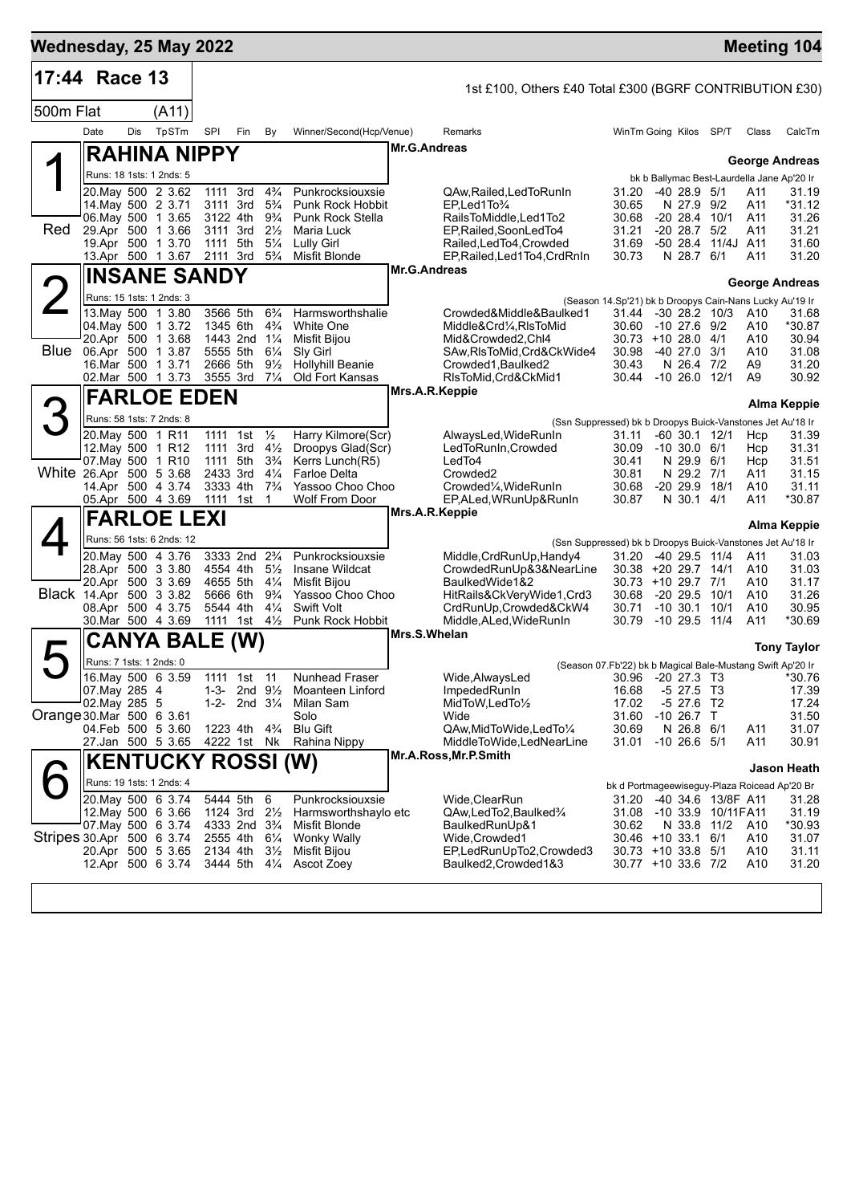# Wednesday, 25 May 2022 — Meeting 104

## 17:44 Race 13

1st £100, Others £40 Total £300 (BGRF CONTRIBUTION £30)

500m Flat (A11)

| Date | Dis | TpSTm | SPI | Fin | By | Winner/Second(Hcp/Venue) | Remarks | WinTm | Going | Kilos | SP/T | Class | CalcTm |
|---|---|---|---|---|---|---|---|---|---|---|---|---|---|

### 1 — Red — RAHINA NIPPY

Mr.G.Andreas — George Andreas

Runs: 18 1sts: 1 2nds: 5 — bk b Ballymac Best-Laurdella Jane Ap'20 Ir

| Date | Dis | TpSTm | SPI | Fin | By | Winner/Second(Hcp/Venue) | Remarks | WinTm | Going | Kilos | SP/T | Class | CalcTm |
|---|---|---|---|---|---|---|---|---|---|---|---|---|---|
| 20.May | 500 | 2 3.62 | 1111 | 3rd | 4¾ | Punkrocksiouxsie | QAw,Railed,LedToRunIn | 31.20 | -40 | 28.9 | 5/1 | A11 | 31.19 |
| 14.May | 500 | 2 3.71 | 3111 | 3rd | 5¾ | Punk Rock Hobbit | EP,Led1To¾ | 30.65 | N | 27.9 | 9/2 | A11 | *31.12 |
| 06.May | 500 | 1 3.65 | 3122 | 4th | 9¾ | Punk Rock Stella | RailsToMiddle,Led1To2 | 30.68 | -20 | 28.4 | 10/1 | A11 | 31.26 |
| 29.Apr | 500 | 1 3.66 | 3111 | 3rd | 2½ | Maria Luck | EP,Railed,SoonLedTo4 | 31.21 | -20 | 28.7 | 5/2 | A11 | 31.21 |
| 19.Apr | 500 | 1 3.70 | 1111 | 5th | 5¼ | Lully Girl | Railed,LedTo4,Crowded | 31.69 | -50 | 28.4 | 11/4J | A11 | 31.60 |
| 13.Apr | 500 | 1 3.67 | 2111 | 3rd | 5¾ | Misfit Blonde | EP,Railed,Led1To4,CrdRnIn | 30.73 | N | 28.7 | 6/1 | A11 | 31.20 |

### 2 — Blue — INSANE SANDY

Mr.G.Andreas — George Andreas

Runs: 15 1sts: 1 2nds: 3 — (Season 14.Sp'21) bk b Droopys Cain-Nans Lucky Au'19 Ir

| Date | Dis | TpSTm | SPI | Fin | By | Winner/Second(Hcp/Venue) | Remarks | WinTm | Going | Kilos | SP/T | Class | CalcTm |
|---|---|---|---|---|---|---|---|---|---|---|---|---|---|
| 13.May | 500 | 1 3.80 | 3566 | 5th | 6¾ | Harmsworthshalie | Crowded&Middle&Baulked1 | 31.44 | -30 | 28.2 | 10/3 | A10 | 31.68 |
| 04.May | 500 | 1 3.72 | 1345 | 6th | 4¾ | White One | Middle&Crd¼,RlsToMid | 30.60 | -10 | 27.6 | 9/2 | A10 | *30.87 |
| 20.Apr | 500 | 1 3.68 | 1443 | 2nd | 1¼ | Misfit Bijou | Mid&Crowded2,Chl4 | 30.73 | +10 | 28.0 | 4/1 | A10 | 30.94 |
| 06.Apr | 500 | 1 3.87 | 5555 | 5th | 6¼ | Sly Girl | SAw,RlsToMid,Crd&CkWide4 | 30.98 | -40 | 27.0 | 3/1 | A10 | 31.08 |
| 16.Mar | 500 | 1 3.71 | 2666 | 5th | 9½ | Hollyhill Beanie | Crowded1,Baulked2 | 30.43 | N | 26.4 | 7/2 | A9 | 31.20 |
| 02.Mar | 500 | 1 3.73 | 3555 | 3rd | 7¼ | Old Fort Kansas | RlsToMid,Crd&CkMid1 | 30.44 | -10 | 26.0 | 12/1 | A9 | 30.92 |

### 3 — White — FARLOE EDEN

Mrs.A.R.Keppie — Alma Keppie

Runs: 58 1sts: 7 2nds: 8 — (Ssn Suppressed) bk b Droopys Buick-Vanstones Jet Au'18 Ir

| Date | Dis | TpSTm | SPI | Fin | By | Winner/Second(Hcp/Venue) | Remarks | WinTm | Going | Kilos | SP/T | Class | CalcTm |
|---|---|---|---|---|---|---|---|---|---|---|---|---|---|
| 20.May | 500 | 1 R11 | 1111 | 1st | ½ | Harry Kilmore(Scr) | AlwaysLed,WideRunIn | 31.11 | -60 | 30.1 | 12/1 | Hcp | 31.39 |
| 12.May | 500 | 1 R12 | 1111 | 3rd | 4½ | Droopys Glad(Scr) | LedToRunIn,Crowded | 30.09 | -10 | 30.0 | 6/1 | Hcp | 31.31 |
| 07.May | 500 | 1 R10 | 1111 | 5th | 3¾ | Kerrs Lunch(R5) | LedTo4 | 30.41 | N | 29.9 | 6/1 | Hcp | 31.51 |
| 26.Apr | 500 | 5 3.68 | 2433 | 3rd | 4¼ | Farloe Delta | Crowded2 | 30.81 | N | 29.2 | 7/1 | A11 | 31.15 |
| 14.Apr | 500 | 4 3.74 | 3333 | 4th | 7¾ | Yassoo Choo Choo | Crowded¼,WideRunIn | 30.68 | -20 | 29.9 | 18/1 | A10 | 31.11 |
| 05.Apr | 500 | 4 3.69 | 1111 | 1st | 1 | Wolf From Door | EP,ALed,WRunUp&RunIn | 30.87 | N | 30.1 | 4/1 | A11 | *30.87 |

### 4 — Black — FARLOE LEXI

Mrs.A.R.Keppie — Alma Keppie

Runs: 56 1sts: 6 2nds: 12 — (Ssn Suppressed) bk b Droopys Buick-Vanstones Jet Au'18 Ir

| Date | Dis | TpSTm | SPI | Fin | By | Winner/Second(Hcp/Venue) | Remarks | WinTm | Going | Kilos | SP/T | Class | CalcTm |
|---|---|---|---|---|---|---|---|---|---|---|---|---|---|
| 20.May | 500 | 4 3.76 | 3333 | 2nd | 2¾ | Punkrocksiouxsie | Middle,CrdRunUp,Handy4 | 31.20 | -40 | 29.5 | 11/4 | A11 | 31.03 |
| 28.Apr | 500 | 3 3.80 | 4554 | 4th | 5½ | Insane Wildcat | CrowdedRunUp&3&NearLine | 30.38 | +20 | 29.7 | 14/1 | A10 | 31.03 |
| 20.Apr | 500 | 3 3.69 | 4655 | 5th | 4¼ | Misfit Bijou | BaulkedWide1&2 | 30.73 | +10 | 29.7 | 7/1 | A10 | 31.17 |
| 14.Apr | 500 | 3 3.82 | 5666 | 6th | 9¾ | Yassoo Choo Choo | HitRails&CkVeryWide1,Crd3 | 30.68 | -20 | 29.5 | 10/1 | A10 | 31.26 |
| 08.Apr | 500 | 4 3.75 | 5544 | 4th | 4¼ | Swift Volt | CrdRunUp,Crowded&CkW4 | 30.71 | -10 | 30.1 | 10/1 | A10 | 30.95 |
| 30.Mar | 500 | 4 3.69 | 1111 | 1st | 4½ | Punk Rock Hobbit | Middle,ALed,WideRunIn | 30.79 | -10 | 29.5 | 11/4 | A11 | *30.69 |

### 5 — Orange — CANYA BALE (W)

Mrs.S.Whelan — Tony Taylor

Runs: 7 1sts: 1 2nds: 0 — (Season 07.Fb'22) bk b Magical Bale-Mustang Swift Ap'20 Ir

| Date | Dis | TpSTm | SPI | Fin | By | Winner/Second(Hcp/Venue) | Remarks | WinTm | Going | Kilos | SP/T | Class | CalcTm |
|---|---|---|---|---|---|---|---|---|---|---|---|---|---|
| 16.May | 500 | 6 3.59 | 1111 | 1st | 11 | Nunhead Fraser | Wide,AlwaysLed | 30.96 | -20 | 27.3 | T3 | | *30.76 |
| 07.May | 285 | 4 | 1-3- | 2nd | 9½ | Moanteen Linford | ImpededRunIn | 16.68 | -5 | 27.5 | T3 | | 17.39 |
| 02.May | 285 | 5 | 1-2- | 2nd | 3¼ | Milan Sam | MidToW,LedTo½ | 17.02 | -5 | 27.6 | T2 | | 17.24 |
| 30.Mar | 500 | 6 3.61 | | | | Solo | Wide | 31.60 | -10 | 26.7 | T | | 31.50 |
| 04.Feb | 500 | 5 3.60 | 1223 | 4th | 4¾ | Blu Gift | QAw,MidToWide,LedTo¼ | 30.69 | N | 26.8 | 6/1 | A11 | 31.07 |
| 27.Jan | 500 | 5 3.65 | 4222 | 1st | Nk | Rahina Nippy | MiddleToWide,LedNearLine | 31.01 | -10 | 26.6 | 5/1 | A11 | 30.91 |

### 6 — Stripes — KENTUCKY ROSSI (W)

Mr.A.Ross,Mr.P.Smith — Jason Heath

Runs: 19 1sts: 1 2nds: 4 — bk d Portmageewiseguy-Plaza Roicead Ap'20 Br

| Date | Dis | TpSTm | SPI | Fin | By | Winner/Second(Hcp/Venue) | Remarks | WinTm | Going | Kilos | SP/T | Class | CalcTm |
|---|---|---|---|---|---|---|---|---|---|---|---|---|---|
| 20.May | 500 | 6 3.74 | 5444 | 5th | 6 | Punkrocksiouxsie | Wide,ClearRun | 31.20 | -40 | 34.6 | 13/8F | A11 | 31.28 |
| 12.May | 500 | 6 3.66 | 1124 | 3rd | 2½ | Harmsworthshaylo etc | QAw,LedTo2,Baulked¾ | 31.08 | -10 | 33.9 | 10/11F | A11 | 31.19 |
| 07.May | 500 | 6 3.74 | 4333 | 2nd | 3¾ | Misfit Blonde | BaulkedRunUp&1 | 30.62 | N | 33.8 | 11/2 | A10 | *30.93 |
| 30.Apr | 500 | 6 3.74 | 2555 | 4th | 6¼ | Wonky Wally | Wide,Crowded1 | 30.46 | +10 | 33.1 | 6/1 | A10 | 31.07 |
| 20.Apr | 500 | 5 3.65 | 2134 | 4th | 3½ | Misfit Bijou | EP,LedRunUpTo2,Crowded3 | 30.73 | +10 | 33.8 | 5/1 | A10 | 31.11 |
| 12.Apr | 500 | 6 3.74 | 3444 | 5th | 4¼ | Ascot Zoey | Baulked2,Crowded1&3 | 30.77 | +10 | 33.6 | 7/2 | A10 | 31.20 |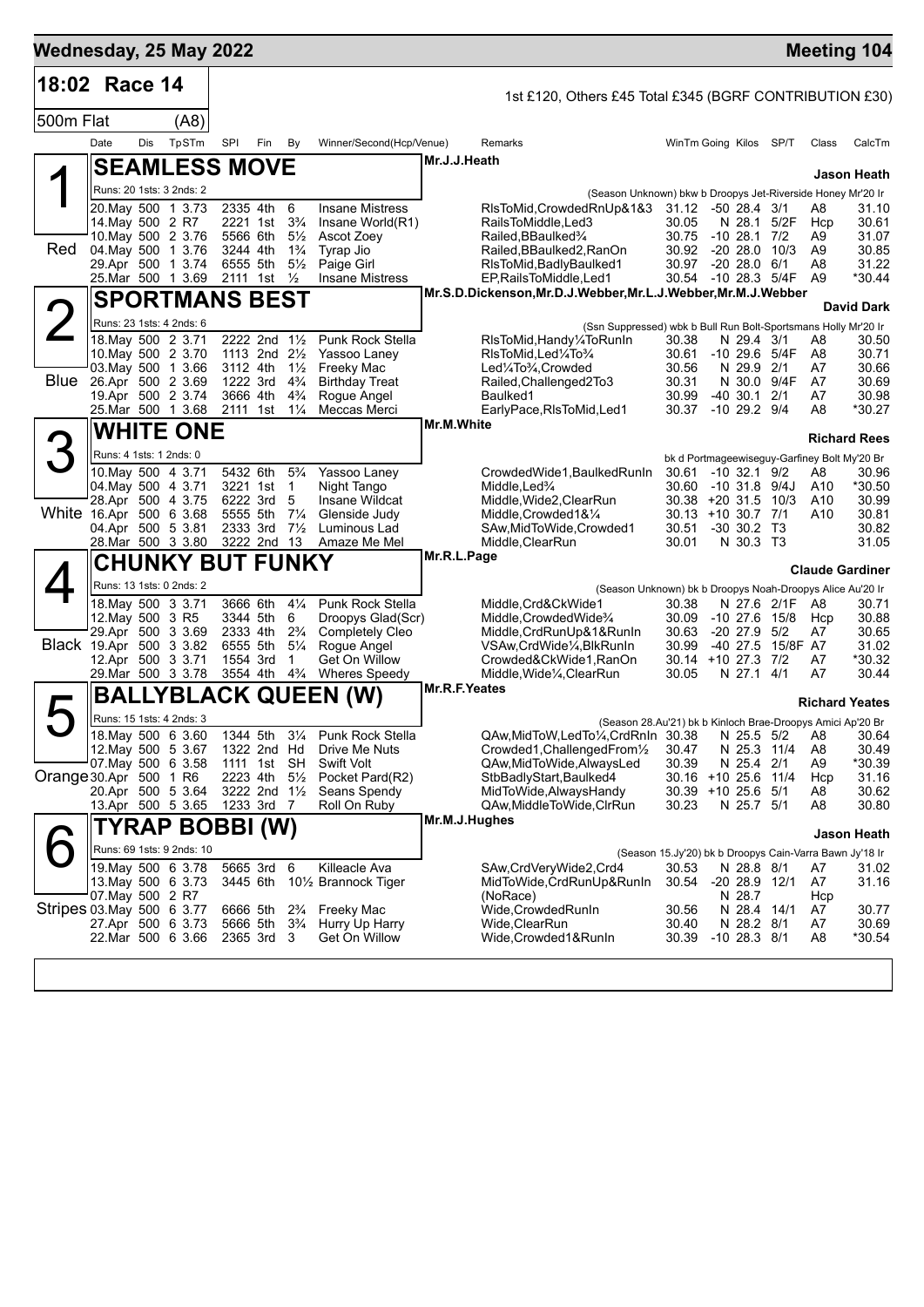## Wednesday, 25 May 2022 — Meeting 104

**18:02 Race 14** — 1st £120, Others £45 Total £345 (BGRF CONTRIBUTION £30)

**500m Flat (A8)**

| Date | Dis | TpSTm | SPI | Fin | By | Winner/Second(Hcp/Venue) | Remarks | WinTm | Going | Kilos | SP/T | Class | CalcTm |
|---|---|---|---|---|---|---|---|---|---|---|---|---|---|

### 1 Red — SEAMLESS MOVE
Mr.J.J.Heath — **Jason Heath**

Runs: 20 1sts: 3 2nds: 2 — (Season Unknown) bkw b Droopys Jet-Riverside Honey Mr'20 Ir

| Date | Dis | TpSTm | SPI | Fin | By | Winner/Second(Hcp/Venue) | Remarks | WinTm | Going | Kilos | SP/T | Class | CalcTm |
|---|---|---|---|---|---|---|---|---|---|---|---|---|---|
| 20.May | 500 | 1 3.73 | 2335 | 4th | 6 | Insane Mistress | RlsToMid,CrowdedRnUp&1&3 | 31.12 | -50 | 28.4 | 3/1 | A8 | 31.10 |
| 14.May | 500 | 2 R7 | 2221 | 1st | 3¾ | Insane World(R1) | RailsToMiddle,Led3 | 30.05 | N | 28.1 | 5/2F | Hcp | 30.61 |
| 10.May | 500 | 2 3.76 | 5566 | 6th | 5½ | Ascot Zoey | Railed,BBaulked¾ | 30.75 | -10 | 28.1 | 7/2 | A9 | 31.07 |
| 04.May | 500 | 1 3.76 | 3244 | 4th | 1¾ | Tyrap Jio | Railed,BBaulked2,RanOn | 30.92 | -20 | 28.0 | 10/3 | A9 | 30.85 |
| 29.Apr | 500 | 1 3.74 | 6555 | 5th | 5½ | Paige Girl | RlsToMid,BadlyBaulked1 | 30.97 | -20 | 28.0 | 6/1 | A8 | 31.22 |
| 25.Mar | 500 | 1 3.69 | 2111 | 1st | ½ | Insane Mistress | EP,RailsToMiddle,Led1 | 30.54 | -10 | 28.3 | 5/4F | A9 | *30.44 |

### 2 Blue — SPORTMANS BEST
Mr.S.D.Dickenson,Mr.D.J.Webber,Mr.L.J.Webber,Mr.M.J.Webber — **David Dark**

Runs: 23 1sts: 4 2nds: 6 — (Ssn Suppressed) wbk b Bull Run Bolt-Sportsmans Holly Mr'20 Ir

| Date | Dis | TpSTm | SPI | Fin | By | Winner/Second(Hcp/Venue) | Remarks | WinTm | Going | Kilos | SP/T | Class | CalcTm |
|---|---|---|---|---|---|---|---|---|---|---|---|---|---|
| 18.May | 500 | 2 3.71 | 2222 | 2nd | 1½ | Punk Rock Stella | RlsToMid,Handy¼ToRunIn | 30.38 | N | 29.4 | 3/1 | A8 | 30.50 |
| 10.May | 500 | 2 3.70 | 1113 | 2nd | 2½ | Yassoo Laney | RlsToMid,Led¼To¾ | 30.61 | -10 | 29.6 | 5/4F | A8 | 30.71 |
| 03.May | 500 | 1 3.66 | 3112 | 4th | 1½ | Freeky Mac | Led¼To¾,Crowded | 30.56 | N | 29.9 | 2/1 | A7 | 30.66 |
| 26.Apr | 500 | 2 3.69 | 1222 | 3rd | 4¾ | Birthday Treat | Railed,Challenged2To3 | 30.31 | N | 30.0 | 9/4F | A7 | 30.69 |
| 19.Apr | 500 | 2 3.74 | 3666 | 4th | 4¾ | Rogue Angel | Baulked1 | 30.99 | -40 | 30.1 | 2/1 | A7 | 30.98 |
| 25.Mar | 500 | 1 3.68 | 2111 | 1st | 1¼ | Meccas Merci | EarlyPace,RlsToMid,Led1 | 30.37 | -10 | 29.2 | 9/4 | A8 | *30.27 |

### 3 White — WHITE ONE
Mr.M.White — **Richard Rees**

Runs: 4 1sts: 1 2nds: 0 — bk d Portmageewiseguy-Garfiney Bolt My'20 Br

| Date | Dis | TpSTm | SPI | Fin | By | Winner/Second(Hcp/Venue) | Remarks | WinTm | Going | Kilos | SP/T | Class | CalcTm |
|---|---|---|---|---|---|---|---|---|---|---|---|---|---|
| 10.May | 500 | 4 3.71 | 5432 | 6th | 5¾ | Yassoo Laney | CrowdedWide1,BaulkedRunIn | 30.61 | -10 | 32.1 | 9/2 | A8 | 30.96 |
| 04.May | 500 | 4 3.71 | 3221 | 1st | 1 | Night Tango | Middle,Led¾ | 30.60 | -10 | 31.8 | 9/4J | A10 | *30.50 |
| 28.Apr | 500 | 4 3.75 | 6222 | 3rd | 5 | Insane Wildcat | Middle,Wide2,ClearRun | 30.38 | +20 | 31.5 | 10/3 | A10 | 30.99 |
| 16.Apr | 500 | 6 3.68 | 5555 | 5th | 7¼ | Glenside Judy | Middle,Crowded1&¼ | 30.13 | +10 | 30.7 | 7/1 | A10 | 30.81 |
| 04.Apr | 500 | 5 3.81 | 2333 | 3rd | 7½ | Luminous Lad | SAw,MidToWide,Crowded1 | 30.51 | -30 | 30.2 | T3 | | 30.82 |
| 28.Mar | 500 | 3 3.80 | 3222 | 2nd | 13 | Amaze Me Mel | Middle,ClearRun | 30.01 | N | 30.3 | T3 | | 31.05 |

### 4 Black — CHUNKY BUT FUNKY
Mr.R.L.Page — **Claude Gardiner**

Runs: 13 1sts: 0 2nds: 2 — (Season Unknown) bk b Droopys Noah-Droopys Alice Au'20 Ir

| Date | Dis | TpSTm | SPI | Fin | By | Winner/Second(Hcp/Venue) | Remarks | WinTm | Going | Kilos | SP/T | Class | CalcTm |
|---|---|---|---|---|---|---|---|---|---|---|---|---|---|
| 18.May | 500 | 3 3.71 | 3666 | 6th | 4¼ | Punk Rock Stella | Middle,Crd&CkWide1 | 30.38 | N | 27.6 | 2/1F | A8 | 30.71 |
| 12.May | 500 | 3 R5 | 3344 | 5th | 6 | Droopys Glad(Scr) | Middle,CrowdedWide¾ | 30.09 | -10 | 27.6 | 15/8 | Hcp | 30.88 |
| 29.Apr | 500 | 3 3.69 | 2333 | 4th | 2¾ | Completely Cleo | Middle,CrdRunUp&1&RunIn | 30.63 | -20 | 27.9 | 5/2 | A7 | 30.65 |
| 19.Apr | 500 | 3 3.82 | 6555 | 5th | 5¼ | Rogue Angel | VSAw,CrdWide¼,BlkRunIn | 30.99 | -40 | 27.5 | 15/8F | A7 | 31.02 |
| 12.Apr | 500 | 3 3.71 | 1554 | 3rd | 1 | Get On Willow | Crowded&CkWide1,RanOn | 30.14 | +10 | 27.3 | 7/2 | A7 | *30.32 |
| 29.Mar | 500 | 3 3.78 | 3554 | 4th | 4¾ | Wheres Speedy | Middle,Wide¼,ClearRun | 30.05 | N | 27.1 | 4/1 | A7 | 30.44 |

### 5 Orange — BALLYBLACK QUEEN (W)
Mr.R.F.Yeates — **Richard Yeates**

Runs: 15 1sts: 4 2nds: 3 — (Season 28.Au'21) bk b Kinloch Brae-Droopys Amici Ap'20 Br

| Date | Dis | TpSTm | SPI | Fin | By | Winner/Second(Hcp/Venue) | Remarks | WinTm | Going | Kilos | SP/T | Class | CalcTm |
|---|---|---|---|---|---|---|---|---|---|---|---|---|---|
| 18.May | 500 | 6 3.60 | 1344 | 5th | 3¼ | Punk Rock Stella | QAw,MidToW,LedTo¼,CrdRnIn | 30.38 | N | 25.5 | 5/2 | A8 | 30.64 |
| 12.May | 500 | 5 3.67 | 1322 | 2nd | Hd | Drive Me Nuts | Crowded1,ChallengedFrom½ | 30.47 | N | 25.3 | 11/4 | A8 | 30.49 |
| 07.May | 500 | 6 3.58 | 1111 | 1st | SH | Swift Volt | QAw,MidToWide,AlwaysLed | 30.39 | N | 25.4 | 2/1 | A9 | *30.39 |
| 30.Apr | 500 | 1 R6 | 2223 | 4th | 5½ | Pocket Pard(R2) | StbBadlyStart,Baulked4 | 30.16 | +10 | 25.6 | 11/4 | Hcp | 31.16 |
| 20.Apr | 500 | 5 3.64 | 3222 | 2nd | 1½ | Seans Spendy | MidToWide,AlwaysHandy | 30.39 | +10 | 25.6 | 5/1 | A8 | 30.62 |
| 13.Apr | 500 | 5 3.65 | 1233 | 3rd | 7 | Roll On Ruby | QAw,MiddleToWide,ClrRun | 30.23 | N | 25.7 | 5/1 | A8 | 30.80 |

### 6 Stripes — TYRAP BOBBI (W)
Mr.M.J.Hughes — **Jason Heath**

Runs: 69 1sts: 9 2nds: 10 — (Season 15.Jy'20) bk b Droopys Cain-Varra Bawn Jy'18 Ir

| Date | Dis | TpSTm | SPI | Fin | By | Winner/Second(Hcp/Venue) | Remarks | WinTm | Going | Kilos | SP/T | Class | CalcTm |
|---|---|---|---|---|---|---|---|---|---|---|---|---|---|
| 19.May | 500 | 6 3.78 | 5665 | 3rd | 6 | Killeacle Ava | SAw,CrdVeryWide2,Crd4 | 30.53 | N | 28.8 | 8/1 | A7 | 31.02 |
| 13.May | 500 | 6 3.73 | 3445 | 6th | 10½ | Brannock Tiger | MidToWide,CrdRunUp&RunIn | 30.54 | -20 | 28.9 | 12/1 | A7 | 31.16 |
| 07.May | 500 | 2 R7 | | | | | (NoRace) | | | 28.7 | | Hcp | |
| 03.May | 500 | 6 3.77 | 6666 | 5th | 2¾ | Freeky Mac | Wide,CrowdedRunIn | 30.56 | N | 28.4 | 14/1 | A7 | 30.77 |
| 27.Apr | 500 | 6 3.73 | 5666 | 5th | 3¾ | Hurry Up Harry | Wide,ClearRun | 30.40 | N | 28.2 | 8/1 | A7 | 30.69 |
| 22.Mar | 500 | 6 3.66 | 2365 | 3rd | 3 | Get On Willow | Wide,Crowded1&RunIn | 30.39 | -10 | 28.3 | 8/1 | A8 | *30.54 |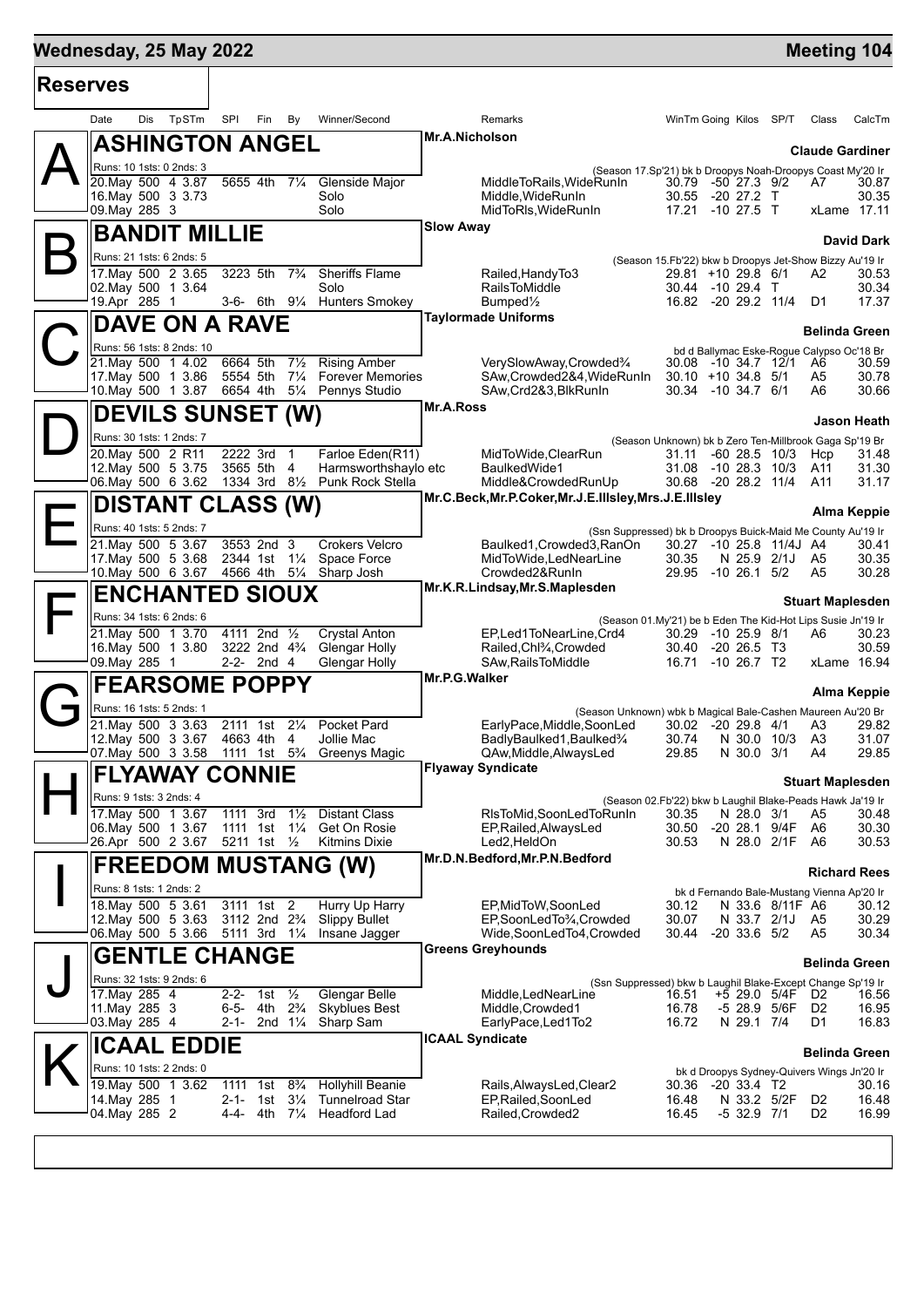# Wednesday, 25 May 2022 — Meeting 104

## Reserves

| Date | Dis | TpSTm | SPI | Fin | By | Winner/Second | Remarks | WinTm | Going | Kilos | SP/T | Class | CalcTm |
|---|---|---|---|---|---|---|---|---|---|---|---|---|---|

### A — ASHINGTON ANGEL
Mr.A.Nicholson — Claude Gardiner
Runs: 10 1sts: 0 2nds: 3
(Season 17.Sp'21) bk b Droopys Noah-Droopys Coast My'20 Ir

| Date | Dis | TpSTm | SPI | Fin | By | Winner/Second | Remarks | WinTm | Going | Kilos | SP/T | Class | CalcTm |
|---|---|---|---|---|---|---|---|---|---|---|---|---|---|
| 20.May | 500 | 4 3.87 | 5655 | 4th | 7¼ | Glenside Major | MiddleToRails,WideRunIn | 30.79 | -50 | 27.3 | 9/2 | A7 | 30.87 |
| 16.May | 500 | 3 3.73 | | | | Solo | Middle,WideRunIn | 30.55 | -20 | 27.2 | T | | 30.35 |
| 09.May | 285 | 3 | | | | Solo | MidToRls,WideRunIn | 17.21 | -10 | 27.5 | T | xLame | 17.11 |

### B — BANDIT MILLIE
Slow Away — David Dark
Runs: 21 1sts: 6 2nds: 5
(Season 15.Fb'22) bkw b Droopys Jet-Show Bizzy Au'19 Ir

| Date | Dis | TpSTm | SPI | Fin | By | Winner/Second | Remarks | WinTm | Going | Kilos | SP/T | Class | CalcTm |
|---|---|---|---|---|---|---|---|---|---|---|---|---|---|
| 17.May | 500 | 2 3.65 | 3223 | 5th | 7¾ | Sheriffs Flame | Railed,HandyTo3 | 29.81 | +10 | 29.8 | 6/1 | A2 | 30.53 |
| 02.May | 500 | 1 3.64 | | | | Solo | RailsToMiddle | 30.44 | -10 | 29.4 | T | | 30.34 |
| 19.Apr | 285 | 1 | 3-6- | 6th | 9¼ | Hunters Smokey | Bumped½ | 16.82 | -20 | 29.2 | 11/4 | D1 | 17.37 |

### C — DAVE ON A RAVE
Taylormade Uniforms — Belinda Green
Runs: 56 1sts: 8 2nds: 10
bd d Ballymac Eske-Rogue Calypso Oc'18 Br

| Date | Dis | TpSTm | SPI | Fin | By | Winner/Second | Remarks | WinTm | Going | Kilos | SP/T | Class | CalcTm |
|---|---|---|---|---|---|---|---|---|---|---|---|---|---|
| 21.May | 500 | 1 4.02 | 6664 | 5th | 7½ | Rising Amber | VerySlowAway,Crowded¾ | 30.08 | -10 | 34.7 | 12/1 | A6 | 30.59 |
| 17.May | 500 | 1 3.86 | 5554 | 5th | 7¼ | Forever Memories | SAw,Crowded2&4,WideRunIn | 30.10 | +10 | 34.8 | 5/1 | A5 | 30.78 |
| 10.May | 500 | 1 3.87 | 6654 | 4th | 5¼ | Pennys Studio | SAw,Crd2&3,BlkRunIn | 30.34 | -10 | 34.7 | 6/1 | A6 | 30.66 |

### D — DEVILS SUNSET (W)
Mr.A.Ross — Jason Heath
Runs: 30 1sts: 1 2nds: 7
(Season Unknown) bk b Zero Ten-Millbrook Gaga Sp'19 Br

| Date | Dis | TpSTm | SPI | Fin | By | Winner/Second | Remarks | WinTm | Going | Kilos | SP/T | Class | CalcTm |
|---|---|---|---|---|---|---|---|---|---|---|---|---|---|
| 20.May | 500 | 2 R11 | 2222 | 3rd | 1 | Farloe Eden(R11) | MidToWide,ClearRun | 31.11 | -60 | 28.5 | 10/3 | Hcp | 31.48 |
| 12.May | 500 | 5 3.75 | 3565 | 5th | 4 | Harmsworthshaylo etc | BaulkedWide1 | 31.08 | -10 | 28.3 | 10/3 | A11 | 31.30 |
| 06.May | 500 | 6 3.62 | 1334 | 3rd | 8½ | Punk Rock Stella | Middle&CrowdedRunUp | 30.68 | -20 | 28.2 | 11/4 | A11 | 31.17 |

### E — DISTANT CLASS (W)
Mr.C.Beck,Mr.P.Coker,Mr.J.E.Illsley,Mrs.J.E.Illsley — Alma Keppie
Runs: 40 1sts: 5 2nds: 7
(Ssn Suppressed) bk b Droopys Buick-Maid Me County Au'19 Ir

| Date | Dis | TpSTm | SPI | Fin | By | Winner/Second | Remarks | WinTm | Going | Kilos | SP/T | Class | CalcTm |
|---|---|---|---|---|---|---|---|---|---|---|---|---|---|
| 21.May | 500 | 5 3.67 | 3553 | 2nd | 3 | Crokers Velcro | Baulked1,Crowded3,RanOn | 30.27 | -10 | 25.8 | 11/4J | A4 | 30.41 |
| 17.May | 500 | 5 3.68 | 2344 | 1st | 1¼ | Space Force | MidToWide,LedNearLine | 30.35 | N | 25.9 | 2/1J | A5 | 30.35 |
| 10.May | 500 | 6 3.67 | 4566 | 4th | 5¼ | Sharp Josh | Crowded2&RunIn | 29.95 | -10 | 26.1 | 5/2 | A5 | 30.28 |

### F — ENCHANTED SIOUX
Mr.K.R.Lindsay,Mr.S.Maplesden — Stuart Maplesden
Runs: 34 1sts: 6 2nds: 6
(Season 01.My'21) be b Eden The Kid-Hot Lips Susie Jn'19 Ir

| Date | Dis | TpSTm | SPI | Fin | By | Winner/Second | Remarks | WinTm | Going | Kilos | SP/T | Class | CalcTm |
|---|---|---|---|---|---|---|---|---|---|---|---|---|---|
| 21.May | 500 | 1 3.70 | 4111 | 2nd | ½ | Crystal Anton | EP,Led1ToNearLine,Crd4 | 30.29 | -10 | 25.9 | 8/1 | A6 | 30.23 |
| 16.May | 500 | 1 3.80 | 3222 | 2nd | 4¾ | Glengar Holly | Railed,Chl¾,Crowded | 30.40 | -20 | 26.5 | T3 | | 30.59 |
| 09.May | 285 | 1 | 2-2- | 2nd | 4 | Glengar Holly | SAw,RailsToMiddle | 16.71 | -10 | 26.7 | T2 | xLame | 16.94 |

### G — FEARSOME POPPY
Mr.P.G.Walker — Alma Keppie
Runs: 16 1sts: 5 2nds: 1
(Season Unknown) wbk b Magical Bale-Cashen Maureen Au'20 Br

| Date | Dis | TpSTm | SPI | Fin | By | Winner/Second | Remarks | WinTm | Going | Kilos | SP/T | Class | CalcTm |
|---|---|---|---|---|---|---|---|---|---|---|---|---|---|
| 21.May | 500 | 3 3.63 | 2111 | 1st | 2¼ | Pocket Pard | EarlyPace,Middle,SoonLed | 30.02 | -20 | 29.8 | 4/1 | A3 | 29.82 |
| 12.May | 500 | 3 3.67 | 4663 | 4th | 4 | Jollie Mac | BadlyBaulked1,Baulked¾ | 30.74 | N | 30.0 | 10/3 | A3 | 31.07 |
| 07.May | 500 | 3 3.58 | 1111 | 1st | 5¾ | Greenys Magic | QAw,Middle,AlwaysLed | 29.85 | N | 30.0 | 3/1 | A4 | 29.85 |

### H — FLYAWAY CONNIE
Flyaway Syndicate — Stuart Maplesden
Runs: 9 1sts: 3 2nds: 4
(Season 02.Fb'22) bkw b Laughil Blake-Peads Hawk Ja'19 Ir

| Date | Dis | TpSTm | SPI | Fin | By | Winner/Second | Remarks | WinTm | Going | Kilos | SP/T | Class | CalcTm |
|---|---|---|---|---|---|---|---|---|---|---|---|---|---|
| 17.May | 500 | 1 3.67 | 1111 | 3rd | 1½ | Distant Class | RlsToMid,SoonLedToRunIn | 30.35 | N | 28.0 | 3/1 | A5 | 30.48 |
| 06.May | 500 | 1 3.67 | 1111 | 1st | 1¼ | Get On Rosie | EP,Railed,AlwaysLed | 30.50 | -20 | 28.1 | 9/4F | A6 | 30.30 |
| 26.Apr | 500 | 2 3.67 | 5211 | 1st | ½ | Kitmins Dixie | Led2,HeldOn | 30.53 | N | 28.0 | 2/1F | A6 | 30.53 |

### I — FREEDOM MUSTANG (W)
Mr.D.N.Bedford,Mr.P.N.Bedford — Richard Rees
Runs: 8 1sts: 1 2nds: 2
bk d Fernando Bale-Mustang Vienna Ap'20 Ir

| Date | Dis | TpSTm | SPI | Fin | By | Winner/Second | Remarks | WinTm | Going | Kilos | SP/T | Class | CalcTm |
|---|---|---|---|---|---|---|---|---|---|---|---|---|---|
| 18.May | 500 | 5 3.61 | 3111 | 1st | 2 | Hurry Up Harry | EP,MidToW,SoonLed | 30.12 | N | 33.6 | 8/11F | A6 | 30.12 |
| 12.May | 500 | 5 3.63 | 3112 | 2nd | 2¾ | Slippy Bullet | EP,SoonLedTo¾,Crowded | 30.07 | N | 33.7 | 2/1J | A5 | 30.29 |
| 06.May | 500 | 5 3.66 | 5111 | 3rd | 1¼ | Insane Jagger | Wide,SoonLedTo4,Crowded | 30.44 | -20 | 33.6 | 5/2 | A5 | 30.34 |

### J — GENTLE CHANGE
Greens Greyhounds — Belinda Green
Runs: 32 1sts: 9 2nds: 6
(Ssn Suppressed) bkw b Laughil Blake-Except Change Sp'19 Ir

| Date | Dis | TpSTm | SPI | Fin | By | Winner/Second | Remarks | WinTm | Going | Kilos | SP/T | Class | CalcTm |
|---|---|---|---|---|---|---|---|---|---|---|---|---|---|
| 17.May | 285 | 4 | 2-2- | 1st | ½ | Glengar Belle | Middle,LedNearLine | 16.51 | +5 | 29.0 | 5/4F | D2 | 16.56 |
| 11.May | 285 | 3 | 6-5- | 4th | 2¾ | Skyblues Best | Middle,Crowded1 | 16.78 | -5 | 28.9 | 5/6F | D2 | 16.95 |
| 03.May | 285 | 4 | 2-1- | 2nd | 1¼ | Sharp Sam | EarlyPace,Led1To2 | 16.72 | N | 29.1 | 7/4 | D1 | 16.83 |

### K — ICAAL EDDIE
ICAAL Syndicate — Belinda Green
Runs: 10 1sts: 2 2nds: 0
bk d Droopys Sydney-Quivers Wings Jn'20 Ir

| Date | Dis | TpSTm | SPI | Fin | By | Winner/Second | Remarks | WinTm | Going | Kilos | SP/T | Class | CalcTm |
|---|---|---|---|---|---|---|---|---|---|---|---|---|---|
| 19.May | 500 | 1 3.62 | 1111 | 1st | 8¾ | Hollyhill Beanie | Rails,AlwaysLed,Clear2 | 30.36 | -20 | 33.4 | T2 | | 30.16 |
| 14.May | 285 | 1 | 2-1- | 1st | 3¼ | Tunnelroad Star | EP,Railed,SoonLed | 16.48 | N | 33.2 | 5/2F | D2 | 16.48 |
| 04.May | 285 | 2 | 4-4- | 4th | 7¼ | Headford Lad | Railed,Crowded2 | 16.45 | -5 | 32.9 | 7/1 | D2 | 16.99 |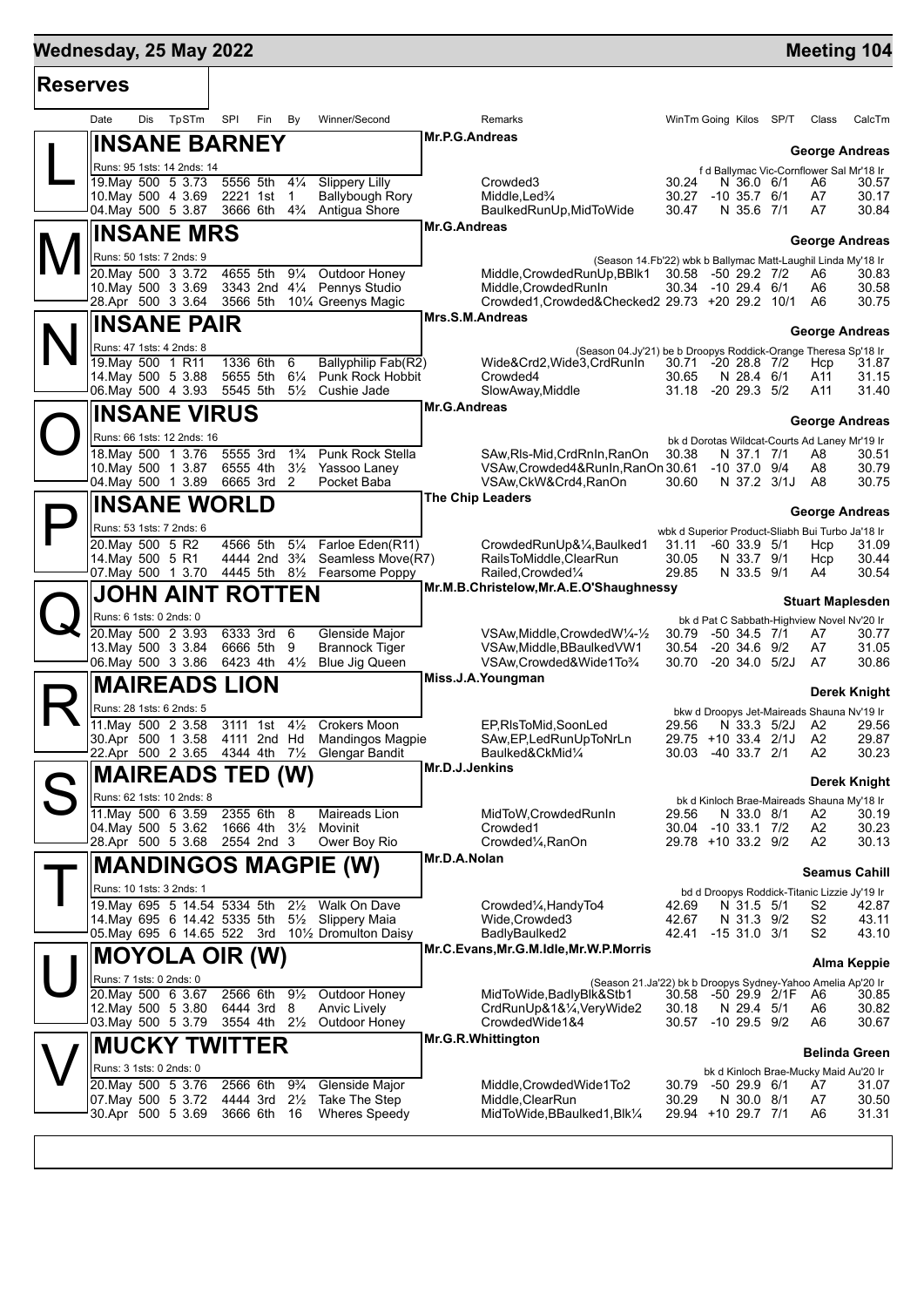# Wednesday, 25 May 2022

**Meeting 104**

## Reserves

| Date | Dis | TpSTm | SPI | Fin | By | Winner/Second | Remarks | WinTm | Going | Kilos | SP/T | Class | CalcTm |
|---|---|---|---|---|---|---|---|---|---|---|---|---|---|

### L — INSANE BARNEY
Mr.P.G.Andreas — **George Andreas**

Runs: 95 1sts: 14 2nds: 14 — f d Ballymac Vic-Cornflower Sal Mr'18 Ir

| Date | Dis | TpSTm | SPI | Fin | By | Winner/Second | Remarks | WinTm | Going | Kilos | SP/T | Class | CalcTm |
|---|---|---|---|---|---|---|---|---|---|---|---|---|---|
| 19.May | 500 | 5 3.73 | 5556 | 5th | 4¼ | Slippery Lilly | Crowded3 | 30.24 | N | 36.0 | 6/1 | A6 | 30.57 |
| 10.May | 500 | 4 3.69 | 2221 | 1st | 1 | Ballybough Rory | Middle,Led¾ | 30.27 | -10 | 35.7 | 6/1 | A7 | 30.17 |
| 04.May | 500 | 5 3.87 | 3666 | 6th | 4¾ | Antigua Shore | BaulkedRunUp,MidToWide | 30.47 | N | 35.6 | 7/1 | A7 | 30.84 |

### M — INSANE MRS
Mr.G.Andreas — **George Andreas**

Runs: 50 1sts: 7 2nds: 9 — (Season 14.Fb'22) wbk b Ballymac Matt-Laughil Linda My'18 Ir

| Date | Dis | TpSTm | SPI | Fin | By | Winner/Second | Remarks | WinTm | Going | Kilos | SP/T | Class | CalcTm |
|---|---|---|---|---|---|---|---|---|---|---|---|---|---|
| 20.May | 500 | 3 3.72 | 4655 | 5th | 9¼ | Outdoor Honey | Middle,CrowdedRunUp,BBlk1 | 30.58 | -50 | 29.2 | 7/2 | A6 | 30.83 |
| 10.May | 500 | 3 3.69 | 3343 | 2nd | 4¼ | Pennys Studio | Middle,CrowdedRunIn | 30.34 | -10 | 29.4 | 6/1 | A6 | 30.58 |
| 28.Apr | 500 | 3 3.64 | 3566 | 5th | 10¼ | Greenys Magic | Crowded1,Crowded&Checked2 | 29.73 | +20 | 29.2 | 10/1 | A6 | 30.75 |

### N — INSANE PAIR
Mrs.S.M.Andreas — **George Andreas**

Runs: 47 1sts: 4 2nds: 8 — (Season 04.Jy'21) be b Droopys Roddick-Orange Theresa Sp'18 Ir

| Date | Dis | TpSTm | SPI | Fin | By | Winner/Second | Remarks | WinTm | Going | Kilos | SP/T | Class | CalcTm |
|---|---|---|---|---|---|---|---|---|---|---|---|---|---|
| 19.May | 500 | 1 R11 | 1336 | 6th | 6 | Ballyphilip Fab(R2) | Wide&Crd2,Wide3,CrdRunIn | 30.71 | -20 | 28.8 | 7/2 | Hcp | 31.87 |
| 14.May | 500 | 5 3.88 | 5655 | 5th | 6¼ | Punk Rock Hobbit | Crowded4 | 30.65 | N | 28.4 | 6/1 | A11 | 31.15 |
| 06.May | 500 | 4 3.93 | 5545 | 5th | 5½ | Cushie Jade | SlowAway,Middle | 31.18 | -20 | 29.3 | 5/2 | A11 | 31.40 |

### O — INSANE VIRUS
Mr.G.Andreas — **George Andreas**

Runs: 66 1sts: 12 2nds: 16 — bk d Dorotas Wildcat-Courts Ad Laney Mr'19 Ir

| Date | Dis | TpSTm | SPI | Fin | By | Winner/Second | Remarks | WinTm | Going | Kilos | SP/T | Class | CalcTm |
|---|---|---|---|---|---|---|---|---|---|---|---|---|---|
| 18.May | 500 | 1 3.76 | 5555 | 3rd | 1¾ | Punk Rock Stella | SAw,Rls-Mid,CrdRnIn,RanOn | 30.38 | N | 37.1 | 7/1 | A8 | 30.51 |
| 10.May | 500 | 1 3.87 | 6555 | 4th | 3½ | Yassoo Laney | VSAw,Crowded4&RunIn,RanOn | 30.61 | -10 | 37.0 | 9/4 | A8 | 30.79 |
| 04.May | 500 | 1 3.89 | 6665 | 3rd | 2 | Pocket Baba | VSAw,CkW&Crd4,RanOn | 30.60 | N | 37.2 | 3/1J | A8 | 30.75 |

### P — INSANE WORLD
The Chip Leaders — **George Andreas**

Runs: 53 1sts: 7 2nds: 6 — wbk d Superior Product-Sliabh Bui Turbo Ja'18 Ir

| Date | Dis | TpSTm | SPI | Fin | By | Winner/Second | Remarks | WinTm | Going | Kilos | SP/T | Class | CalcTm |
|---|---|---|---|---|---|---|---|---|---|---|---|---|---|
| 20.May | 500 | 5 R2 | 4566 | 5th | 5¼ | Farloe Eden(R11) | CrowdedRunUp&¼,Baulked1 | 31.11 | -60 | 33.9 | 5/1 | Hcp | 31.09 |
| 14.May | 500 | 5 R1 | 4444 | 2nd | 3¾ | Seamless Move(R7) | RailsToMiddle,ClearRun | 30.05 | N | 33.7 | 9/1 | Hcp | 30.44 |
| 07.May | 500 | 1 3.70 | 4445 | 5th | 8½ | Fearsome Poppy | Railed,Crowded¼ | 29.85 | N | 33.5 | 9/1 | A4 | 30.54 |

### Q — JOHN AINT ROTTEN
Mr.M.B.Christelow,Mr.A.E.O'Shaughnessy — **Stuart Maplesden**

Runs: 6 1sts: 0 2nds: 0 — bk d Pat C Sabbath-Highview Novel Nv'20 Ir

| Date | Dis | TpSTm | SPI | Fin | By | Winner/Second | Remarks | WinTm | Going | Kilos | SP/T | Class | CalcTm |
|---|---|---|---|---|---|---|---|---|---|---|---|---|---|
| 20.May | 500 | 2 3.93 | 6333 | 3rd | 6 | Glenside Major | VSAw,Middle,CrowdedW¼-½ | 30.79 | -50 | 34.5 | 7/1 | A7 | 30.77 |
| 13.May | 500 | 3 3.84 | 6666 | 5th | 9 | Brannock Tiger | VSAw,Middle,BBaulkedVW1 | 30.54 | -20 | 34.6 | 9/2 | A7 | 31.05 |
| 06.May | 500 | 3 3.86 | 6423 | 4th | 4½ | Blue Jig Queen | VSAw,Crowded&Wide1To¾ | 30.70 | -20 | 34.0 | 5/2J | A7 | 30.86 |

### R — MAIREADS LION
Miss.J.A.Youngman — **Derek Knight**

Runs: 28 1sts: 6 2nds: 5 — bkw d Droopys Jet-Maireads Shauna Nv'19 Ir

| Date | Dis | TpSTm | SPI | Fin | By | Winner/Second | Remarks | WinTm | Going | Kilos | SP/T | Class | CalcTm |
|---|---|---|---|---|---|---|---|---|---|---|---|---|---|
| 11.May | 500 | 2 3.58 | 3111 | 1st | 4½ | Crokers Moon | EP,RlsToMid,SoonLed | 29.56 | N | 33.3 | 5/2J | A2 | 29.56 |
| 30.Apr | 500 | 1 3.58 | 4111 | 2nd | Hd | Mandingos Magpie | SAw,EP,LedRunUpToNrLn | 29.75 | +10 | 33.4 | 2/1J | A2 | 29.87 |
| 22.Apr | 500 | 2 3.65 | 4344 | 4th | 7½ | Glengar Bandit | Baulked&CkMid¼ | 30.03 | -40 | 33.7 | 2/1 | A2 | 30.23 |

### S — MAIREADS TED (W)
Mr.D.J.Jenkins — **Derek Knight**

Runs: 62 1sts: 10 2nds: 8 — bk d Kinloch Brae-Maireads Shauna My'18 Ir

| Date | Dis | TpSTm | SPI | Fin | By | Winner/Second | Remarks | WinTm | Going | Kilos | SP/T | Class | CalcTm |
|---|---|---|---|---|---|---|---|---|---|---|---|---|---|
| 11.May | 500 | 6 3.59 | 2355 | 6th | 8 | Maireads Lion | MidToW,CrowdedRunIn | 29.56 | N | 33.0 | 8/1 | A2 | 30.19 |
| 04.May | 500 | 5 3.62 | 1666 | 4th | 3½ | Movinit | Crowded1 | 30.04 | -10 | 33.1 | 7/2 | A2 | 30.23 |
| 28.Apr | 500 | 5 3.68 | 2554 | 2nd | 3 | Ower Boy Rio | Crowded¼,RanOn | 29.78 | +10 | 33.2 | 9/2 | A2 | 30.13 |

### T — MANDINGOS MAGPIE (W)
Mr.D.A.Nolan — **Seamus Cahill**

Runs: 10 1sts: 3 2nds: 1 — bd d Droopys Roddick-Titanic Lizzie Jy'19 Ir

| Date | Dis | TpSTm | SPI | Fin | By | Winner/Second | Remarks | WinTm | Going | Kilos | SP/T | Class | CalcTm |
|---|---|---|---|---|---|---|---|---|---|---|---|---|---|
| 19.May | 695 | 5 14.54 | 5334 | 5th | 2½ | Walk On Dave | Crowded¼,HandyTo4 | 42.69 | N | 31.5 | 5/1 | S2 | 42.87 |
| 14.May | 695 | 6 14.42 | 5335 | 5th | 5½ | Slippery Maia | Wide,Crowded3 | 42.67 | N | 31.3 | 9/2 | S2 | 43.11 |
| 05.May | 695 | 6 14.65 | 522 | 3rd | 10½ | Dromulton Daisy | BadlyBaulked2 | 42.41 | -15 | 31.0 | 3/1 | S2 | 43.10 |

### U — MOYOLA OIR (W)
Mr.C.Evans,Mr.G.M.Idle,Mr.W.P.Morris — **Alma Keppie**

Runs: 7 1sts: 0 2nds: 0 — (Season 21.Ja'22) bk b Droopys Sydney-Yahoo Amelia Ap'20 Ir

| Date | Dis | TpSTm | SPI | Fin | By | Winner/Second | Remarks | WinTm | Going | Kilos | SP/T | Class | CalcTm |
|---|---|---|---|---|---|---|---|---|---|---|---|---|---|
| 20.May | 500 | 6 3.67 | 2566 | 6th | 9½ | Outdoor Honey | MidToWide,BadlyBlk&Stb1 | 30.58 | -50 | 29.9 | 2/1F | A6 | 30.85 |
| 12.May | 500 | 5 3.80 | 6444 | 3rd | 8 | Anvic Lively | CrdRunUp&1&¼,VeryWide2 | 30.18 | N | 29.4 | 5/1 | A6 | 30.82 |
| 03.May | 500 | 5 3.79 | 3554 | 4th | 2½ | Outdoor Honey | CrowdedWide1&4 | 30.57 | -10 | 29.5 | 9/2 | A6 | 30.67 |

### V — MUCKY TWITTER
Mr.G.R.Whittington — **Belinda Green**

Runs: 3 1sts: 0 2nds: 0 — bk d Kinloch Brae-Mucky Maid Au'20 Ir

| Date | Dis | TpSTm | SPI | Fin | By | Winner/Second | Remarks | WinTm | Going | Kilos | SP/T | Class | CalcTm |
|---|---|---|---|---|---|---|---|---|---|---|---|---|---|
| 20.May | 500 | 5 3.76 | 2566 | 6th | 9¾ | Glenside Major | Middle,CrowdedWide1To2 | 30.79 | -50 | 29.9 | 6/1 | A7 | 31.07 |
| 07.May | 500 | 5 3.72 | 4444 | 3rd | 2½ | Take The Step | Middle,ClearRun | 30.29 | N | 30.0 | 8/1 | A7 | 30.50 |
| 30.Apr | 500 | 5 3.69 | 3666 | 6th | 16 | Wheres Speedy | MidToWide,BBaulked1,Blk¼ | 29.94 | +10 | 29.7 | 7/1 | A6 | 31.31 |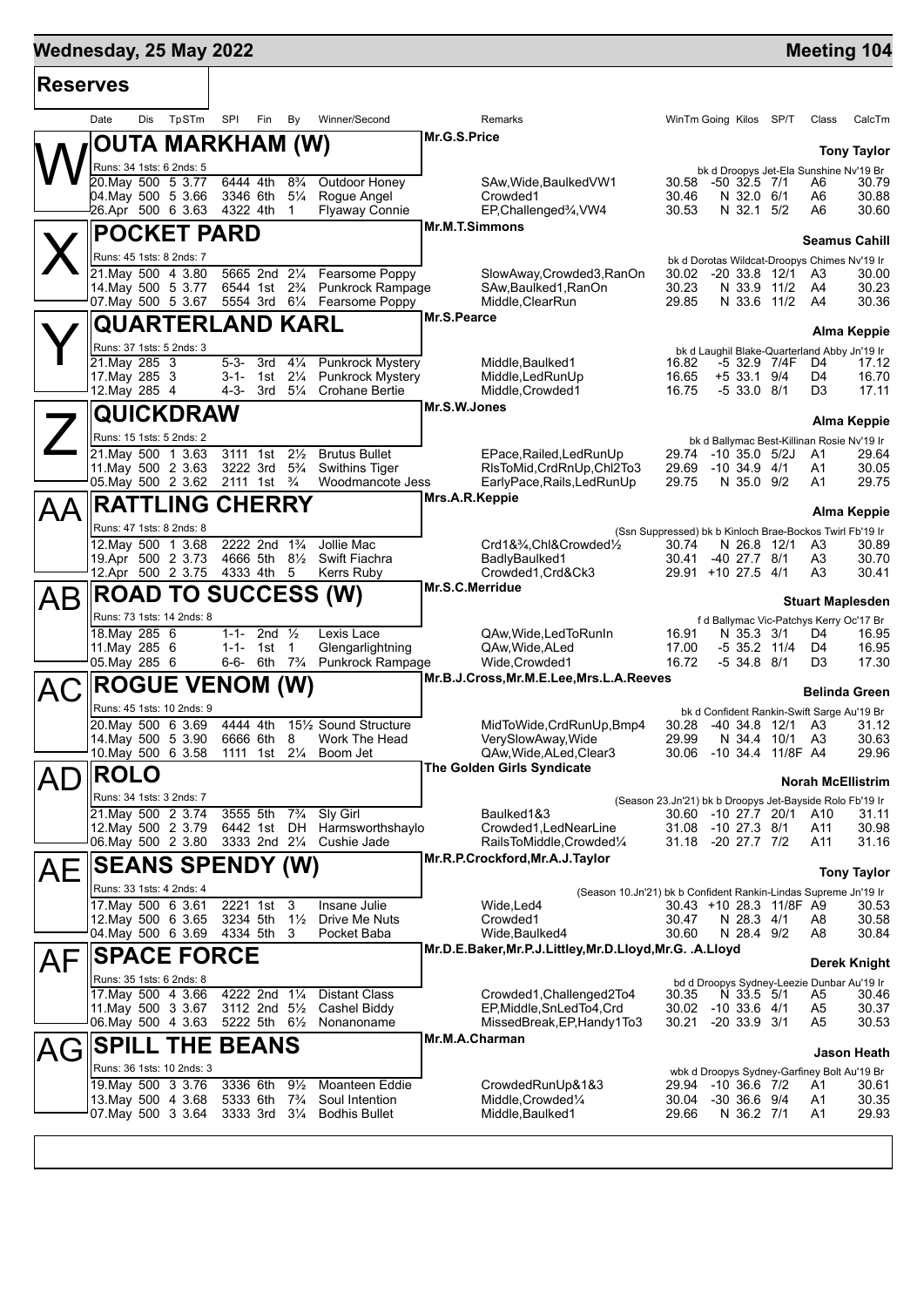# Wednesday, 25 May 2022

**Meeting 104**

## Reserves

| Date | Dis | TpSTm | SPI | Fin | By | Winner/Second | Remarks | WinTm | Going | Kilos | SP/T | Class | CalcTm |
|---|---|---|---|---|---|---|---|---|---|---|---|---|---|

### W — OUTA MARKHAM (W)

Mr.G.S.Price — **Tony Taylor**

Runs: 34 1sts: 6 2nds: 5 — bk d Droopys Jet-Ela Sunshine Nv'19 Br

| Date | Dis | TpSTm | SPI | Fin | By | Winner/Second | Remarks | WinTm | Going | Kilos | SP/T | Class | CalcTm |
|---|---|---|---|---|---|---|---|---|---|---|---|---|---|
| 20.May | 500 | 5 3.77 | 6444 | 4th | 8¾ | Outdoor Honey | SAw,Wide,BaulkedVW1 | 30.58 | -50 | 32.5 | 7/1 | A6 | 30.79 |
| 04.May | 500 | 5 3.66 | 3346 | 6th | 5¼ | Rogue Angel | Crowded1 | 30.46 | N | 32.0 | 6/1 | A6 | 30.88 |
| 26.Apr | 500 | 6 3.63 | 4322 | 4th | 1 | Flyaway Connie | EP,Challenged¾,VW4 | 30.53 | N | 32.1 | 5/2 | A6 | 30.60 |

### X — POCKET PARD

Mr.M.T.Simmons — **Seamus Cahill**

Runs: 45 1sts: 8 2nds: 7 — bk d Dorotas Wildcat-Droopys Chimes Nv'19 Ir

| Date | Dis | TpSTm | SPI | Fin | By | Winner/Second | Remarks | WinTm | Going | Kilos | SP/T | Class | CalcTm |
|---|---|---|---|---|---|---|---|---|---|---|---|---|---|
| 21.May | 500 | 4 3.80 | 5665 | 2nd | 2¼ | Fearsome Poppy | SlowAway,Crowded3,RanOn | 30.02 | -20 | 33.8 | 12/1 | A3 | 30.00 |
| 14.May | 500 | 5 3.77 | 6544 | 1st | 2¾ | Punkrock Rampage | SAw,Baulked1,RanOn | 30.23 | N | 33.9 | 11/2 | A4 | 30.23 |
| 07.May | 500 | 5 3.67 | 5554 | 3rd | 6¼ | Fearsome Poppy | Middle,ClearRun | 29.85 | N | 33.6 | 11/2 | A4 | 30.36 |

### Y — QUARTERLAND KARL

Mr.S.Pearce — **Alma Keppie**

Runs: 37 1sts: 5 2nds: 3 — bk d Laughil Blake-Quarterland Abby Jn'19 Ir

| Date | Dis | TpSTm | SPI | Fin | By | Winner/Second | Remarks | WinTm | Going | Kilos | SP/T | Class | CalcTm |
|---|---|---|---|---|---|---|---|---|---|---|---|---|---|
| 21.May | 285 | 3 | 5-3- | 3rd | 4¼ | Punkrock Mystery | Middle,Baulked1 | 16.82 | -5 | 32.9 | 7/4F | D4 | 17.12 |
| 17.May | 285 | 3 | 3-1- | 1st | 2¼ | Punkrock Mystery | Middle,LedRunUp | 16.65 | +5 | 33.1 | 9/4 | D4 | 16.70 |
| 12.May | 285 | 4 | 4-3- | 3rd | 5¼ | Crohane Bertie | Middle,Crowded1 | 16.75 | -5 | 33.0 | 8/1 | D3 | 17.11 |

### Z — QUICKDRAW

Mr.S.W.Jones — **Alma Keppie**

Runs: 15 1sts: 5 2nds: 2 — bk d Ballymac Best-Killinan Rosie Nv'19 Ir

| Date | Dis | TpSTm | SPI | Fin | By | Winner/Second | Remarks | WinTm | Going | Kilos | SP/T | Class | CalcTm |
|---|---|---|---|---|---|---|---|---|---|---|---|---|---|
| 21.May | 500 | 1 3.63 | 3111 | 1st | 2½ | Brutus Bullet | EPace,Railed,LedRunUp | 29.74 | -10 | 35.0 | 5/2J | A1 | 29.64 |
| 11.May | 500 | 2 3.63 | 3222 | 3rd | 5¾ | Swithins Tiger | RlsToMid,CrdRnUp,Chl2To3 | 29.69 | -10 | 34.9 | 4/1 | A1 | 30.05 |
| 05.May | 500 | 2 3.62 | 2111 | 1st | ¾ | Woodmancote Jess | EarlyPace,Rails,LedRunUp | 29.75 | N | 35.0 | 9/2 | A1 | 29.75 |

### AA — RATTLING CHERRY

Mrs.A.R.Keppie — **Alma Keppie**

Runs: 47 1sts: 8 2nds: 8 — (Ssn Suppressed) bk b Kinloch Brae-Bockos Twirl Fb'19 Ir

| Date | Dis | TpSTm | SPI | Fin | By | Winner/Second | Remarks | WinTm | Going | Kilos | SP/T | Class | CalcTm |
|---|---|---|---|---|---|---|---|---|---|---|---|---|---|
| 12.May | 500 | 1 3.68 | 2222 | 2nd | 1¾ | Jollie Mac | Crd1&¾,Chl&Crowded½ | 30.74 | N | 26.8 | 12/1 | A3 | 30.89 |
| 19.Apr | 500 | 2 3.73 | 4666 | 5th | 8½ | Swift Fiachra | BadlyBaulked1 | 30.41 | -40 | 27.7 | 8/1 | A3 | 30.70 |
| 12.Apr | 500 | 2 3.75 | 4333 | 4th | 5 | Kerrs Ruby | Crowded1,Crd&Ck3 | 29.91 | +10 | 27.5 | 4/1 | A3 | 30.41 |

### AB — ROAD TO SUCCESS (W)

Mr.S.C.Merridue — **Stuart Maplesden**

Runs: 73 1sts: 14 2nds: 8 — f d Ballymac Vic-Patchys Kerry Oc'17 Br

| Date | Dis | TpSTm | SPI | Fin | By | Winner/Second | Remarks | WinTm | Going | Kilos | SP/T | Class | CalcTm |
|---|---|---|---|---|---|---|---|---|---|---|---|---|---|
| 18.May | 285 | 6 | 1-1- | 2nd | ½ | Lexis Lace | QAw,Wide,LedToRunIn | 16.91 | N | 35.3 | 3/1 | D4 | 16.95 |
| 11.May | 285 | 6 | 1-1- | 1st | 1 | Glengarlightning | QAw,Wide,ALed | 17.00 | -5 | 35.2 | 11/4 | D4 | 16.95 |
| 05.May | 285 | 6 | 6-6- | 6th | 7¾ | Punkrock Rampage | Wide,Crowded1 | 16.72 | -5 | 34.8 | 8/1 | D3 | 17.30 |

### AC — ROGUE VENOM (W)

Mr.B.J.Cross,Mr.M.E.Lee,Mrs.L.A.Reeves — **Belinda Green**

Runs: 45 1sts: 10 2nds: 9 — bk d Confident Rankin-Swift Sarge Au'19 Br

| Date | Dis | TpSTm | SPI | Fin | By | Winner/Second | Remarks | WinTm | Going | Kilos | SP/T | Class | CalcTm |
|---|---|---|---|---|---|---|---|---|---|---|---|---|---|
| 20.May | 500 | 6 3.69 | 4444 | 4th | 15½ | Sound Structure | MidToWide,CrdRunUp,Bmp4 | 30.28 | -40 | 34.8 | 12/1 | A3 | 31.12 |
| 14.May | 500 | 5 3.90 | 6666 | 6th | 8 | Work The Head | VerySlowAway,Wide | 29.99 | N | 34.4 | 10/1 | A3 | 30.63 |
| 10.May | 500 | 6 3.58 | 1111 | 1st | 2¼ | Boom Jet | QAw,Wide,ALed,Clear3 | 30.06 | -10 | 34.4 | 11/8F | A4 | 29.96 |

### AD — ROLO

The Golden Girls Syndicate — **Norah McEllistrim**

Runs: 34 1sts: 3 2nds: 7 — (Season 23.Jn'21) bk b Droopys Jet-Bayside Rolo Fb'19 Ir

| Date | Dis | TpSTm | SPI | Fin | By | Winner/Second | Remarks | WinTm | Going | Kilos | SP/T | Class | CalcTm |
|---|---|---|---|---|---|---|---|---|---|---|---|---|---|
| 21.May | 500 | 2 3.74 | 3555 | 5th | 7¾ | Sly Girl | Baulked1&3 | 30.60 | -10 | 27.7 | 20/1 | A10 | 31.11 |
| 12.May | 500 | 2 3.79 | 6442 | 1st | DH | Harmsworthshaylo | Crowded1,LedNearLine | 31.08 | -10 | 27.3 | 8/1 | A11 | 30.98 |
| 06.May | 500 | 2 3.80 | 3333 | 2nd | 2¼ | Cushie Jade | RailsToMiddle,Crowded¼ | 31.18 | -20 | 27.7 | 7/2 | A11 | 31.16 |

### AE — SEANS SPENDY (W)

Mr.R.P.Crockford,Mr.A.J.Taylor — **Tony Taylor**

Runs: 33 1sts: 4 2nds: 4 — (Season 10.Jn'21) bk b Confident Rankin-Lindas Supreme Jn'19 Ir

| Date | Dis | TpSTm | SPI | Fin | By | Winner/Second | Remarks | WinTm | Going | Kilos | SP/T | Class | CalcTm |
|---|---|---|---|---|---|---|---|---|---|---|---|---|---|
| 17.May | 500 | 6 3.61 | 2221 | 1st | 3 | Insane Julie | Wide,Led4 | 30.43 | +10 | 28.3 | 11/8F | A9 | 30.53 |
| 12.May | 500 | 6 3.65 | 3234 | 5th | 1½ | Drive Me Nuts | Crowded1 | 30.47 | N | 28.3 | 4/1 | A8 | 30.58 |
| 04.May | 500 | 6 3.69 | 4334 | 5th | 3 | Pocket Baba | Wide,Baulked4 | 30.60 | N | 28.4 | 9/2 | A8 | 30.84 |

### AF — SPACE FORCE

Mr.D.E.Baker,Mr.P.J.Littley,Mr.D.Lloyd,Mr.G. .A.Lloyd — **Derek Knight**

Runs: 35 1sts: 6 2nds: 8 — bd d Droopys Sydney-Leezie Dunbar Au'19 Ir

| Date | Dis | TpSTm | SPI | Fin | By | Winner/Second | Remarks | WinTm | Going | Kilos | SP/T | Class | CalcTm |
|---|---|---|---|---|---|---|---|---|---|---|---|---|---|
| 17.May | 500 | 4 3.66 | 4222 | 2nd | 1¼ | Distant Class | Crowded1,Challenged2To4 | 30.35 | N | 33.5 | 5/1 | A5 | 30.46 |
| 11.May | 500 | 3 3.67 | 3112 | 2nd | 5½ | Cashel Biddy | EP,Middle,SnLedTo4,Crd | 30.02 | -10 | 33.6 | 4/1 | A5 | 30.37 |
| 06.May | 500 | 4 3.63 | 5222 | 5th | 6½ | Nonanoname | MissedBreak,EP,Handy1To3 | 30.21 | -20 | 33.9 | 3/1 | A5 | 30.53 |

### AG — SPILL THE BEANS

Mr.M.A.Charman — **Jason Heath**

Runs: 36 1sts: 10 2nds: 3 — wbk d Droopys Sydney-Garfiney Bolt Au'19 Br

| Date | Dis | TpSTm | SPI | Fin | By | Winner/Second | Remarks | WinTm | Going | Kilos | SP/T | Class | CalcTm |
|---|---|---|---|---|---|---|---|---|---|---|---|---|---|
| 19.May | 500 | 3 3.76 | 3336 | 6th | 9½ | Moanteen Eddie | CrowdedRunUp&1&3 | 29.94 | -10 | 36.6 | 7/2 | A1 | 30.61 |
| 13.May | 500 | 4 3.68 | 5333 | 6th | 7¾ | Soul Intention | Middle,Crowded¼ | 30.04 | -30 | 36.6 | 9/4 | A1 | 30.35 |
| 07.May | 500 | 3 3.64 | 3333 | 3rd | 3¼ | Bodhis Bullet | Middle,Baulked1 | 29.66 | N | 36.2 | 7/1 | A1 | 29.93 |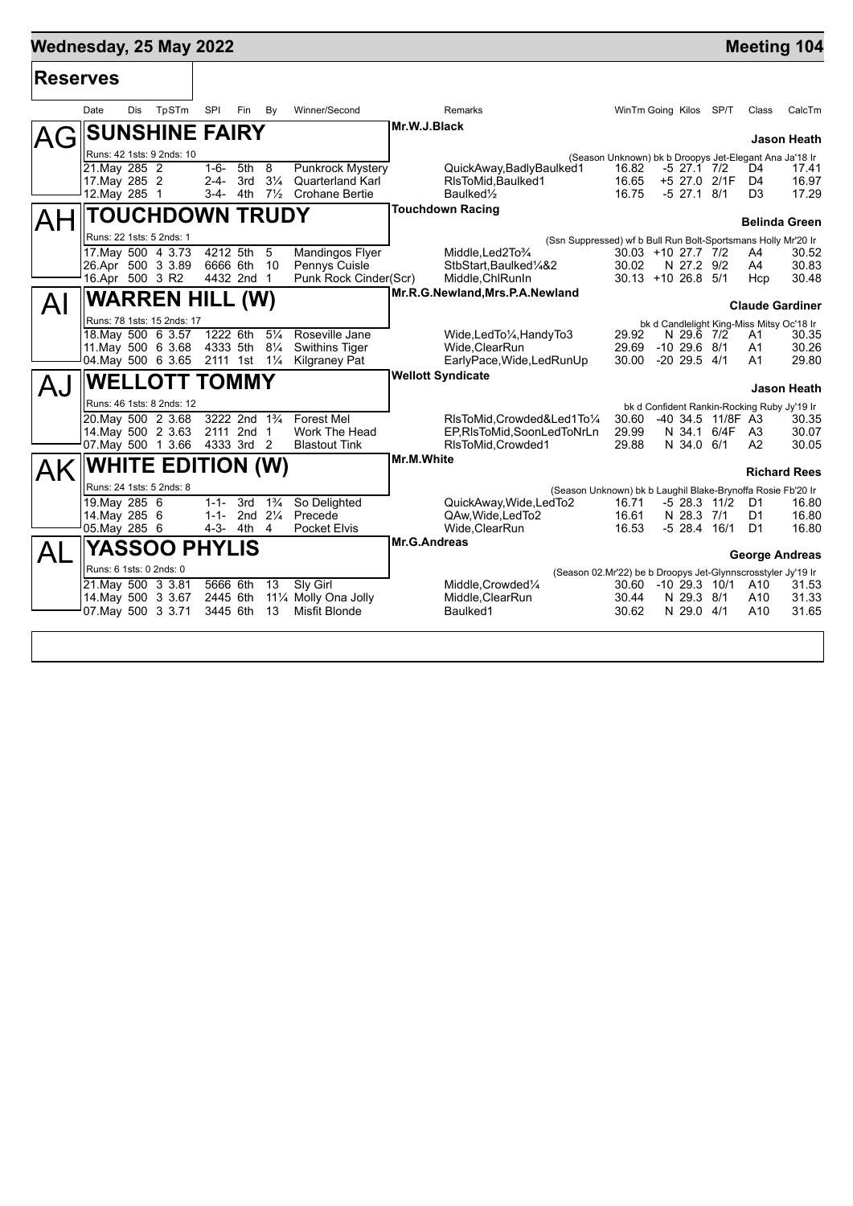## Wednesday, 25 May 2022 — Meeting 104

### Reserves

| Date | Dis | TpSTm | SPI | Fin | By | Winner/Second | Remarks | WinTm | Going | Kilos | SP/T | Class | CalcTm |
|---|---|---|---|---|---|---|---|---|---|---|---|---|---|

### AG — SUNSHINE FAIRY
Mr.W.J.Black — **Jason Heath**

Runs: 42 1sts: 9 2nds: 10 — (Season Unknown) bk b Droopys Jet-Elegant Ana Ja'18 Ir

| Date | Dis | TpSTm | SPI | Fin | By | Winner/Second | Remarks | WinTm | Going | Kilos | SP/T | Class | CalcTm |
|---|---|---|---|---|---|---|---|---|---|---|---|---|---|
| 21.May | 285 | 2 | 1-6- | 5th | 8 | Punkrock Mystery | QuickAway,BadlyBaulked1 | 16.82 | -5 | 27.1 | 7/2 | D4 | 17.41 |
| 17.May | 285 | 2 | 2-4- | 3rd | 3¼ | Quarterland Karl | RlsToMid,Baulked1 | 16.65 | +5 | 27.0 | 2/1F | D4 | 16.97 |
| 12.May | 285 | 1 | 3-4- | 4th | 7½ | Crohane Bertie | Baulked½ | 16.75 | -5 | 27.1 | 8/1 | D3 | 17.29 |

### AH — TOUCHDOWN TRUDY
Touchdown Racing — **Belinda Green**

Runs: 22 1sts: 5 2nds: 1 — (Ssn Suppressed) wf b Bull Run Bolt-Sportsmans Holly Mr'20 Ir

| Date | Dis | TpSTm | SPI | Fin | By | Winner/Second | Remarks | WinTm | Going | Kilos | SP/T | Class | CalcTm |
|---|---|---|---|---|---|---|---|---|---|---|---|---|---|
| 17.May | 500 | 4 3.73 | 4212 | 5th | 5 | Mandingos Flyer | Middle,Led2To¾ | 30.03 | +10 | 27.7 | 7/2 | A4 | 30.52 |
| 26.Apr | 500 | 3 3.89 | 6666 | 6th | 10 | Pennys Cuisle | StbStart,Baulked¼&2 | 30.02 | N | 27.2 | 9/2 | A4 | 30.83 |
| 16.Apr | 500 | 3 R2 | 4432 | 2nd | 1 | Punk Rock Cinder(Scr) | Middle,ChlRunIn | 30.13 | +10 | 26.8 | 5/1 | Hcp | 30.48 |

### AI — WARREN HILL (W)
Mr.R.G.Newland,Mrs.P.A.Newland — **Claude Gardiner**

Runs: 78 1sts: 15 2nds: 17 — bk d Candlelight King-Miss Mitsy Oc'18 Ir

| Date | Dis | TpSTm | SPI | Fin | By | Winner/Second | Remarks | WinTm | Going | Kilos | SP/T | Class | CalcTm |
|---|---|---|---|---|---|---|---|---|---|---|---|---|---|
| 18.May | 500 | 6 3.57 | 1222 | 6th | 5¼ | Roseville Jane | Wide,LedTo¼,HandyTo3 | 29.92 | N | 29.6 | 7/2 | A1 | 30.35 |
| 11.May | 500 | 6 3.68 | 4333 | 5th | 8¼ | Swithins Tiger | Wide,ClearRun | 29.69 | -10 | 29.6 | 8/1 | A1 | 30.26 |
| 04.May | 500 | 6 3.65 | 2111 | 1st | 1¼ | Kilgraney Pat | EarlyPace,Wide,LedRunUp | 30.00 | -20 | 29.5 | 4/1 | A1 | 29.80 |

### AJ — WELLOTT TOMMY
Wellott Syndicate — **Jason Heath**

Runs: 46 1sts: 8 2nds: 12 — bk d Confident Rankin-Rocking Ruby Jy'19 Ir

| Date | Dis | TpSTm | SPI | Fin | By | Winner/Second | Remarks | WinTm | Going | Kilos | SP/T | Class | CalcTm |
|---|---|---|---|---|---|---|---|---|---|---|---|---|---|
| 20.May | 500 | 2 3.68 | 3222 | 2nd | 1¾ | Forest Mel | RlsToMid,Crowded&Led1To¼ | 30.60 | -40 | 34.5 | 11/8F | A3 | 30.35 |
| 14.May | 500 | 2 3.63 | 2111 | 2nd | 1 | Work The Head | EP,RlsToMid,SoonLedToNrLn | 29.99 | N | 34.1 | 6/4F | A3 | 30.07 |
| 07.May | 500 | 1 3.66 | 4333 | 3rd | 2 | Blastout Tink | RlsToMid,Crowded1 | 29.88 | N | 34.0 | 6/1 | A2 | 30.05 |

### AK — WHITE EDITION (W)
Mr.M.White — **Richard Rees**

Runs: 24 1sts: 5 2nds: 8 — (Season Unknown) bk b Laughil Blake-Brynoffa Rosie Fb'20 Ir

| Date | Dis | TpSTm | SPI | Fin | By | Winner/Second | Remarks | WinTm | Going | Kilos | SP/T | Class | CalcTm |
|---|---|---|---|---|---|---|---|---|---|---|---|---|---|
| 19.May | 285 | 6 | 1-1- | 3rd | 1¾ | So Delighted | QuickAway,Wide,LedTo2 | 16.71 | -5 | 28.3 | 11/2 | D1 | 16.80 |
| 14.May | 285 | 6 | 1-1- | 2nd | 2¼ | Precede | QAw,Wide,LedTo2 | 16.61 | N | 28.3 | 7/1 | D1 | 16.80 |
| 05.May | 285 | 6 | 4-3- | 4th | 4 | Pocket Elvis | Wide,ClearRun | 16.53 | -5 | 28.4 | 16/1 | D1 | 16.80 |

### AL — YASSOO PHYLIS
Mr.G.Andreas — **George Andreas**

Runs: 6 1sts: 0 2nds: 0 — (Season 02.Mr'22) be b Droopys Jet-Glynnscrosstyler Jy'19 Ir

| Date | Dis | TpSTm | SPI | Fin | By | Winner/Second | Remarks | WinTm | Going | Kilos | SP/T | Class | CalcTm |
|---|---|---|---|---|---|---|---|---|---|---|---|---|---|
| 21.May | 500 | 3 3.81 | 5666 | 6th | 13 | Sly Girl | Middle,Crowded¼ | 30.60 | -10 | 29.3 | 10/1 | A10 | 31.53 |
| 14.May | 500 | 3 3.67 | 2445 | 6th | 11¼ | Molly Ona Jolly | Middle,ClearRun | 30.44 | N | 29.3 | 8/1 | A10 | 31.33 |
| 07.May | 500 | 3 3.71 | 3445 | 6th | 13 | Misfit Blonde | Baulked1 | 30.62 | N | 29.0 | 4/1 | A10 | 31.65 |